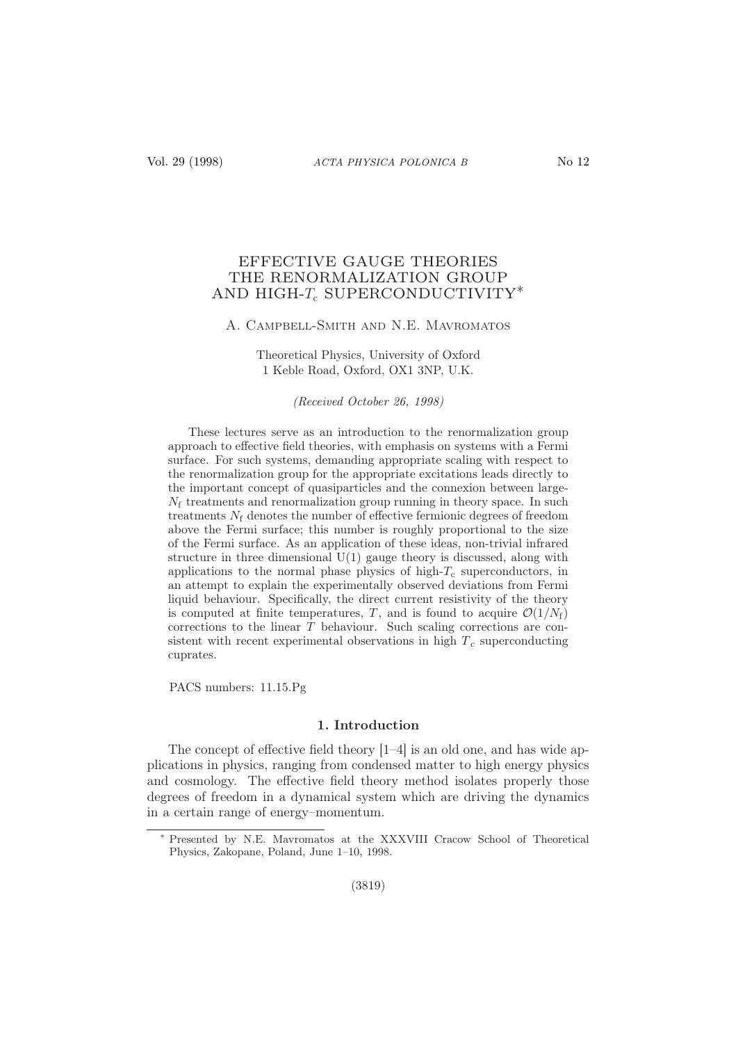# EFFECTIVE GAUGE THEORIES THE RENORMALIZATION GROUP AND HIGH-$T_c$ SUPERCONDUCTIVITY*

A. Campbell-Smith and N.E. Mavromatos

Theoretical Physics, University of Oxford
1 Keble Road, Oxford, OX1 3NP, U.K.

*(Received October 26, 1998)*

These lectures serve as an introduction to the renormalization group approach to effective field theories, with emphasis on systems with a Fermi surface. For such systems, demanding appropriate scaling with respect to the renormalization group for the appropriate excitations leads directly to the important concept of quasiparticles and the connexion between large-$N_{\rm f}$ treatments and renormalization group running in theory space. In such treatments $N_{\rm f}$ denotes the number of effective fermionic degrees of freedom above the Fermi surface; this number is roughly proportional to the size of the Fermi surface. As an application of these ideas, non-trivial infrared structure in three dimensional U(1) gauge theory is discussed, along with applications to the normal phase physics of high-$T_c$ superconductors, in an attempt to explain the experimentally observed deviations from Fermi liquid behaviour. Specifically, the direct current resistivity of the theory is computed at finite temperatures, $T$, and is found to acquire $\mathcal{O}(1/N_{\rm f})$ corrections to the linear $T$ behaviour. Such scaling corrections are consistent with recent experimental observations in high $T_c$ superconducting cuprates.

PACS numbers: 11.15.Pg

## 1. Introduction

The concept of effective field theory [1–4] is an old one, and has wide applications in physics, ranging from condensed matter to high energy physics and cosmology. The effective field theory method isolates properly those degrees of freedom in a dynamical system which are driving the dynamics in a certain range of energy–momentum.

---

* Presented by N.E. Mavromatos at the XXXVIII Cracow School of Theoretical Physics, Zakopane, Poland, June 1–10, 1998.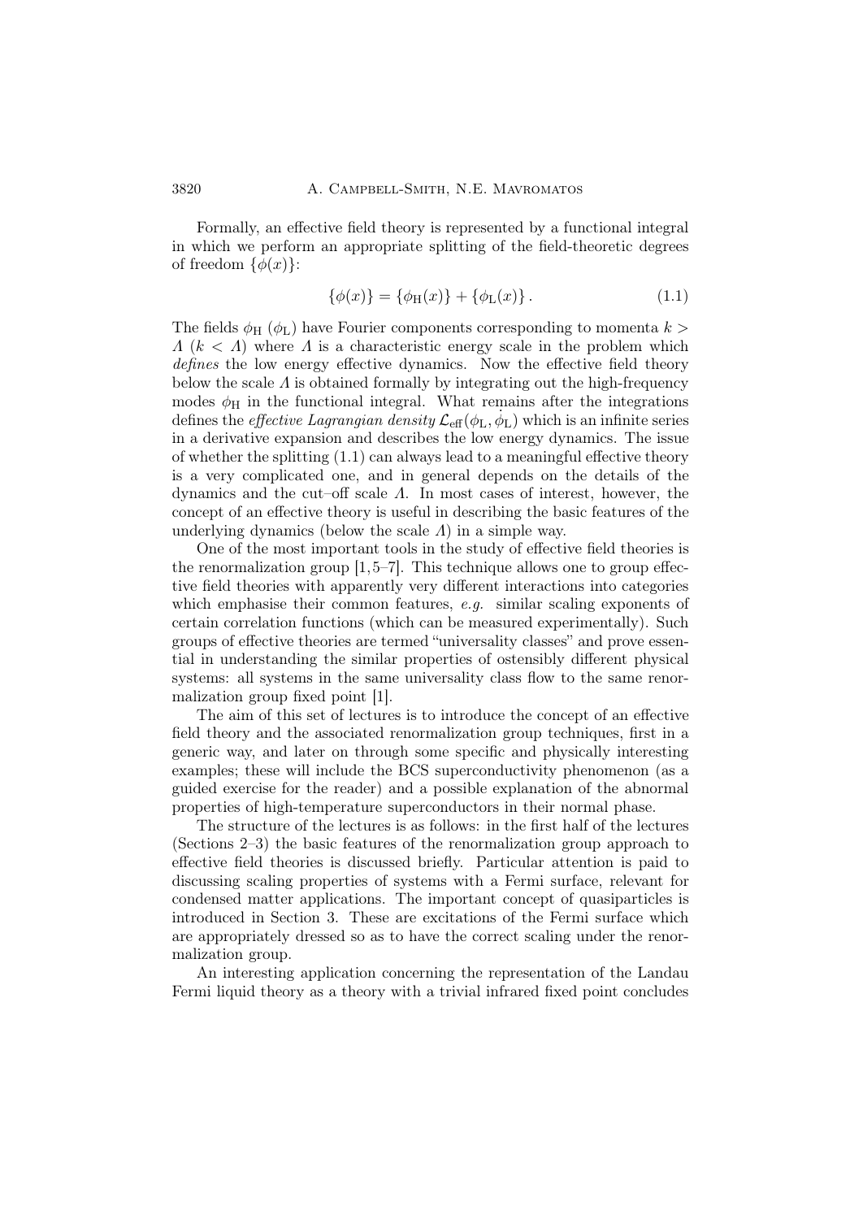Formally, an effective field theory is represented by a functional integral in which we perform an appropriate splitting of the field-theoretic degrees of freedom $\{\phi(x)\}$:

$$\{\phi(x)\} = \{\phi_{\rm H}(x)\} + \{\phi_{\rm L}(x)\}\,. \tag{1.1}$$

The fields $\phi_{\rm H}$ ($\phi_{\rm L}$) have Fourier components corresponding to momenta $k > \Lambda$ ($k < \Lambda$) where $\Lambda$ is a characteristic energy scale in the problem which *defines* the low energy effective dynamics. Now the effective field theory below the scale $\Lambda$ is obtained formally by integrating out the high-frequency modes $\phi_{\rm H}$ in the functional integral. What remains after the integrations defines the *effective Lagrangian density* $\mathcal{L}_{\rm eff}(\phi_{\rm L}, \dot{\phi}_{\rm L})$ which is an infinite series in a derivative expansion and describes the low energy dynamics. The issue of whether the splitting (1.1) can always lead to a meaningful effective theory is a very complicated one, and in general depends on the details of the dynamics and the cut–off scale $\Lambda$. In most cases of interest, however, the concept of an effective theory is useful in describing the basic features of the underlying dynamics (below the scale $\Lambda$) in a simple way.

One of the most important tools in the study of effective field theories is the renormalization group [1, 5–7]. This technique allows one to group effective field theories with apparently very different interactions into categories which emphasise their common features, *e.g.* similar scaling exponents of certain correlation functions (which can be measured experimentally). Such groups of effective theories are termed "universality classes" and prove essential in understanding the similar properties of ostensibly different physical systems: all systems in the same universality class flow to the same renormalization group fixed point [1].

The aim of this set of lectures is to introduce the concept of an effective field theory and the associated renormalization group techniques, first in a generic way, and later on through some specific and physically interesting examples; these will include the BCS superconductivity phenomenon (as a guided exercise for the reader) and a possible explanation of the abnormal properties of high-temperature superconductors in their normal phase.

The structure of the lectures is as follows: in the first half of the lectures (Sections 2–3) the basic features of the renormalization group approach to effective field theories is discussed briefly. Particular attention is paid to discussing scaling properties of systems with a Fermi surface, relevant for condensed matter applications. The important concept of quasiparticles is introduced in Section 3. These are excitations of the Fermi surface which are appropriately dressed so as to have the correct scaling under the renormalization group.

An interesting application concerning the representation of the Landau Fermi liquid theory as a theory with a trivial infrared fixed point concludes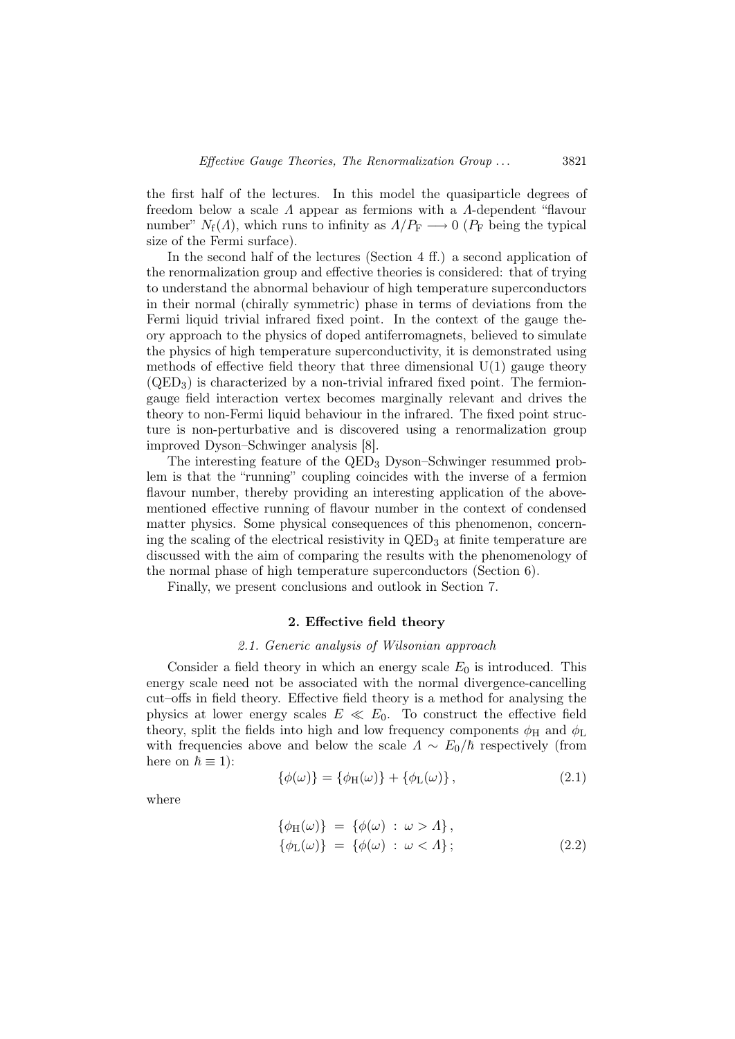the first half of the lectures. In this model the quasiparticle degrees of freedom below a scale $\Lambda$ appear as fermions with a $\Lambda$-dependent "flavour number" $N_{\rm f}(\Lambda)$, which runs to infinity as $\Lambda/P_{\rm F} \longrightarrow 0$ ($P_{\rm F}$ being the typical size of the Fermi surface).

In the second half of the lectures (Section 4 ff.) a second application of the renormalization group and effective theories is considered: that of trying to understand the abnormal behaviour of high temperature superconductors in their normal (chirally symmetric) phase in terms of deviations from the Fermi liquid trivial infrared fixed point. In the context of the gauge theory approach to the physics of doped antiferromagnets, believed to simulate the physics of high temperature superconductivity, it is demonstrated using methods of effective field theory that three dimensional U(1) gauge theory ($\mathrm{QED}_3$) is characterized by a non-trivial infrared fixed point. The fermion-gauge field interaction vertex becomes marginally relevant and drives the theory to non-Fermi liquid behaviour in the infrared. The fixed point structure is non-perturbative and is discovered using a renormalization group improved Dyson–Schwinger analysis [8].

The interesting feature of the $\mathrm{QED}_3$ Dyson–Schwinger resummed problem is that the "running" coupling coincides with the inverse of a fermion flavour number, thereby providing an interesting application of the above-mentioned effective running of flavour number in the context of condensed matter physics. Some physical consequences of this phenomenon, concerning the scaling of the electrical resistivity in $\mathrm{QED}_3$ at finite temperature are discussed with the aim of comparing the results with the phenomenology of the normal phase of high temperature superconductors (Section 6).

Finally, we present conclusions and outlook in Section 7.

## 2. Effective field theory

### *2.1. Generic analysis of Wilsonian approach*

Consider a field theory in which an energy scale $E_0$ is introduced. This energy scale need not be associated with the normal divergence-cancelling cut–offs in field theory. Effective field theory is a method for analysing the physics at lower energy scales $E \ll E_0$. To construct the effective field theory, split the fields into high and low frequency components $\phi_{\rm H}$ and $\phi_{\rm L}$ with frequencies above and below the scale $\Lambda \sim E_0/\hbar$ respectively (from here on $\hbar \equiv 1$):

$$\{\phi(\omega)\} = \{\phi_{\rm H}(\omega)\} + \{\phi_{\rm L}(\omega)\}\,, \tag{2.1}$$

where

$$\begin{aligned}
\{\phi_{\rm H}(\omega)\} &= \{\phi(\omega)\ :\ \omega > \Lambda\}\,,\\
\{\phi_{\rm L}(\omega)\} &= \{\phi(\omega)\ :\ \omega < \Lambda\}\,;
\end{aligned} \tag{2.2}$$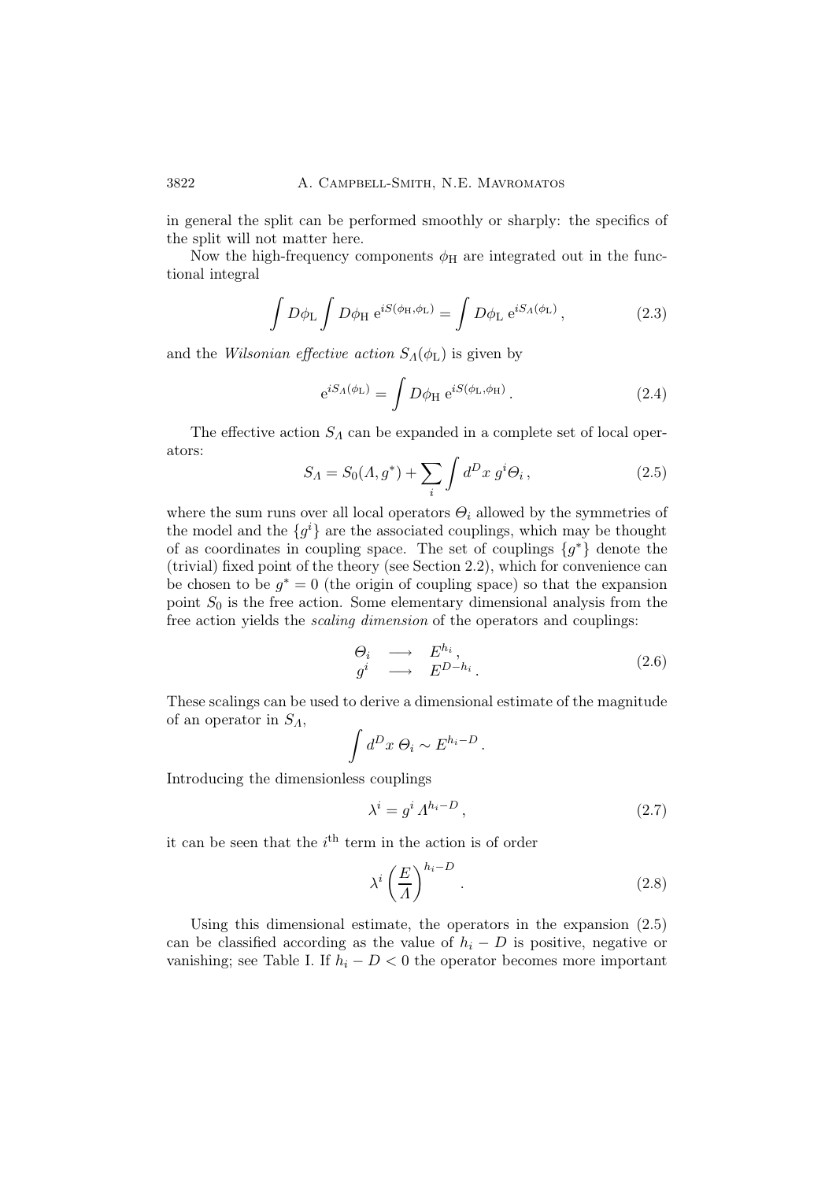in general the split can be performed smoothly or sharply: the specifics of the split will not matter here.

Now the high-frequency components $\phi_{\rm H}$ are integrated out in the functional integral

$$\int D\phi_{\rm L} \int D\phi_{\rm H} \, {\rm e}^{iS(\phi_{\rm H},\phi_{\rm L})} = \int D\phi_{\rm L} \, {\rm e}^{iS_\Lambda(\phi_{\rm L})} \,, \tag{2.3}$$

and the *Wilsonian effective action* $S_\Lambda(\phi_{\rm L})$ is given by

$${\rm e}^{iS_\Lambda(\phi_{\rm L})} = \int D\phi_{\rm H} \, {\rm e}^{iS(\phi_{\rm L},\phi_{\rm H})} \,. \tag{2.4}$$

The effective action $S_\Lambda$ can be expanded in a complete set of local operators:

$$S_\Lambda = S_0(\Lambda, g^*) + \sum_i \int d^D x \, g^i \Theta_i \,, \tag{2.5}$$

where the sum runs over all local operators $\Theta_i$ allowed by the symmetries of the model and the $\{g^i\}$ are the associated couplings, which may be thought of as coordinates in coupling space. The set of couplings $\{g^*\}$ denote the (trivial) fixed point of the theory (see Section 2.2), which for convenience can be chosen to be $g^* = 0$ (the origin of coupling space) so that the expansion point $S_0$ is the free action. Some elementary dimensional analysis from the free action yields the *scaling dimension* of the operators and couplings:

$$\begin{array}{ccc} \Theta_i & \longrightarrow & E^{h_i} \,, \\ g^i & \longrightarrow & E^{D-h_i} \,. \end{array} \tag{2.6}$$

These scalings can be used to derive a dimensional estimate of the magnitude of an operator in $S_\Lambda$,

$$\int d^D x \; \Theta_i \sim E^{h_i - D} \,.$$

Introducing the dimensionless couplings

$$\lambda^i = g^i \, \Lambda^{h_i - D} \,, \tag{2.7}$$

it can be seen that the $i^{\rm th}$ term in the action is of order

$$\lambda^i \left( \frac{E}{\Lambda} \right)^{h_i - D} \,. \tag{2.8}$$

Using this dimensional estimate, the operators in the expansion (2.5) can be classified according as the value of $h_i - D$ is positive, negative or vanishing; see Table I. If $h_i - D < 0$ the operator becomes more important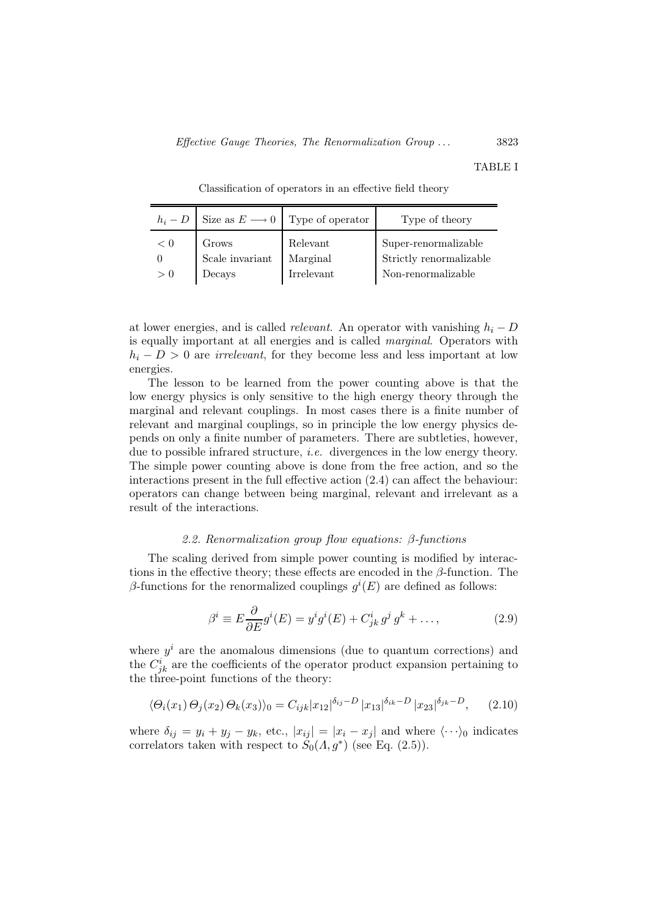TABLE I

Classification of operators in an effective field theory

| $h_i - D$ | Size as $E \longrightarrow 0$ | Type of operator | Type of theory |
|---|---|---|---|
| $< 0$ | Grows | Relevant | Super-renormalizable |
| $0$ | Scale invariant | Marginal | Strictly renormalizable |
| $> 0$ | Decays | Irrelevant | Non-renormalizable |

at lower energies, and is called *relevant*. An operator with vanishing $h_i - D$ is equally important at all energies and is called *marginal*. Operators with $h_i - D > 0$ are *irrelevant*, for they become less and less important at low energies.

The lesson to be learned from the power counting above is that the low energy physics is only sensitive to the high energy theory through the marginal and relevant couplings. In most cases there is a finite number of relevant and marginal couplings, so in principle the low energy physics depends on only a finite number of parameters. There are subtleties, however, due to possible infrared structure, *i.e.* divergences in the low energy theory. The simple power counting above is done from the free action, and so the interactions present in the full effective action (2.4) can affect the behaviour: operators can change between being marginal, relevant and irrelevant as a result of the interactions.

### 2.2. Renormalization group flow equations: β-functions

The scaling derived from simple power counting is modified by interactions in the effective theory; these effects are encoded in the $\beta$-function. The $\beta$-functions for the renormalized couplings $g^i(E)$ are defined as follows:

$$\beta^i \equiv E\frac{\partial}{\partial E}g^i(E) = y^i g^i(E) + C^i_{jk}\, g^j\, g^k + \ldots, \tag{2.9}$$

where $y^i$ are the anomalous dimensions (due to quantum corrections) and the $C^i_{jk}$ are the coefficients of the operator product expansion pertaining to the three-point functions of the theory:

$$\langle \Theta_i(x_1)\, \Theta_j(x_2)\, \Theta_k(x_3)\rangle_0 = C_{ijk}|x_{12}|^{\delta_{ij}-D}\,|x_{13}|^{\delta_{ik}-D}\,|x_{23}|^{\delta_{jk}-D}, \tag{2.10}$$

where $\delta_{ij} = y_i + y_j - y_k$, etc., $|x_{ij}| = |x_i - x_j|$ and where $\langle\cdots\rangle_0$ indicates correlators taken with respect to $S_0(\Lambda, g^*)$ (see Eq. (2.5)).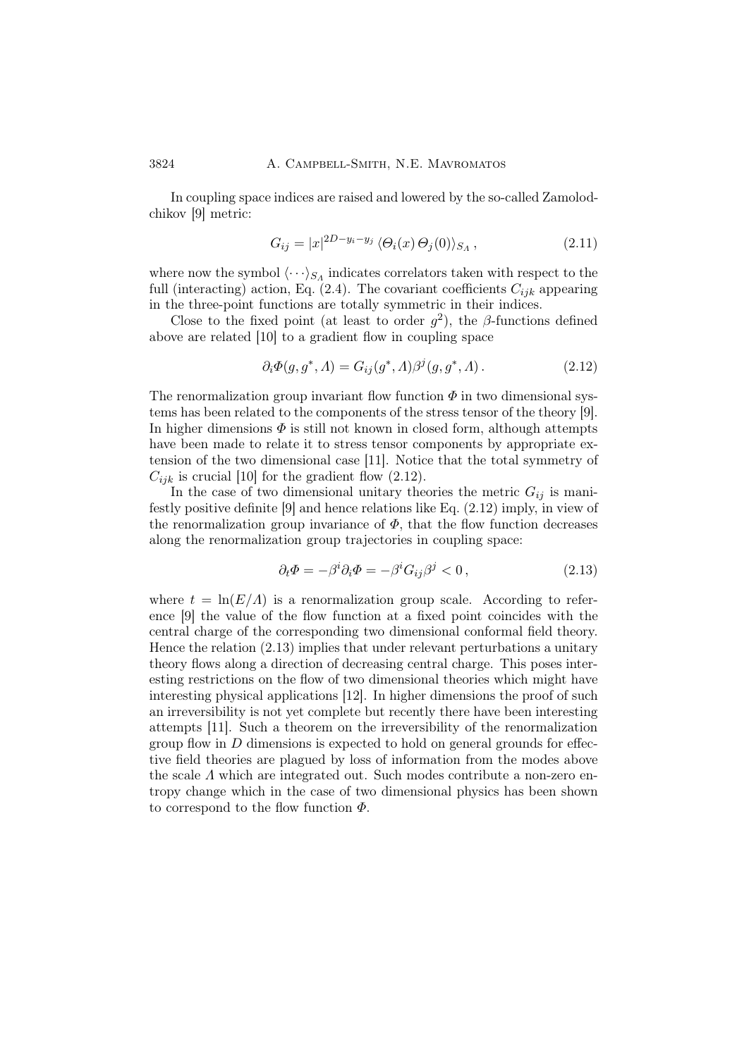In coupling space indices are raised and lowered by the so-called Zamolodchikov [9] metric:

$$G_{ij} = |x|^{2D - y_i - y_j} \langle \Theta_i(x)\, \Theta_j(0) \rangle_{S_\Lambda} , \tag{2.11}$$

where now the symbol $\langle \cdots \rangle_{S_\Lambda}$ indicates correlators taken with respect to the full (interacting) action, Eq. (2.4). The covariant coefficients $C_{ijk}$ appearing in the three-point functions are totally symmetric in their indices.

Close to the fixed point (at least to order $g^2$), the $\beta$-functions defined above are related [10] to a gradient flow in coupling space

$$\partial_i \Phi(g, g^*, \Lambda) = G_{ij}(g^*, \Lambda) \beta^j(g, g^*, \Lambda) . \tag{2.12}$$

The renormalization group invariant flow function $\Phi$ in two dimensional systems has been related to the components of the stress tensor of the theory [9]. In higher dimensions $\Phi$ is still not known in closed form, although attempts have been made to relate it to stress tensor components by appropriate extension of the two dimensional case [11]. Notice that the total symmetry of $C_{ijk}$ is crucial [10] for the gradient flow (2.12).

In the case of two dimensional unitary theories the metric $G_{ij}$ is manifestly positive definite [9] and hence relations like Eq. (2.12) imply, in view of the renormalization group invariance of $\Phi$, that the flow function decreases along the renormalization group trajectories in coupling space:

$$\partial_t \Phi = -\beta^i \partial_i \Phi = -\beta^i G_{ij} \beta^j < 0 , \tag{2.13}$$

where $t = \ln(E/\Lambda)$ is a renormalization group scale. According to reference [9] the value of the flow function at a fixed point coincides with the central charge of the corresponding two dimensional conformal field theory. Hence the relation (2.13) implies that under relevant perturbations a unitary theory flows along a direction of decreasing central charge. This poses interesting restrictions on the flow of two dimensional theories which might have interesting physical applications [12]. In higher dimensions the proof of such an irreversibility is not yet complete but recently there have been interesting attempts [11]. Such a theorem on the irreversibility of the renormalization group flow in $D$ dimensions is expected to hold on general grounds for effective field theories are plagued by loss of information from the modes above the scale $\Lambda$ which are integrated out. Such modes contribute a non-zero entropy change which in the case of two dimensional physics has been shown to correspond to the flow function $\Phi$.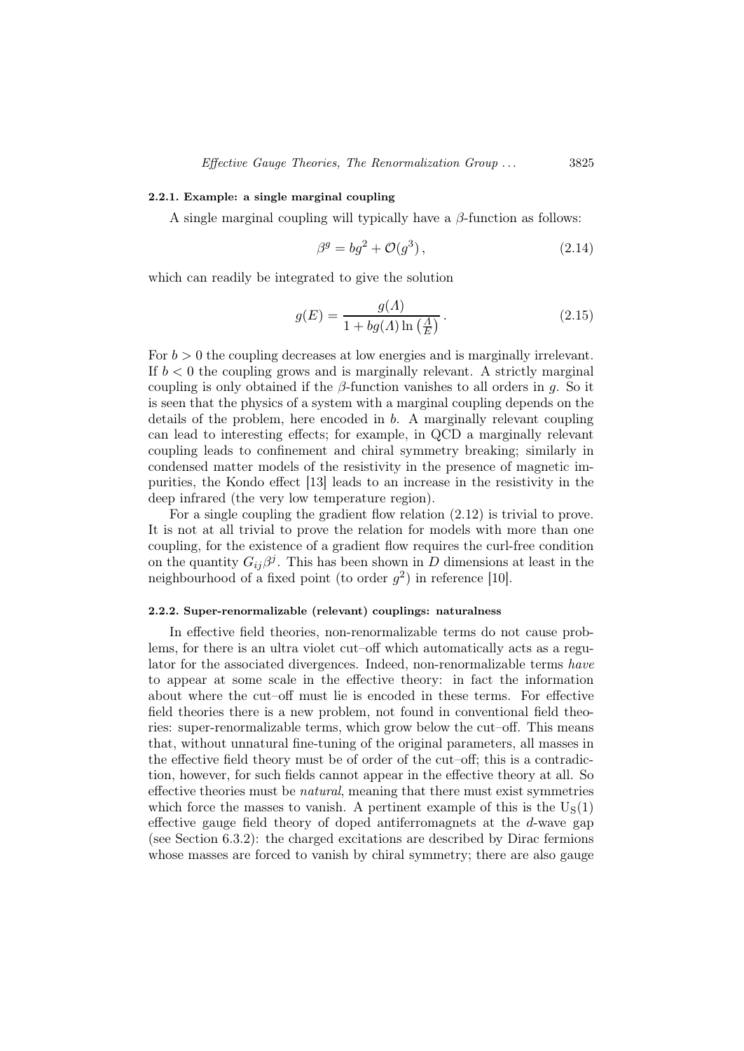#### 2.2.1. Example: a single marginal coupling

A single marginal coupling will typically have a $\beta$-function as follows:

$$\beta^g = bg^2 + \mathcal{O}(g^3)\,, \tag{2.14}$$

which can readily be integrated to give the solution

$$g(E) = \frac{g(\Lambda)}{1 + bg(\Lambda)\ln\left(\frac{\Lambda}{E}\right)}\,. \tag{2.15}$$

For $b > 0$ the coupling decreases at low energies and is marginally irrelevant. If $b < 0$ the coupling grows and is marginally relevant. A strictly marginal coupling is only obtained if the $\beta$-function vanishes to all orders in $g$. So it is seen that the physics of a system with a marginal coupling depends on the details of the problem, here encoded in $b$. A marginally relevant coupling can lead to interesting effects; for example, in QCD a marginally relevant coupling leads to confinement and chiral symmetry breaking; similarly in condensed matter models of the resistivity in the presence of magnetic impurities, the Kondo effect [13] leads to an increase in the resistivity in the deep infrared (the very low temperature region).

For a single coupling the gradient flow relation (2.12) is trivial to prove. It is not at all trivial to prove the relation for models with more than one coupling, for the existence of a gradient flow requires the curl-free condition on the quantity $G_{ij}\beta^j$. This has been shown in $D$ dimensions at least in the neighbourhood of a fixed point (to order $g^2$) in reference [10].

#### 2.2.2. Super-renormalizable (relevant) couplings: naturalness

In effective field theories, non-renormalizable terms do not cause problems, for there is an ultra violet cut–off which automatically acts as a regulator for the associated divergences. Indeed, non-renormalizable terms *have* to appear at some scale in the effective theory: in fact the information about where the cut–off must lie is encoded in these terms. For effective field theories there is a new problem, not found in conventional field theories: super-renormalizable terms, which grow below the cut–off. This means that, without unnatural fine-tuning of the original parameters, all masses in the effective field theory must be of order of the cut–off; this is a contradiction, however, for such fields cannot appear in the effective theory at all. So effective theories must be *natural*, meaning that there must exist symmetries which force the masses to vanish. A pertinent example of this is the $\mathrm{U_S}(1)$ effective gauge field theory of doped antiferromagnets at the $d$-wave gap (see Section 6.3.2): the charged excitations are described by Dirac fermions whose masses are forced to vanish by chiral symmetry; there are also gauge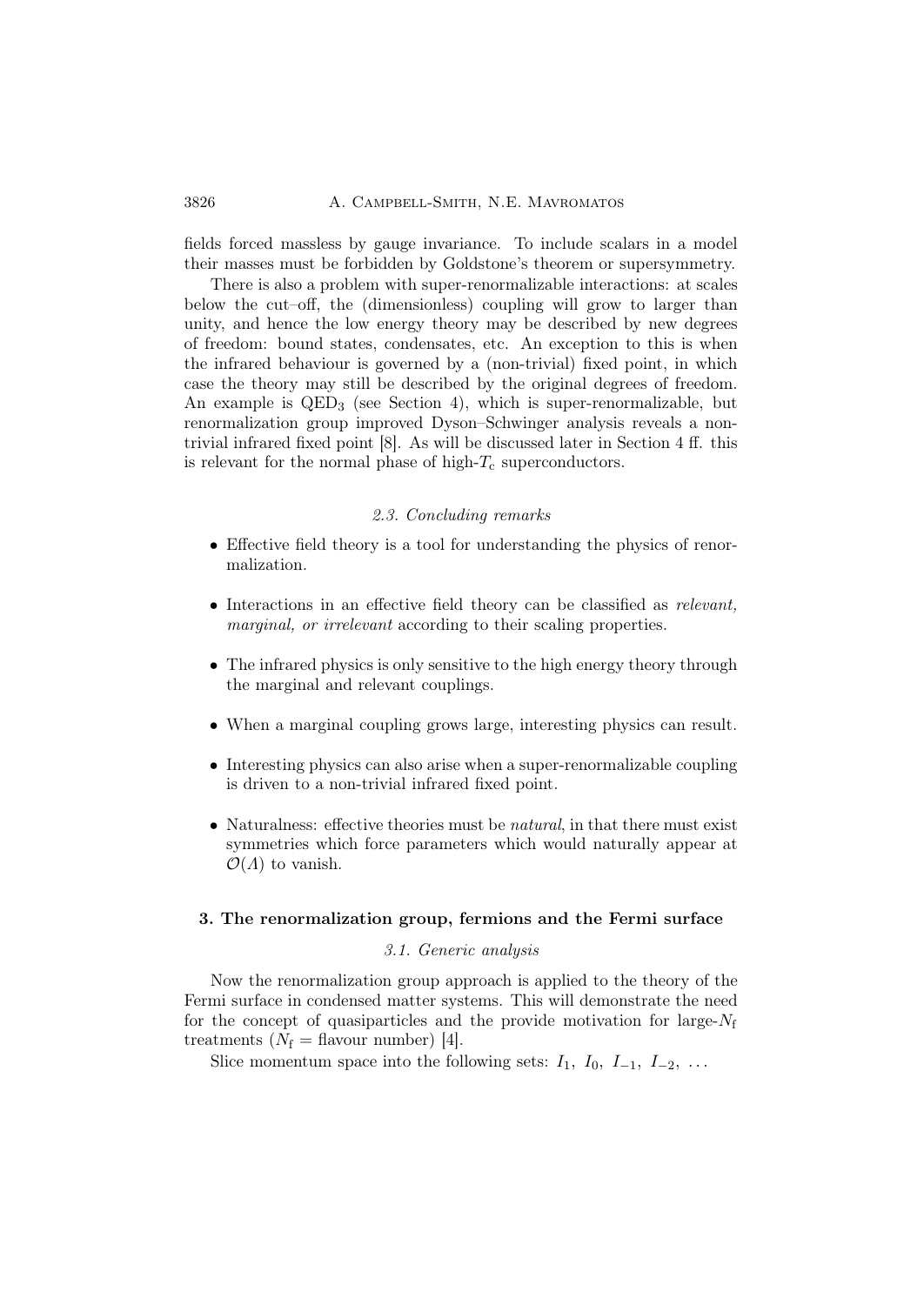fields forced massless by gauge invariance. To include scalars in a model their masses must be forbidden by Goldstone's theorem or supersymmetry.

There is also a problem with super-renormalizable interactions: at scales below the cut–off, the (dimensionless) coupling will grow to larger than unity, and hence the low energy theory may be described by new degrees of freedom: bound states, condensates, etc. An exception to this is when the infrared behaviour is governed by a (non-trivial) fixed point, in which case the theory may still be described by the original degrees of freedom. An example is $\mathrm{QED}_3$ (see Section 4), which is super-renormalizable, but renormalization group improved Dyson–Schwinger analysis reveals a non-trivial infrared fixed point [8]. As will be discussed later in Section 4 ff. this is relevant for the normal phase of high-$T_\mathrm{c}$ superconductors.

### 2.3. Concluding remarks

- Effective field theory is a tool for understanding the physics of renormalization.
- Interactions in an effective field theory can be classified as *relevant, marginal, or irrelevant* according to their scaling properties.
- The infrared physics is only sensitive to the high energy theory through the marginal and relevant couplings.
- When a marginal coupling grows large, interesting physics can result.
- Interesting physics can also arise when a super-renormalizable coupling is driven to a non-trivial infrared fixed point.
- Naturalness: effective theories must be *natural*, in that there must exist symmetries which force parameters which would naturally appear at $\mathcal{O}(\Lambda)$ to vanish.

## 3. The renormalization group, fermions and the Fermi surface

### 3.1. Generic analysis

Now the renormalization group approach is applied to the theory of the Fermi surface in condensed matter systems. This will demonstrate the need for the concept of quasiparticles and the provide motivation for large-$N_\mathrm{f}$ treatments ($N_\mathrm{f}$ = flavour number) [4].

Slice momentum space into the following sets: $I_1,\ I_0,\ I_{-1},\ I_{-2},\ \ldots$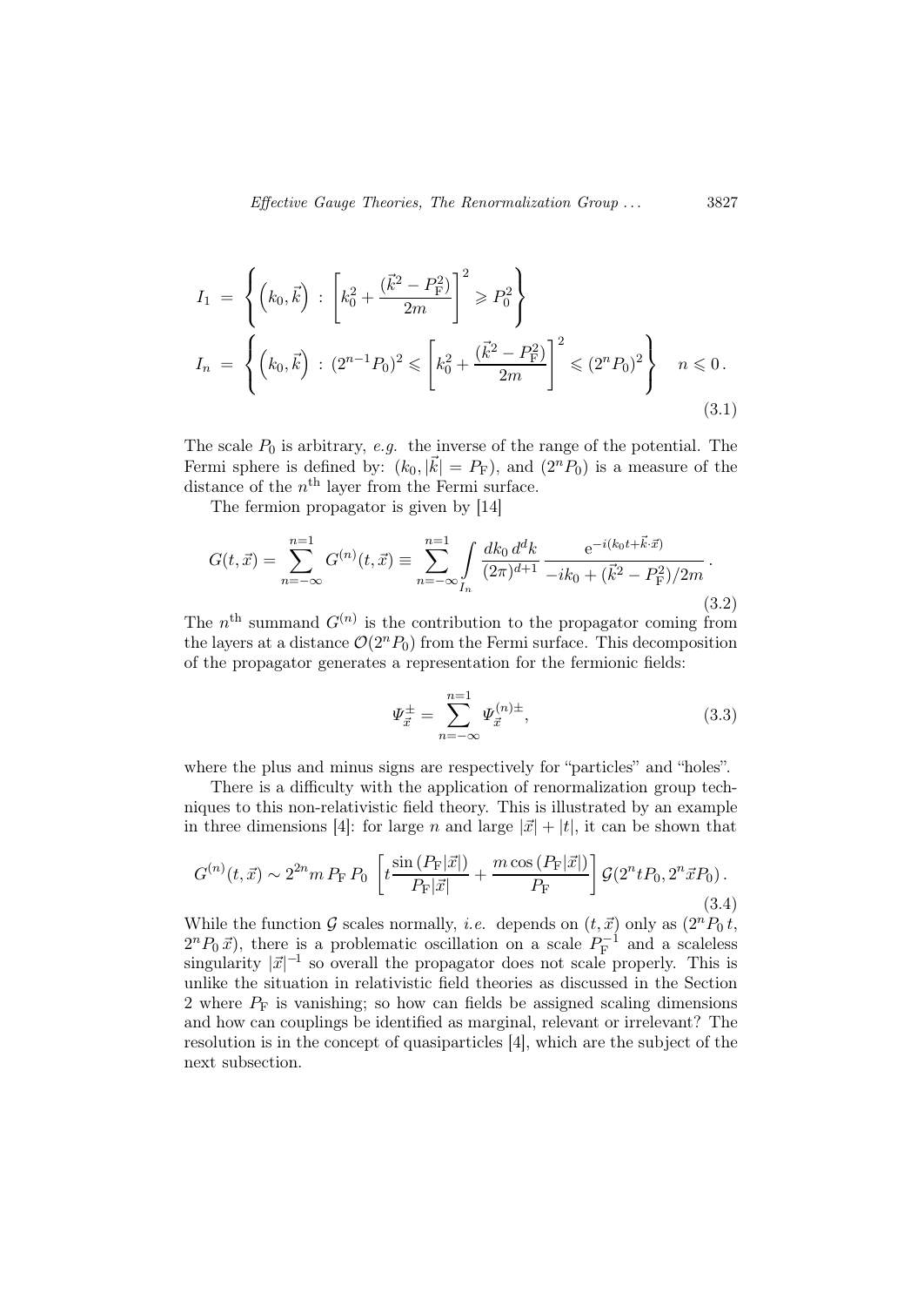$$
\begin{aligned}
I_1 &= \left\{ \left(k_0, \vec{k}\right) \, : \, \left[ k_0^2 + \frac{(\vec{k}^2 - P_{\rm F}^2)}{2m} \right]^2 \geqslant P_0^2 \right\} \\
I_n &= \left\{ \left(k_0, \vec{k}\right) \, : \, (2^{n-1} P_0)^2 \leqslant \left[ k_0^2 + \frac{(\vec{k}^2 - P_{\rm F}^2)}{2m} \right]^2 \leqslant (2^n P_0)^2 \right\} \quad n \leqslant 0 \, .
\end{aligned} \tag{3.1}
$$

The scale $P_0$ is arbitrary, *e.g.* the inverse of the range of the potential. The Fermi sphere is defined by: $(k_0, |\vec{k}| = P_{\rm F})$, and $(2^n P_0)$ is a measure of the distance of the $n^{\rm th}$ layer from the Fermi surface.

The fermion propagator is given by [14]

$$
G(t, \vec{x}) = \sum_{n=-\infty}^{n=1} G^{(n)}(t, \vec{x}) \equiv \sum_{n=-\infty}^{n=1} \int_{I_n} \frac{dk_0 \, d^d k}{(2\pi)^{d+1}} \, \frac{{\rm e}^{-i(k_0 t + \vec{k} \cdot \vec{x})}}{-ik_0 + (\vec{k}^2 - P_{\rm F}^2)/2m} \, . \tag{3.2}
$$

The $n^{\rm th}$ summand $G^{(n)}$ is the contribution to the propagator coming from the layers at a distance $\mathcal{O}(2^n P_0)$ from the Fermi surface. This decomposition of the propagator generates a representation for the fermionic fields:

$$
\Psi_{\vec{x}}^{\pm} = \sum_{n=-\infty}^{n=1} \Psi_{\vec{x}}^{(n)\pm}, \tag{3.3}
$$

where the plus and minus signs are respectively for "particles" and "holes".

There is a difficulty with the application of renormalization group techniques to this non-relativistic field theory. This is illustrated by an example in three dimensions [4]: for large $n$ and large $|\vec{x}| + |t|$, it can be shown that

$$
G^{(n)}(t, \vec{x}) \sim 2^{2n} m \, P_{\rm F} \, P_0 \, \left[ t \frac{\sin(P_{\rm F} |\vec{x}|)}{P_{\rm F} |\vec{x}|} + \frac{m \cos(P_{\rm F} |\vec{x}|)}{P_{\rm F}} \right] \mathcal{G}(2^n t P_0, 2^n \vec{x} P_0) \, . \tag{3.4}
$$

While the function $\mathcal{G}$ scales normally, *i.e.* depends on $(t, \vec{x})$ only as $(2^n P_0 \, t$, $2^n P_0 \, \vec{x})$, there is a problematic oscillation on a scale $P_{\rm F}^{-1}$ and a scaleless singularity $|\vec{x}|^{-1}$ so overall the propagator does not scale properly. This is unlike the situation in relativistic field theories as discussed in the Section 2 where $P_{\rm F}$ is vanishing; so how can fields be assigned scaling dimensions and how can couplings be identified as marginal, relevant or irrelevant? The resolution is in the concept of quasiparticles [4], which are the subject of the next subsection.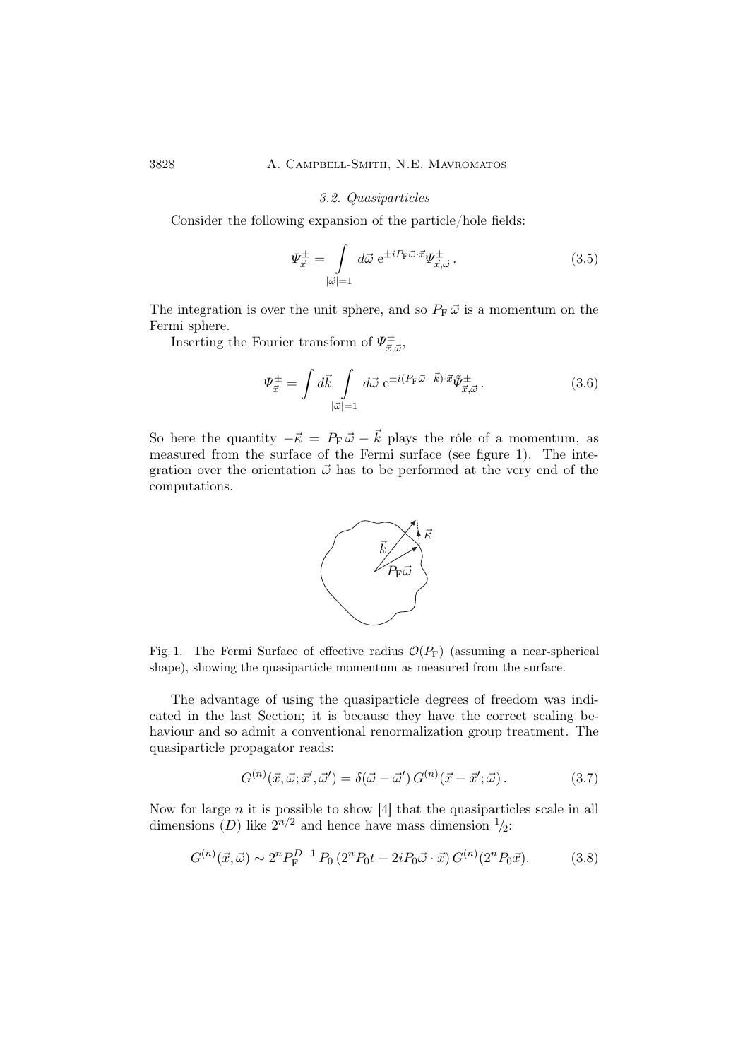### 3.2. Quasiparticles

Consider the following expansion of the particle/hole fields:

$$\Psi^{\pm}_{\vec{x}} = \int\limits_{|\vec{\omega}|=1} d\vec{\omega}\; \mathrm{e}^{\pm i P_{\mathrm{F}} \vec{\omega}\cdot\vec{x}} \Psi^{\pm}_{\vec{x},\vec{\omega}} \,. \tag{3.5}$$

The integration is over the unit sphere, and so $P_{\mathrm{F}}\,\vec{\omega}$ is a momentum on the Fermi sphere.

Inserting the Fourier transform of $\Psi^{\pm}_{\vec{x},\vec{\omega}}$,

$$\Psi^{\pm}_{\vec{x}} = \int d\vec{k} \int\limits_{|\vec{\omega}|=1} d\vec{\omega}\; \mathrm{e}^{\pm i (P_{\mathrm{F}}\vec{\omega} - \vec{k})\cdot\vec{x}} \tilde{\Psi}^{\pm}_{\vec{x},\vec{\omega}} \,. \tag{3.6}$$

So here the quantity $-\vec{\kappa} = P_{\mathrm{F}}\,\vec{\omega} - \vec{k}$ plays the rôle of a momentum, as measured from the surface of the Fermi surface (see figure 1). The integration over the orientation $\vec{\omega}$ has to be performed at the very end of the computations.

Fig. 1. The Fermi Surface of effective radius $\mathcal{O}(P_{\mathrm{F}})$ (assuming a near-spherical shape), showing the quasiparticle momentum as measured from the surface.

The advantage of using the quasiparticle degrees of freedom was indicated in the last Section; it is because they have the correct scaling behaviour and so admit a conventional renormalization group treatment. The quasiparticle propagator reads:

$$G^{(n)}(\vec{x}, \vec{\omega}; \vec{x}', \vec{\omega}') = \delta(\vec{\omega} - \vec{\omega}')\, G^{(n)}(\vec{x} - \vec{x}'; \vec{\omega}) \,. \tag{3.7}$$

Now for large $n$ it is possible to show [4] that the quasiparticles scale in all dimensions ($D$) like $2^{n/2}$ and hence have mass dimension $1/2$:

$$G^{(n)}(\vec{x}, \vec{\omega}) \sim 2^n P_{\mathrm{F}}^{D-1}\, P_0 \,(2^n P_0 t - 2i P_0 \vec{\omega}\cdot\vec{x})\, G^{(n)}(2^n P_0 \vec{x}). \tag{3.8}$$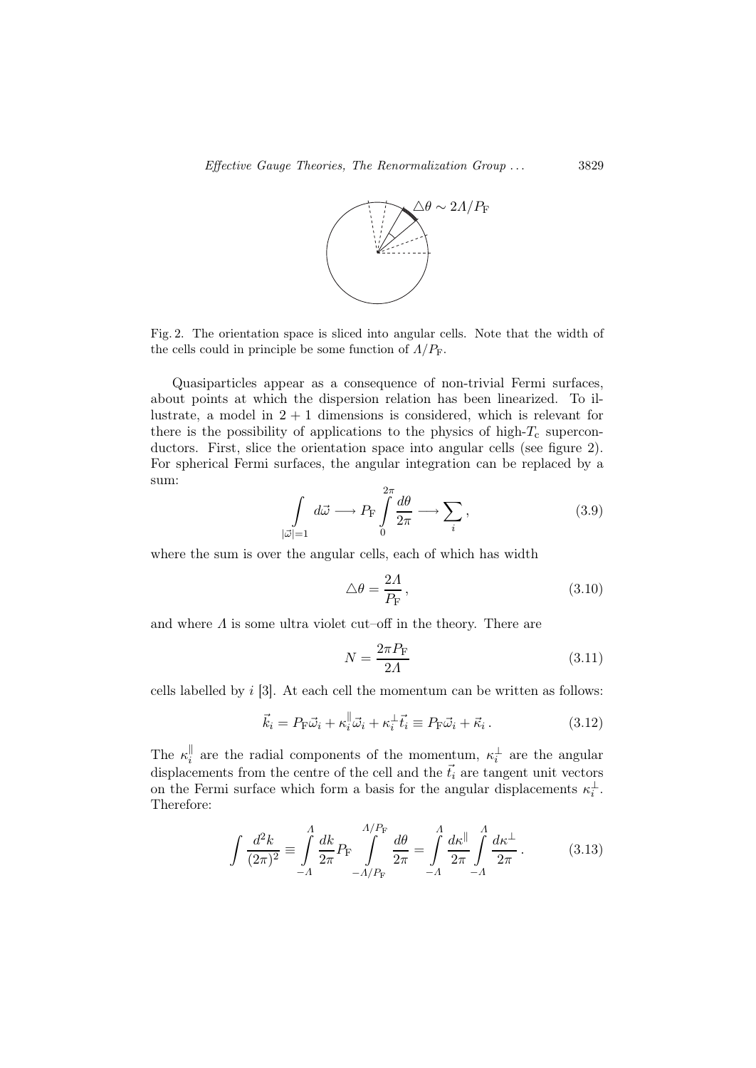Fig. 2. The orientation space is sliced into angular cells. Note that the width of the cells could in principle be some function of $\Lambda/P_{\rm F}$.

Quasiparticles appear as a consequence of non-trivial Fermi surfaces, about points at which the dispersion relation has been linearized. To illustrate, a model in $2+1$ dimensions is considered, which is relevant for there is the possibility of applications to the physics of high-$T_{\rm c}$ superconductors. First, slice the orientation space into angular cells (see figure 2). For spherical Fermi surfaces, the angular integration can be replaced by a sum:

$$\int\limits_{|\vec{\omega}|=1} d\vec{\omega} \longrightarrow P_{\rm F} \int\limits_{0}^{2\pi} \frac{d\theta}{2\pi} \longrightarrow \sum_{i}\,, \tag{3.9}$$

where the sum is over the angular cells, each of which has width

$$\triangle\theta = \frac{2\Lambda}{P_{\rm F}}\,, \tag{3.10}$$

and where $\Lambda$ is some ultra violet cut–off in the theory. There are

$$N = \frac{2\pi P_{\rm F}}{2\Lambda} \tag{3.11}$$

cells labelled by $i$ [3]. At each cell the momentum can be written as follows:

$$\vec{k}_i = P_{\rm F}\vec{\omega}_i + \kappa_i^{\parallel}\vec{\omega}_i + \kappa_i^{\perp}\vec{t}_i \equiv P_{\rm F}\vec{\omega}_i + \vec{\kappa}_i\,. \tag{3.12}$$

The $\kappa_i^{\parallel}$ are the radial components of the momentum, $\kappa_i^{\perp}$ are the angular displacements from the centre of the cell and the $\vec{t}_i$ are tangent unit vectors on the Fermi surface which form a basis for the angular displacements $\kappa_i^{\perp}$. Therefore:

$$\int \frac{d^2k}{(2\pi)^2} \equiv \int\limits_{-\Lambda}^{\Lambda} \frac{dk}{2\pi} P_{\rm F} \int\limits_{-\Lambda/P_{\rm F}}^{\Lambda/P_{\rm F}} \frac{d\theta}{2\pi} = \int\limits_{-\Lambda}^{\Lambda} \frac{d\kappa^{\parallel}}{2\pi} \int\limits_{-\Lambda}^{\Lambda} \frac{d\kappa^{\perp}}{2\pi}\,. \tag{3.13}$$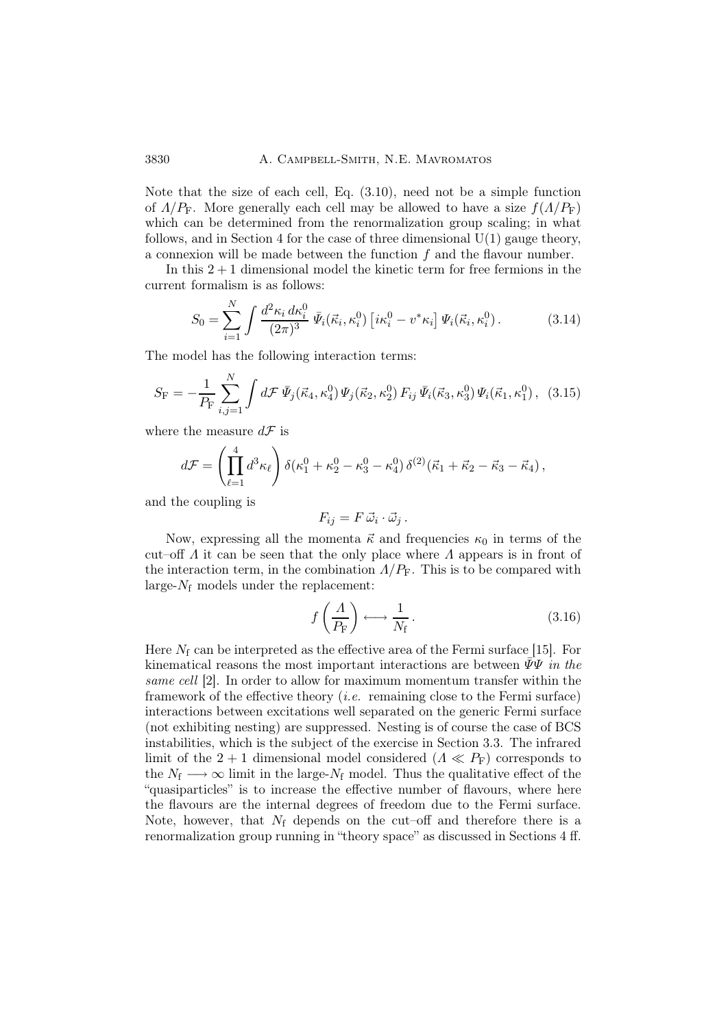Note that the size of each cell, Eq. (3.10), need not be a simple function of $\Lambda/P_{\rm F}$. More generally each cell may be allowed to have a size $f(\Lambda/P_{\rm F})$ which can be determined from the renormalization group scaling; in what follows, and in Section 4 for the case of three dimensional U(1) gauge theory, a connexion will be made between the function $f$ and the flavour number.

In this $2+1$ dimensional model the kinetic term for free fermions in the current formalism is as follows:

$$S_0 = \sum_{i=1}^{N} \int \frac{d^2\kappa_i \, d\kappa_i^0}{(2\pi)^3} \, \bar{\Psi}_i(\vec{\kappa}_i, \kappa_i^0) \left[ i\kappa_i^0 - v^* \kappa_i \right] \Psi_i(\vec{\kappa}_i, \kappa_i^0) \,. \tag{3.14}$$

The model has the following interaction terms:

$$S_{\rm F} = -\frac{1}{P_{\rm F}} \sum_{i,j=1}^{N} \int d\mathcal{F} \, \bar{\Psi}_j(\vec{\kappa}_4, \kappa_4^0) \, \Psi_j(\vec{\kappa}_2, \kappa_2^0) \, F_{ij} \, \bar{\Psi}_i(\vec{\kappa}_3, \kappa_3^0) \, \Psi_i(\vec{\kappa}_1, \kappa_1^0) \,, \tag{3.15}$$

where the measure $d\mathcal{F}$ is

$$d\mathcal{F} = \left( \prod_{\ell=1}^{4} d^3\kappa_\ell \right) \delta(\kappa_1^0 + \kappa_2^0 - \kappa_3^0 - \kappa_4^0) \, \delta^{(2)}(\vec{\kappa}_1 + \vec{\kappa}_2 - \vec{\kappa}_3 - \vec{\kappa}_4) \,,$$

and the coupling is

$$F_{ij} = F \, \vec{\omega}_i \cdot \vec{\omega}_j \,.$$

Now, expressing all the momenta $\vec{\kappa}$ and frequencies $\kappa_0$ in terms of the cut–off $\Lambda$ it can be seen that the only place where $\Lambda$ appears is in front of the interaction term, in the combination $\Lambda/P_{\rm F}$. This is to be compared with large-$N_{\rm f}$ models under the replacement:

$$f\left(\frac{\Lambda}{P_{\rm F}}\right) \longleftrightarrow \frac{1}{N_{\rm f}} \,. \tag{3.16}$$

Here $N_{\rm f}$ can be interpreted as the effective area of the Fermi surface [15]. For kinematical reasons the most important interactions are between $\bar{\Psi}\Psi$ *in the same cell* [2]. In order to allow for maximum momentum transfer within the framework of the effective theory (*i.e.* remaining close to the Fermi surface) interactions between excitations well separated on the generic Fermi surface (not exhibiting nesting) are suppressed. Nesting is of course the case of BCS instabilities, which is the subject of the exercise in Section 3.3. The infrared limit of the $2+1$ dimensional model considered ($\Lambda \ll P_{\rm F}$) corresponds to the $N_{\rm f} \longrightarrow \infty$ limit in the large-$N_{\rm f}$ model. Thus the qualitative effect of the "quasiparticles" is to increase the effective number of flavours, where here the flavours are the internal degrees of freedom due to the Fermi surface. Note, however, that $N_{\rm f}$ depends on the cut–off and therefore there is a renormalization group running in "theory space" as discussed in Sections 4 ff.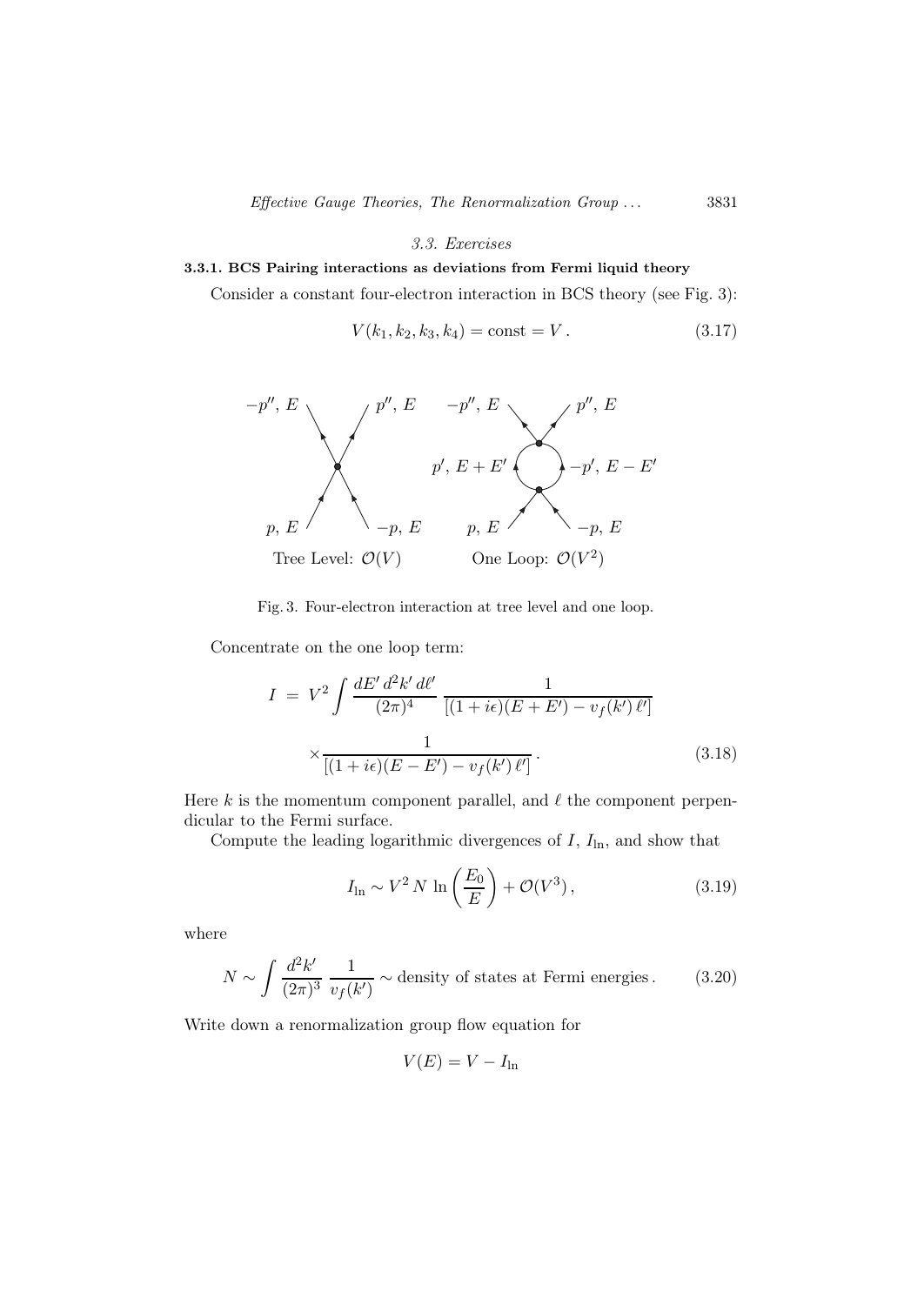### 3.3. Exercises

**3.3.1. BCS Pairing interactions as deviations from Fermi liquid theory**

Consider a constant four-electron interaction in BCS theory (see Fig. 3):

$$V(k_1, k_2, k_3, k_4) = \text{const} = V\,. \tag{3.17}$$

Fig. 3. Four-electron interaction at tree level and one loop.

Concentrate on the one loop term:

$$I \;=\; V^2 \int \frac{dE'\, d^2k'\, d\ell'}{(2\pi)^4}\, \frac{1}{[(1+i\epsilon)(E+E') - v_f(k')\,\ell']} \times \frac{1}{[(1+i\epsilon)(E-E') - v_f(k')\,\ell']}\,. \tag{3.18}$$

Here $k$ is the momentum component parallel, and $\ell$ the component perpendicular to the Fermi surface.

Compute the leading logarithmic divergences of $I$, $I_{\rm ln}$, and show that

$$I_{\rm ln} \sim V^2\, N\, \ln\left(\frac{E_0}{E}\right) + \mathcal{O}(V^3)\,, \tag{3.19}$$

where

$$N \sim \int \frac{d^2k'}{(2\pi)^3}\, \frac{1}{v_f(k')} \sim \text{density of states at Fermi energies}\,. \tag{3.20}$$

Write down a renormalization group flow equation for

$$V(E) = V - I_{\rm ln}$$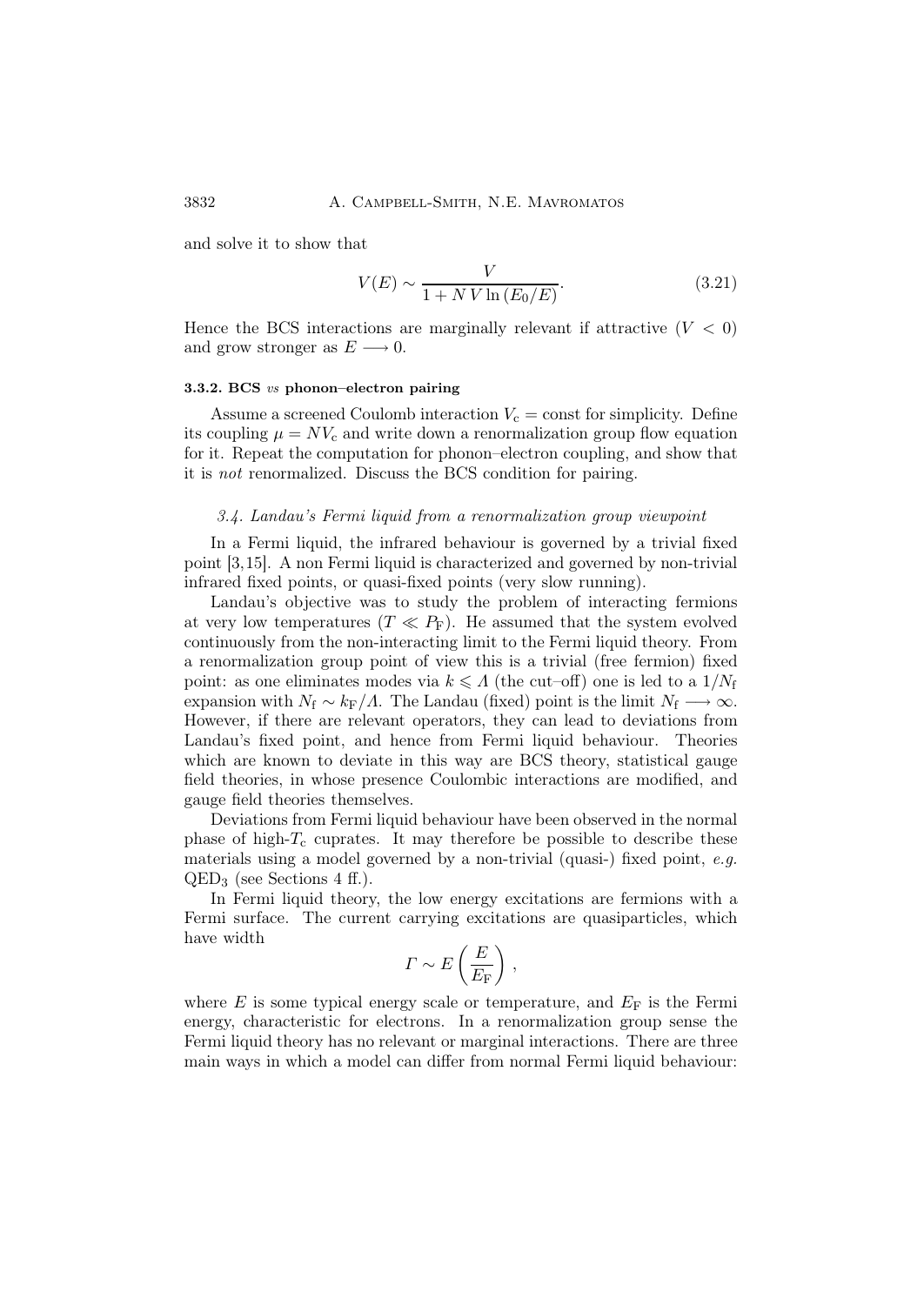and solve it to show that

$$V(E) \sim \frac{V}{1 + N\,V\ln\left(E_0/E\right)}. \tag{3.21}$$

Hence the BCS interactions are marginally relevant if attractive ($V < 0$) and grow stronger as $E \longrightarrow 0$.

#### 3.3.2. BCS *vs* phonon–electron pairing

Assume a screened Coulomb interaction $V_c = \text{const}$ for simplicity. Define its coupling $\mu = NV_c$ and write down a renormalization group flow equation for it. Repeat the computation for phonon–electron coupling, and show that it is *not* renormalized. Discuss the BCS condition for pairing.

### *3.4. Landau's Fermi liquid from a renormalization group viewpoint*

In a Fermi liquid, the infrared behaviour is governed by a trivial fixed point [3,15]. A non Fermi liquid is characterized and governed by non-trivial infrared fixed points, or quasi-fixed points (very slow running).

Landau's objective was to study the problem of interacting fermions at very low temperatures ($T \ll P_F$). He assumed that the system evolved continuously from the non-interacting limit to the Fermi liquid theory. From a renormalization group point of view this is a trivial (free fermion) fixed point: as one eliminates modes via $k \leqslant \Lambda$ (the cut–off) one is led to a $1/N_f$ expansion with $N_f \sim k_F/\Lambda$. The Landau (fixed) point is the limit $N_f \longrightarrow \infty$. However, if there are relevant operators, they can lead to deviations from Landau's fixed point, and hence from Fermi liquid behaviour. Theories which are known to deviate in this way are BCS theory, statistical gauge field theories, in whose presence Coulombic interactions are modified, and gauge field theories themselves.

Deviations from Fermi liquid behaviour have been observed in the normal phase of high-$T_c$ cuprates. It may therefore be possible to describe these materials using a model governed by a non-trivial (quasi-) fixed point, *e.g.* $QED_3$ (see Sections 4 ff.).

In Fermi liquid theory, the low energy excitations are fermions with a Fermi surface. The current carrying excitations are quasiparticles, which have width

$$\Gamma \sim E\left(\frac{E}{E_F}\right),$$

where $E$ is some typical energy scale or temperature, and $E_F$ is the Fermi energy, characteristic for electrons. In a renormalization group sense the Fermi liquid theory has no relevant or marginal interactions. There are three main ways in which a model can differ from normal Fermi liquid behaviour: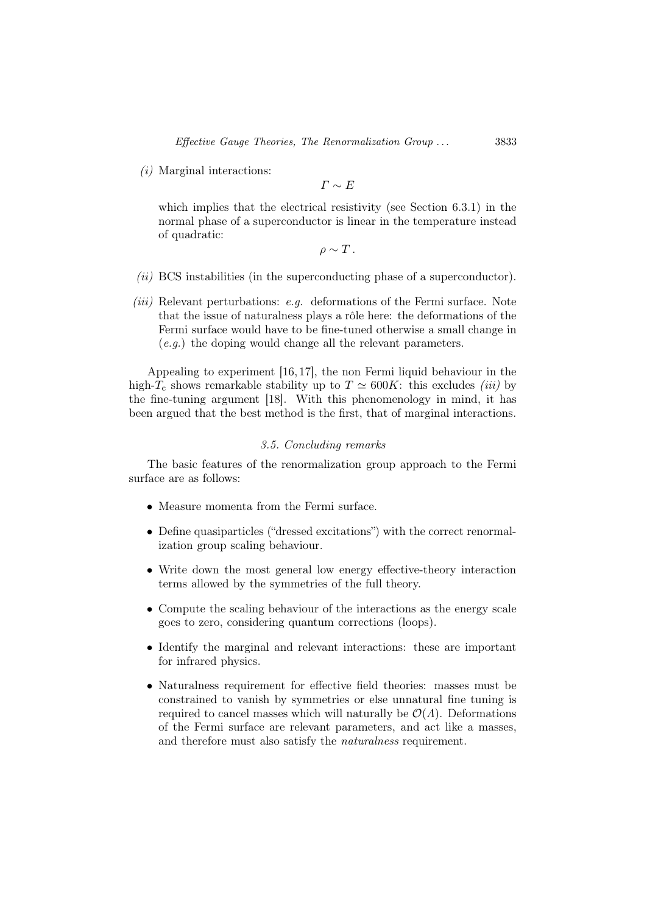*(i)* Marginal interactions:

$$\Gamma \sim E$$

which implies that the electrical resistivity (see Section 6.3.1) in the normal phase of a superconductor is linear in the temperature instead of quadratic:

$$\rho \sim T\,.$$

*(ii)* BCS instabilities (in the superconducting phase of a superconductor).

*(iii)* Relevant perturbations: *e.g.* deformations of the Fermi surface. Note that the issue of naturalness plays a rôle here: the deformations of the Fermi surface would have to be fine-tuned otherwise a small change in (*e.g.*) the doping would change all the relevant parameters.

Appealing to experiment [16, 17], the non Fermi liquid behaviour in the high-$T_c$ shows remarkable stability up to $T \simeq 600K$: this excludes *(iii)* by the fine-tuning argument [18]. With this phenomenology in mind, it has been argued that the best method is the first, that of marginal interactions.

### 3.5. Concluding remarks

The basic features of the renormalization group approach to the Fermi surface are as follows:

- Measure momenta from the Fermi surface.
- Define quasiparticles ("dressed excitations") with the correct renormalization group scaling behaviour.
- Write down the most general low energy effective-theory interaction terms allowed by the symmetries of the full theory.
- Compute the scaling behaviour of the interactions as the energy scale goes to zero, considering quantum corrections (loops).
- Identify the marginal and relevant interactions: these are important for infrared physics.
- Naturalness requirement for effective field theories: masses must be constrained to vanish by symmetries or else unnatural fine tuning is required to cancel masses which will naturally be $\mathcal{O}(\Lambda)$. Deformations of the Fermi surface are relevant parameters, and act like a masses, and therefore must also satisfy the *naturalness* requirement.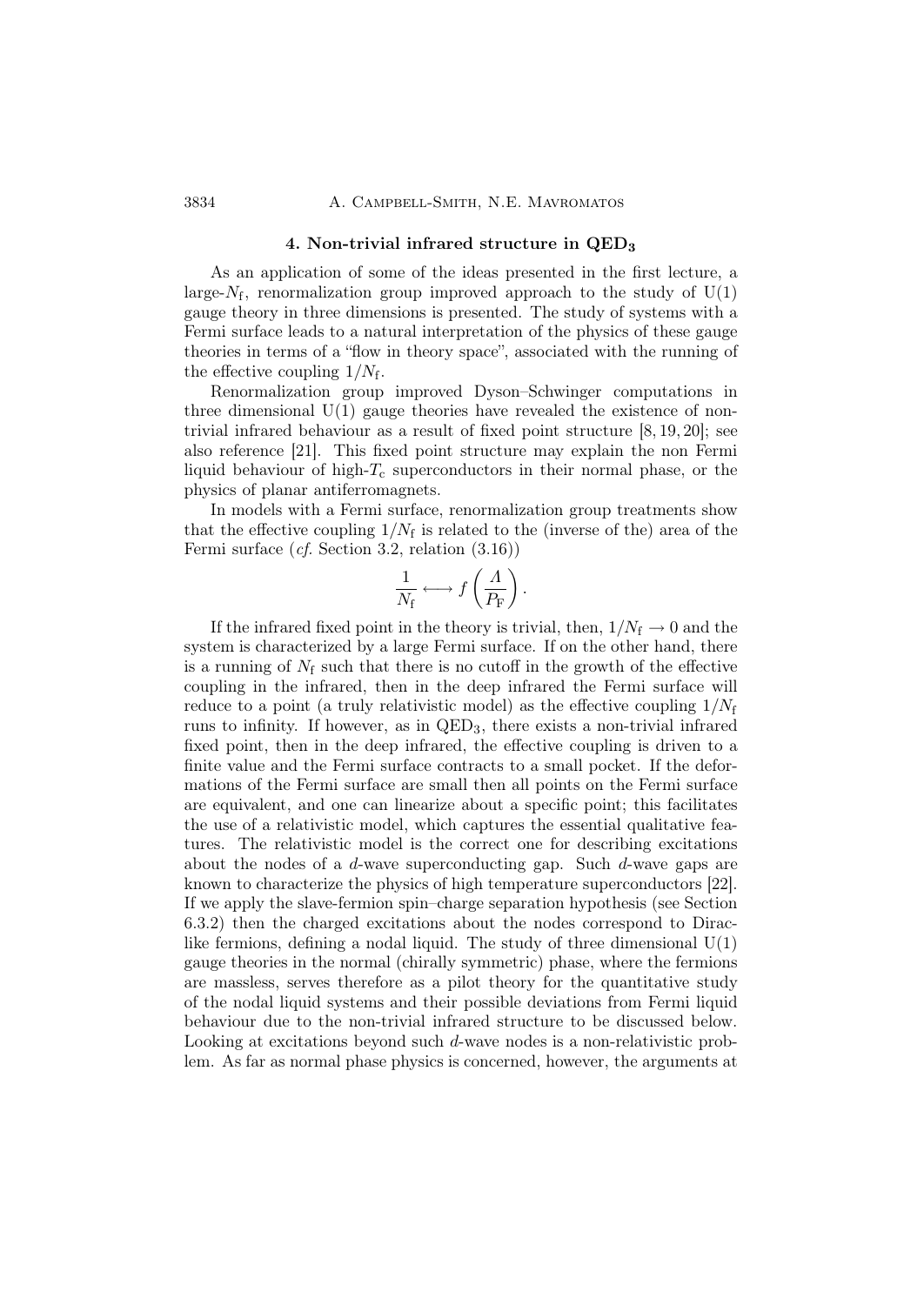## 4. Non-trivial infrared structure in $\mathrm{QED}_3$

As an application of some of the ideas presented in the first lecture, a large-$N_{\mathrm{f}}$, renormalization group improved approach to the study of U(1) gauge theory in three dimensions is presented. The study of systems with a Fermi surface leads to a natural interpretation of the physics of these gauge theories in terms of a "flow in theory space", associated with the running of the effective coupling $1/N_{\mathrm{f}}$.

Renormalization group improved Dyson–Schwinger computations in three dimensional U(1) gauge theories have revealed the existence of non-trivial infrared behaviour as a result of fixed point structure [8, 19, 20]; see also reference [21]. This fixed point structure may explain the non Fermi liquid behaviour of high-$T_{\mathrm{c}}$ superconductors in their normal phase, or the physics of planar antiferromagnets.

In models with a Fermi surface, renormalization group treatments show that the effective coupling $1/N_{\mathrm{f}}$ is related to the (inverse of the) area of the Fermi surface (*cf.* Section 3.2, relation (3.16))

$$\frac{1}{N_{\mathrm{f}}} \longleftrightarrow f\left(\frac{\Lambda}{P_{\mathrm{F}}}\right).$$

If the infrared fixed point in the theory is trivial, then, $1/N_{\mathrm{f}} \to 0$ and the system is characterized by a large Fermi surface. If on the other hand, there is a running of $N_{\mathrm{f}}$ such that there is no cutoff in the growth of the effective coupling in the infrared, then in the deep infrared the Fermi surface will reduce to a point (a truly relativistic model) as the effective coupling $1/N_{\mathrm{f}}$ runs to infinity. If however, as in $\mathrm{QED}_3$, there exists a non-trivial infrared fixed point, then in the deep infrared, the effective coupling is driven to a finite value and the Fermi surface contracts to a small pocket. If the deformations of the Fermi surface are small then all points on the Fermi surface are equivalent, and one can linearize about a specific point; this facilitates the use of a relativistic model, which captures the essential qualitative features. The relativistic model is the correct one for describing excitations about the nodes of a $d$-wave superconducting gap. Such $d$-wave gaps are known to characterize the physics of high temperature superconductors [22]. If we apply the slave-fermion spin–charge separation hypothesis (see Section 6.3.2) then the charged excitations about the nodes correspond to Dirac-like fermions, defining a nodal liquid. The study of three dimensional U(1) gauge theories in the normal (chirally symmetric) phase, where the fermions are massless, serves therefore as a pilot theory for the quantitative study of the nodal liquid systems and their possible deviations from Fermi liquid behaviour due to the non-trivial infrared structure to be discussed below. Looking at excitations beyond such $d$-wave nodes is a non-relativistic problem. As far as normal phase physics is concerned, however, the arguments at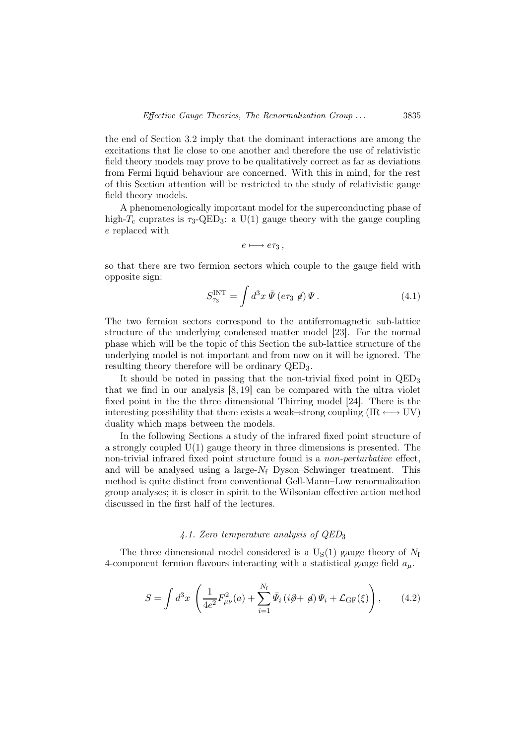the end of Section 3.2 imply that the dominant interactions are among the excitations that lie close to one another and therefore the use of relativistic field theory models may prove to be qualitatively correct as far as deviations from Fermi liquid behaviour are concerned. With this in mind, for the rest of this Section attention will be restricted to the study of relativistic gauge field theory models.

A phenomenologically important model for the superconducting phase of high-$T_c$ cuprates is $\tau_3$-QED$_3$: a U(1) gauge theory with the gauge coupling $e$ replaced with

$$e \longmapsto e\tau_3 \,,$$

so that there are two fermion sectors which couple to the gauge field with opposite sign:

$$S^{\rm INT}_{\tau_3} = \int d^3x \, \bar{\Psi} \left( e\tau_3 \, \not{a} \right) \Psi \,. \tag{4.1}$$

The two fermion sectors correspond to the antiferromagnetic sub-lattice structure of the underlying condensed matter model [23]. For the normal phase which will be the topic of this Section the sub-lattice structure of the underlying model is not important and from now on it will be ignored. The resulting theory therefore will be ordinary QED$_3$.

It should be noted in passing that the non-trivial fixed point in QED$_3$ that we find in our analysis [8, 19] can be compared with the ultra violet fixed point in the the three dimensional Thirring model [24]. There is the interesting possibility that there exists a weak–strong coupling (IR $\longleftrightarrow$ UV) duality which maps between the models.

In the following Sections a study of the infrared fixed point structure of a strongly coupled U(1) gauge theory in three dimensions is presented. The non-trivial infrared fixed point structure found is a *non-perturbative* effect, and will be analysed using a large-$N_{\rm f}$ Dyson–Schwinger treatment. This method is quite distinct from conventional Gell-Mann–Low renormalization group analyses; it is closer in spirit to the Wilsonian effective action method discussed in the first half of the lectures.

### *4.1. Zero temperature analysis of QED$_3$*

The three dimensional model considered is a U$_{\rm S}$(1) gauge theory of $N_{\rm f}$ 4-component fermion flavours interacting with a statistical gauge field $a_\mu$.

$$S = \int d^3x \, \left( \frac{1}{4e^2} F^2_{\mu\nu}(a) + \sum_{i=1}^{N_{\rm f}} \bar{\Psi}_i \left( i\not{\partial} + \not{a} \right) \Psi_i + \mathcal{L}_{\rm GF}(\xi) \right), \tag{4.2}$$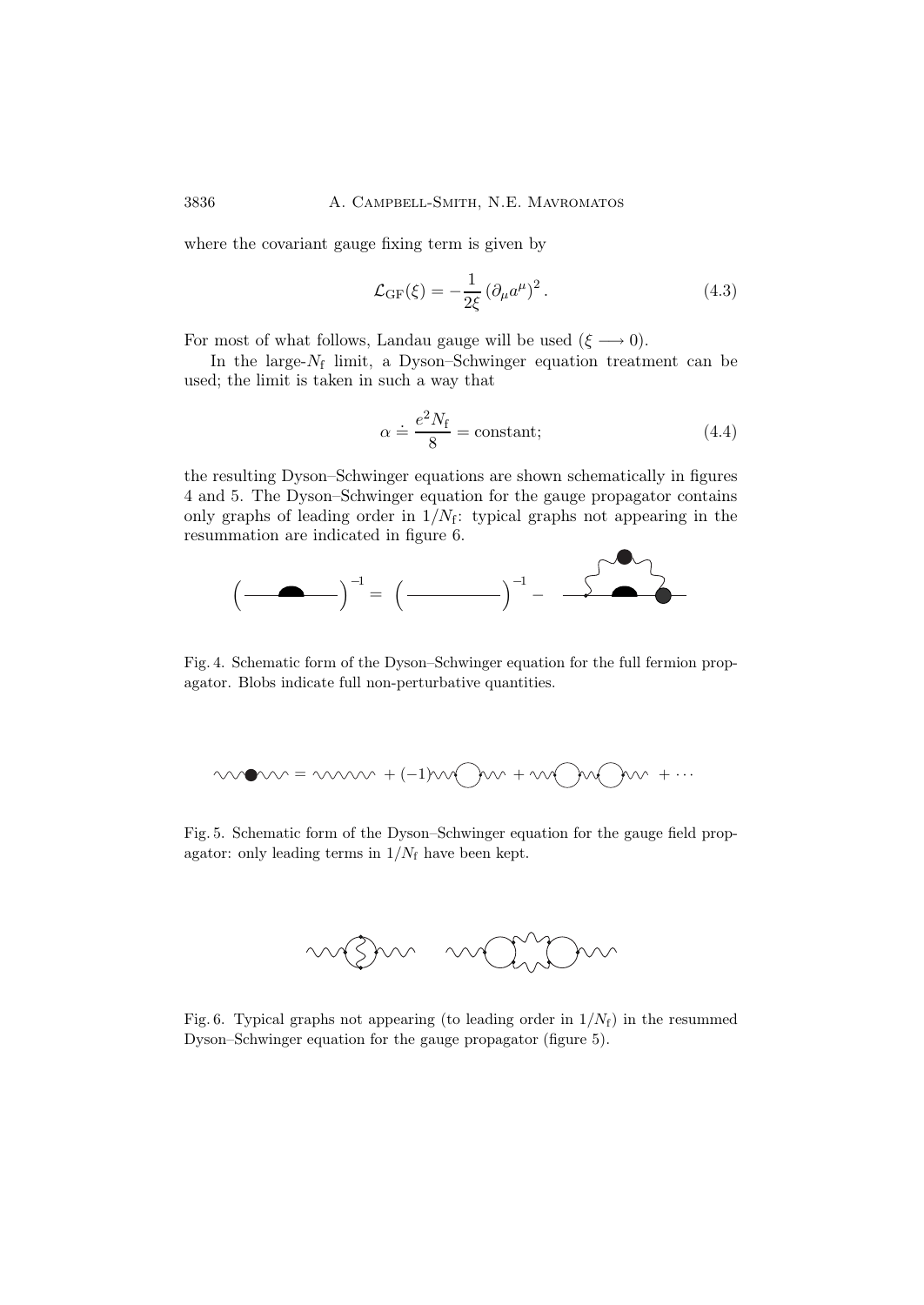where the covariant gauge fixing term is given by

$$\mathcal{L}_{\rm GF}(\xi) = -\frac{1}{2\xi}\left(\partial_\mu a^\mu\right)^2 . \tag{4.3}$$

For most of what follows, Landau gauge will be used ($\xi \longrightarrow 0$).

In the large-$N_{\rm f}$ limit, a Dyson–Schwinger equation treatment can be used; the limit is taken in such a way that

$$\alpha \doteq \frac{e^2 N_{\rm f}}{8} = \text{constant}; \tag{4.4}$$

the resulting Dyson–Schwinger equations are shown schematically in figures 4 and 5. The Dyson–Schwinger equation for the gauge propagator contains only graphs of leading order in $1/N_{\rm f}$: typical graphs not appearing in the resummation are indicated in figure 6.

Fig. 4. Schematic form of the Dyson–Schwinger equation for the full fermion propagator. Blobs indicate full non-perturbative quantities.

Fig. 5. Schematic form of the Dyson–Schwinger equation for the gauge field propagator: only leading terms in $1/N_{\rm f}$ have been kept.

Fig. 6. Typical graphs not appearing (to leading order in $1/N_{\rm f}$) in the resummed Dyson–Schwinger equation for the gauge propagator (figure 5).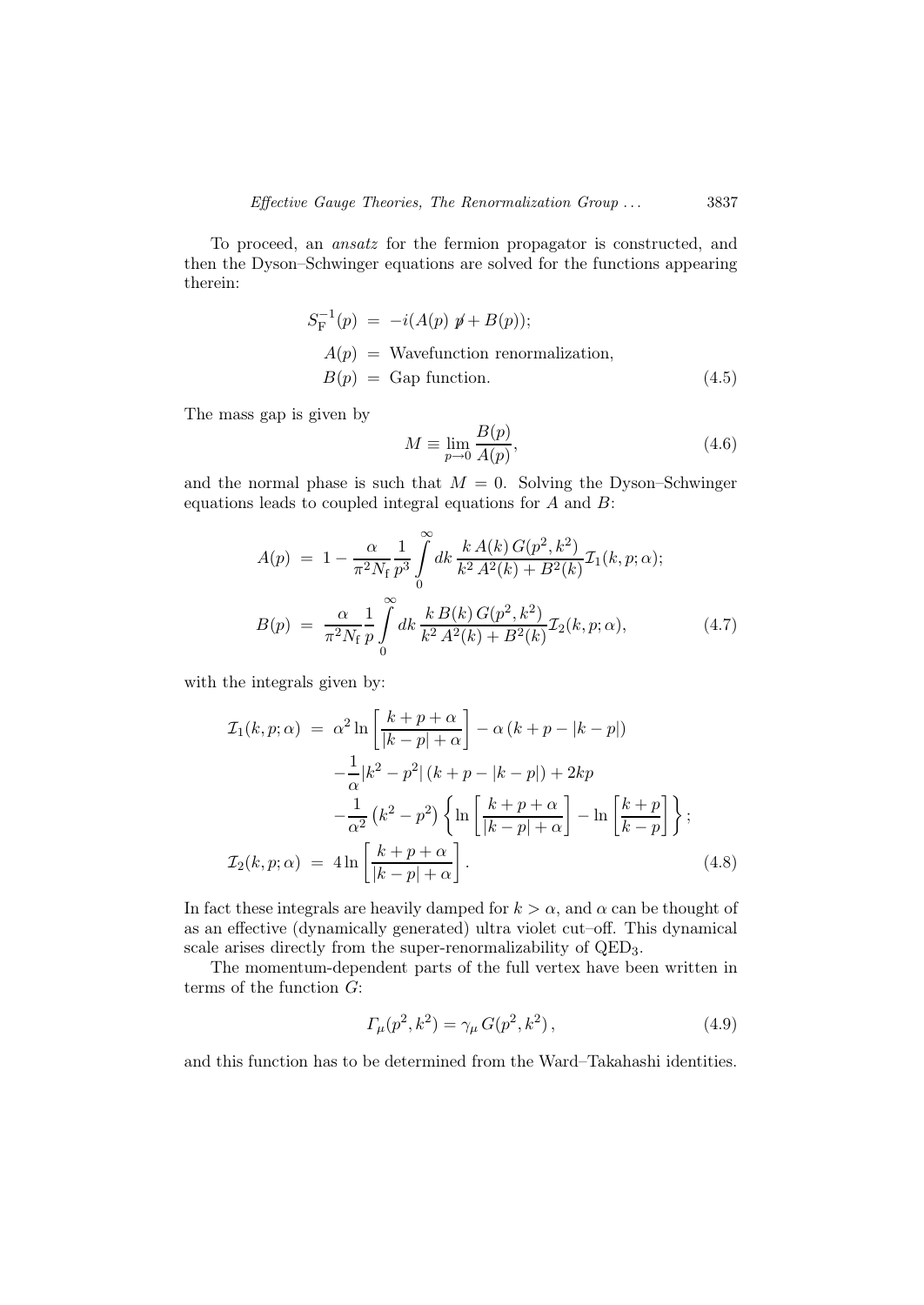To proceed, an *ansatz* for the fermion propagator is constructed, and then the Dyson–Schwinger equations are solved for the functions appearing therein:

$$
\begin{aligned}
S_{\mathrm{F}}^{-1}(p) &= -i(A(p)\, \not{p} + B(p)); \\
A(p) &= \text{Wavefunction renormalization}, \\
B(p) &= \text{Gap function}.
\end{aligned} \tag{4.5}
$$

The mass gap is given by

$$
M \equiv \lim_{p \to 0} \frac{B(p)}{A(p)}, \tag{4.6}
$$

and the normal phase is such that $M = 0$. Solving the Dyson–Schwinger equations leads to coupled integral equations for $A$ and $B$:

$$
\begin{aligned}
A(p) &= 1 - \frac{\alpha}{\pi^2 N_{\mathrm{f}}} \frac{1}{p^3} \int_0^\infty dk \, \frac{k\, A(k)\, G(p^2, k^2)}{k^2 A^2(k) + B^2(k)} \mathcal{I}_1(k, p; \alpha); \\
B(p) &= \frac{\alpha}{\pi^2 N_{\mathrm{f}}} \frac{1}{p} \int_0^\infty dk \, \frac{k\, B(k)\, G(p^2, k^2)}{k^2 A^2(k) + B^2(k)} \mathcal{I}_2(k, p; \alpha),
\end{aligned} \tag{4.7}
$$

with the integrals given by:

$$
\begin{aligned}
\mathcal{I}_1(k, p; \alpha) &= \alpha^2 \ln \left[ \frac{k + p + \alpha}{|k - p| + \alpha} \right] - \alpha \left( k + p - |k - p| \right) \\
&\quad - \frac{1}{\alpha} |k^2 - p^2| \left( k + p - |k - p| \right) + 2kp \\
&\quad - \frac{1}{\alpha^2} \left( k^2 - p^2 \right) \left\{ \ln \left[ \frac{k + p + \alpha}{|k - p| + \alpha} \right] - \ln \left[ \frac{k + p}{k - p} \right] \right\}; \\
\mathcal{I}_2(k, p; \alpha) &= 4 \ln \left[ \frac{k + p + \alpha}{|k - p| + \alpha} \right].
\end{aligned} \tag{4.8}
$$

In fact these integrals are heavily damped for $k > \alpha$, and $\alpha$ can be thought of as an effective (dynamically generated) ultra violet cut–off. This dynamical scale arises directly from the super-renormalizability of $\mathrm{QED}_3$.

The momentum-dependent parts of the full vertex have been written in terms of the function $G$:

$$
\Gamma_\mu(p^2, k^2) = \gamma_\mu \, G(p^2, k^2) \,, \tag{4.9}
$$

and this function has to be determined from the Ward–Takahashi identities.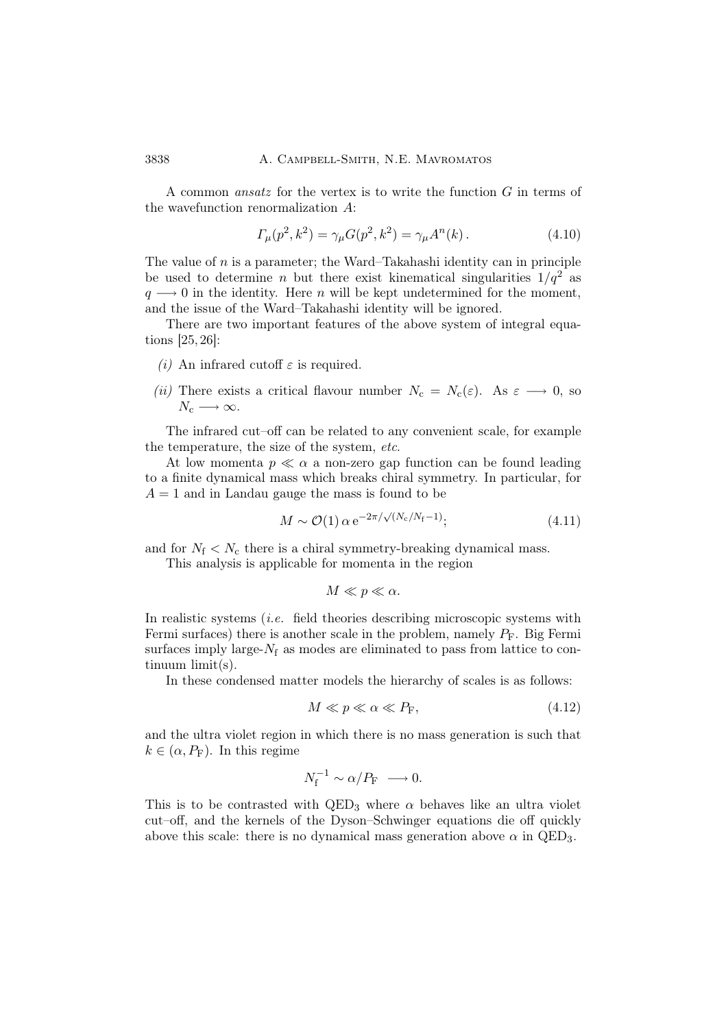A common *ansatz* for the vertex is to write the function $G$ in terms of the wavefunction renormalization $A$:

$$\Gamma_\mu(p^2, k^2) = \gamma_\mu G(p^2, k^2) = \gamma_\mu A^n(k)\,. \tag{4.10}$$

The value of $n$ is a parameter; the Ward–Takahashi identity can in principle be used to determine $n$ but there exist kinematical singularities $1/q^2$ as $q \longrightarrow 0$ in the identity. Here $n$ will be kept undetermined for the moment, and the issue of the Ward–Takahashi identity will be ignored.

There are two important features of the above system of integral equations [25, 26]:

*(i)* An infrared cutoff $\varepsilon$ is required.

*(ii)* There exists a critical flavour number $N_c = N_c(\varepsilon)$. As $\varepsilon \longrightarrow 0$, so $N_c \longrightarrow \infty$.

The infrared cut–off can be related to any convenient scale, for example the temperature, the size of the system, *etc*.

At low momenta $p \ll \alpha$ a non-zero gap function can be found leading to a finite dynamical mass which breaks chiral symmetry. In particular, for $A = 1$ and in Landau gauge the mass is found to be

$$M \sim \mathcal{O}(1)\,\alpha\, \mathrm{e}^{-2\pi/\sqrt{(N_c/N_f - 1)}}; \tag{4.11}$$

and for $N_f < N_c$ there is a chiral symmetry-breaking dynamical mass.

This analysis is applicable for momenta in the region

$$M \ll p \ll \alpha.$$

In realistic systems (*i.e.* field theories describing microscopic systems with Fermi surfaces) there is another scale in the problem, namely $P_F$. Big Fermi surfaces imply large-$N_f$ as modes are eliminated to pass from lattice to continuum limit(s).

In these condensed matter models the hierarchy of scales is as follows:

$$M \ll p \ll \alpha \ll P_F, \tag{4.12}$$

and the ultra violet region in which there is no mass generation is such that $k \in (\alpha, P_F)$. In this regime

$$N_f^{-1} \sim \alpha/P_F \;\longrightarrow 0.$$

This is to be contrasted with QED$_3$ where $\alpha$ behaves like an ultra violet cut–off, and the kernels of the Dyson–Schwinger equations die off quickly above this scale: there is no dynamical mass generation above $\alpha$ in QED$_3$.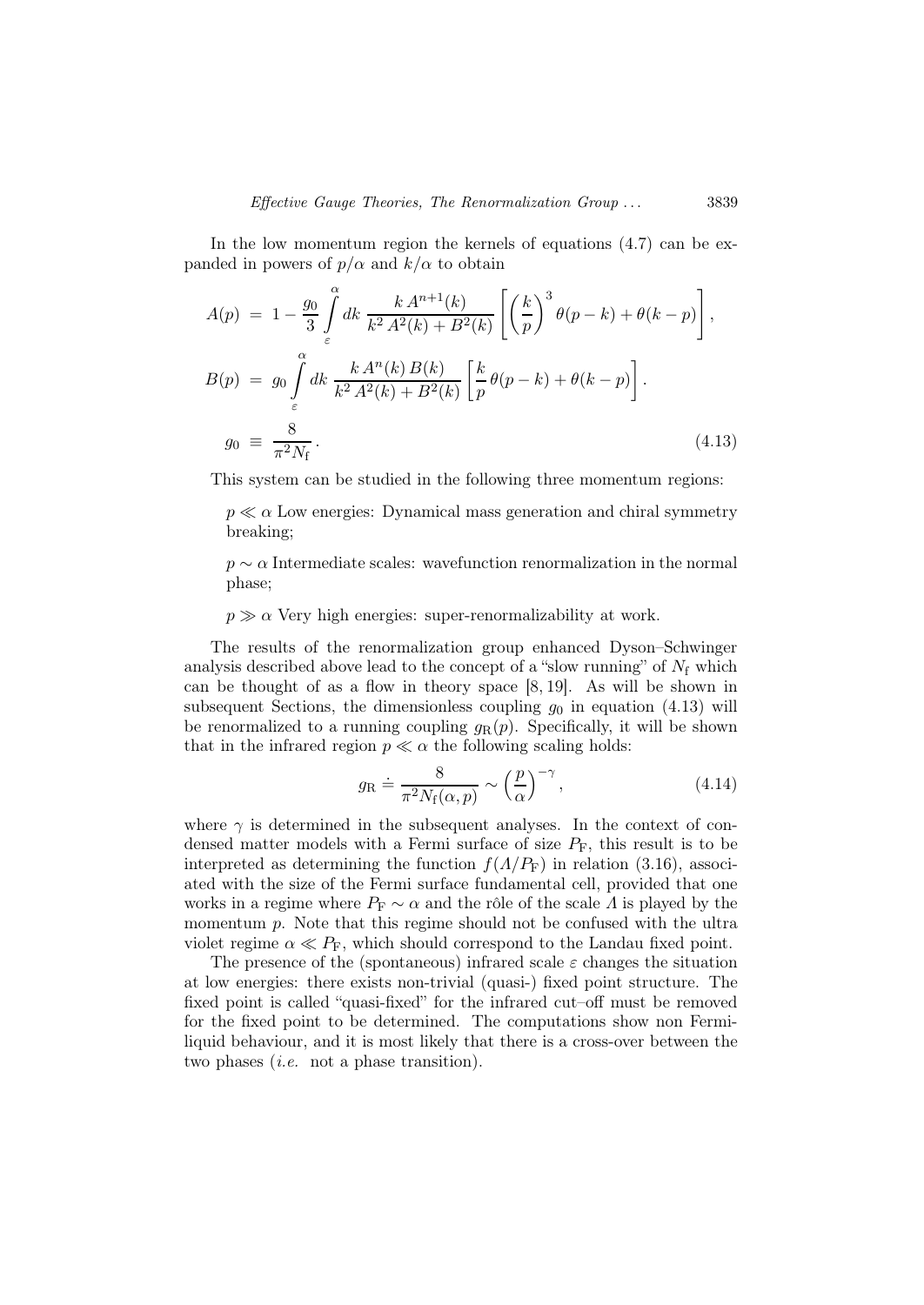In the low momentum region the kernels of equations (4.7) can be expanded in powers of $p/\alpha$ and $k/\alpha$ to obtain

$$
\begin{aligned}
A(p) &= 1 - \frac{g_0}{3} \int_{\varepsilon}^{\alpha} dk \, \frac{k \, A^{n+1}(k)}{k^2 \, A^2(k) + B^2(k)} \left[ \left( \frac{k}{p} \right)^3 \theta(p-k) + \theta(k-p) \right], \\
B(p) &= g_0 \int_{\varepsilon}^{\alpha} dk \, \frac{k \, A^n(k) \, B(k)}{k^2 \, A^2(k) + B^2(k)} \left[ \frac{k}{p} \, \theta(p-k) + \theta(k-p) \right]. \\
g_0 &\equiv \frac{8}{\pi^2 N_{\mathrm{f}}} \, .
\end{aligned}
\tag{4.13}
$$

This system can be studied in the following three momentum regions:

$p \ll \alpha$ Low energies: Dynamical mass generation and chiral symmetry breaking;

$p \sim \alpha$ Intermediate scales: wavefunction renormalization in the normal phase;

$p \gg \alpha$ Very high energies: super-renormalizability at work.

The results of the renormalization group enhanced Dyson–Schwinger analysis described above lead to the concept of a "slow running" of $N_{\mathrm{f}}$ which can be thought of as a flow in theory space [8, 19]. As will be shown in subsequent Sections, the dimensionless coupling $g_0$ in equation (4.13) will be renormalized to a running coupling $g_{\mathrm{R}}(p)$. Specifically, it will be shown that in the infrared region $p \ll \alpha$ the following scaling holds:

$$
g_{\mathrm{R}} \doteq \frac{8}{\pi^2 N_{\mathrm{f}}(\alpha, p)} \sim \left( \frac{p}{\alpha} \right)^{-\gamma}, \tag{4.14}
$$

where $\gamma$ is determined in the subsequent analyses. In the context of condensed matter models with a Fermi surface of size $P_{\mathrm{F}}$, this result is to be interpreted as determining the function $f(\Lambda/P_{\mathrm{F}})$ in relation (3.16), associated with the size of the Fermi surface fundamental cell, provided that one works in a regime where $P_{\mathrm{F}} \sim \alpha$ and the rôle of the scale $\Lambda$ is played by the momentum $p$. Note that this regime should not be confused with the ultra violet regime $\alpha \ll P_{\mathrm{F}}$, which should correspond to the Landau fixed point.

The presence of the (spontaneous) infrared scale $\varepsilon$ changes the situation at low energies: there exists non-trivial (quasi-) fixed point structure. The fixed point is called "quasi-fixed" for the infrared cut–off must be removed for the fixed point to be determined. The computations show non Fermi-liquid behaviour, and it is most likely that there is a cross-over between the two phases (*i.e.* not a phase transition).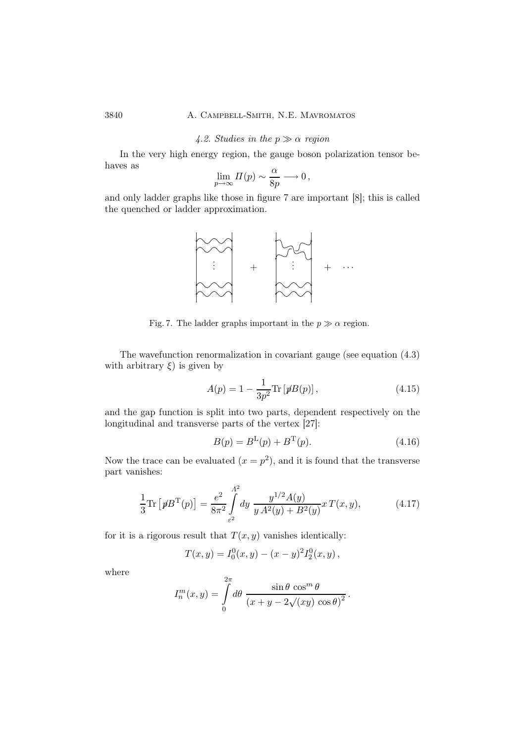### 4.2. Studies in the $p \gg \alpha$ region

In the very high energy region, the gauge boson polarization tensor behaves as

$$\lim_{p\to\infty} \Pi(p) \sim \frac{\alpha}{8p} \longrightarrow 0\,,$$

and only ladder graphs like those in figure 7 are important [8]; this is called the quenched or ladder approximation.

Fig. 7. The ladder graphs important in the $p \gg \alpha$ region.

The wavefunction renormalization in covariant gauge (see equation (4.3) with arbitrary $\xi$) is given by

$$A(p) = 1 - \frac{1}{3p^2}\mathrm{Tr}\left[\not{p}B(p)\right], \tag{4.15}$$

and the gap function is split into two parts, dependent respectively on the longitudinal and transverse parts of the vertex [27]:

$$B(p) = B^{\mathrm{L}}(p) + B^{\mathrm{T}}(p). \tag{4.16}$$

Now the trace can be evaluated ($x = p^2$), and it is found that the transverse part vanishes:

$$\frac{1}{3}\mathrm{Tr}\left[\not{p}B^{\mathrm{T}}(p)\right] = \frac{e^2}{8\pi^2}\int\limits_{\varepsilon^2}^{\Lambda^2} dy\, \frac{y^{1/2}A(y)}{y\,A^2(y) + B^2(y)} x\,T(x,y), \tag{4.17}$$

for it is a rigorous result that $T(x,y)$ vanishes identically:

$$T(x,y) = I_0^0(x,y) - (x-y)^2 I_2^0(x,y)\,,$$

where

$$I_n^m(x,y) = \int\limits_0^{2\pi} d\theta\, \frac{\sin\theta\,\cos^m\theta}{\left(x + y - 2\sqrt{(xy)}\,\cos\theta\right)^2}\,.$$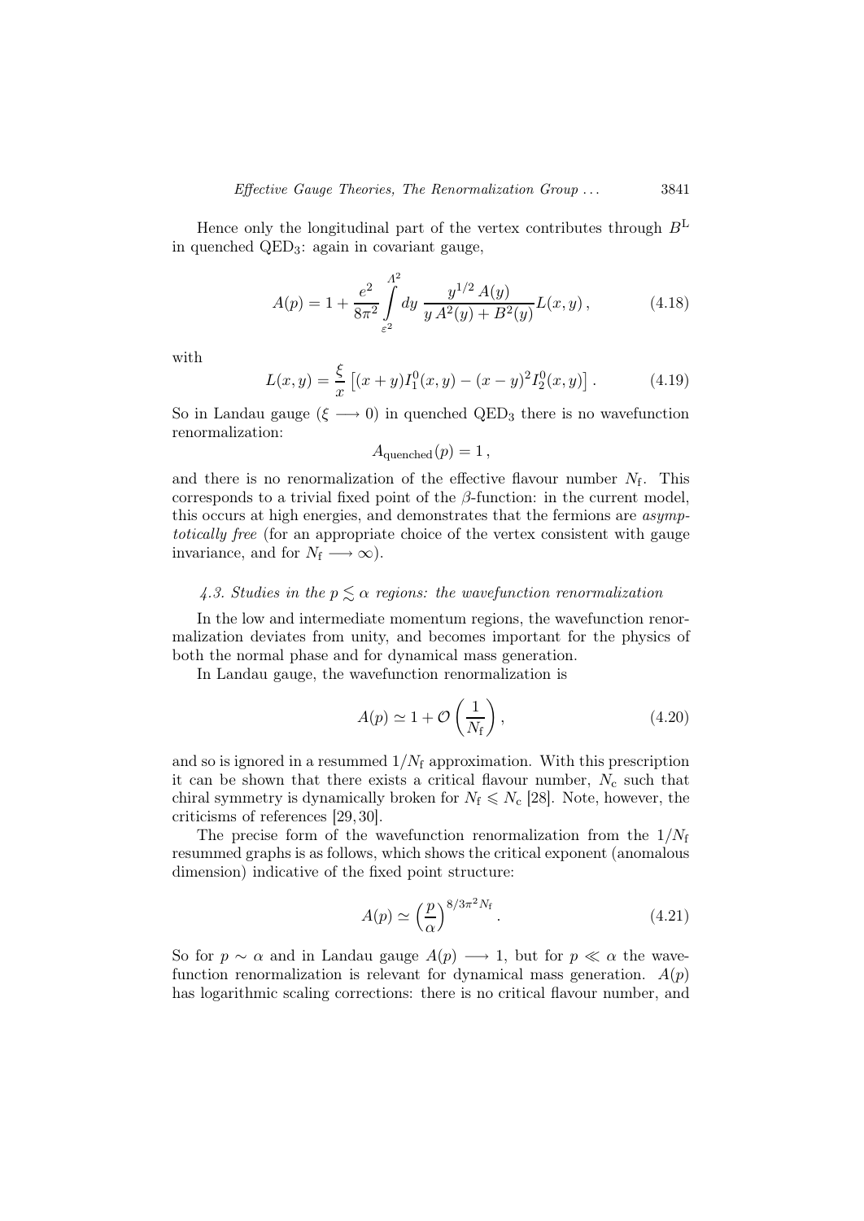Hence only the longitudinal part of the vertex contributes through $B^{\rm L}$ in quenched QED$_3$: again in covariant gauge,

$$A(p) = 1 + \frac{e^2}{8\pi^2} \int_{\varepsilon^2}^{\Lambda^2} dy \; \frac{y^{1/2}\, A(y)}{y\, A^2(y) + B^2(y)} L(x,y)\,, \tag{4.18}$$

with

$$L(x,y) = \frac{\xi}{x}\left[(x+y) I_1^0(x,y) - (x-y)^2 I_2^0(x,y)\right]. \tag{4.19}$$

So in Landau gauge ($\xi \longrightarrow 0$) in quenched QED$_3$ there is no wavefunction renormalization:

$$A_{\rm quenched}(p) = 1\,,$$

and there is no renormalization of the effective flavour number $N_{\rm f}$. This corresponds to a trivial fixed point of the $\beta$-function: in the current model, this occurs at high energies, and demonstrates that the fermions are *asymptotically free* (for an appropriate choice of the vertex consistent with gauge invariance, and for $N_{\rm f} \longrightarrow \infty$).

### 4.3. Studies in the $p \lesssim \alpha$ regions: the wavefunction renormalization

In the low and intermediate momentum regions, the wavefunction renormalization deviates from unity, and becomes important for the physics of both the normal phase and for dynamical mass generation.

In Landau gauge, the wavefunction renormalization is

$$A(p) \simeq 1 + \mathcal{O}\left(\frac{1}{N_{\rm f}}\right), \tag{4.20}$$

and so is ignored in a resummed $1/N_{\rm f}$ approximation. With this prescription it can be shown that there exists a critical flavour number, $N_{\rm c}$ such that chiral symmetry is dynamically broken for $N_{\rm f} \leqslant N_{\rm c}$ [28]. Note, however, the criticisms of references [29,30].

The precise form of the wavefunction renormalization from the $1/N_{\rm f}$ resummed graphs is as follows, which shows the critical exponent (anomalous dimension) indicative of the fixed point structure:

$$A(p) \simeq \left(\frac{p}{\alpha}\right)^{8/3\pi^2 N_{\rm f}}. \tag{4.21}$$

So for $p \sim \alpha$ and in Landau gauge $A(p) \longrightarrow 1$, but for $p \ll \alpha$ the wavefunction renormalization is relevant for dynamical mass generation. $A(p)$ has logarithmic scaling corrections: there is no critical flavour number, and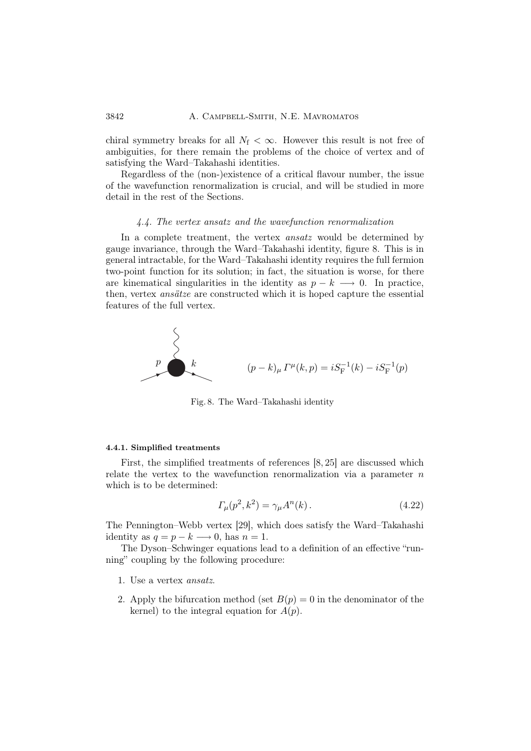chiral symmetry breaks for all $N_{\mathrm{f}} < \infty$. However this result is not free of ambiguities, for there remain the problems of the choice of vertex and of satisfying the Ward–Takahashi identities.

Regardless of the (non-)existence of a critical flavour number, the issue of the wavefunction renormalization is crucial, and will be studied in more detail in the rest of the Sections.

### *4.4. The vertex ansatz and the wavefunction renormalization*

In a complete treatment, the vertex *ansatz* would be determined by gauge invariance, through the Ward–Takahashi identity, figure 8. This is in general intractable, for the Ward–Takahashi identity requires the full fermion two-point function for its solution; in fact, the situation is worse, for there are kinematical singularities in the identity as $p - k \longrightarrow 0$. In practice, then, vertex *ansätze* are constructed which it is hoped capture the essential features of the full vertex.

$$(p-k)_\mu \, \Gamma^\mu(k,p) = iS_{\mathrm{F}}^{-1}(k) - iS_{\mathrm{F}}^{-1}(p)$$

Fig. 8. The Ward–Takahashi identity

#### 4.4.1. Simplified treatments

First, the simplified treatments of references [8, 25] are discussed which relate the vertex to the wavefunction renormalization via a parameter $n$ which is to be determined:

$$\Gamma_\mu(p^2, k^2) = \gamma_\mu A^n(k)\,. \tag{4.22}$$

The Pennington–Webb vertex [29], which does satisfy the Ward–Takahashi identity as $q = p - k \longrightarrow 0$, has $n = 1$.

The Dyson–Schwinger equations lead to a definition of an effective "running" coupling by the following procedure:

1. Use a vertex *ansatz*.
2. Apply the bifurcation method (set $B(p) = 0$ in the denominator of the kernel) to the integral equation for $A(p)$.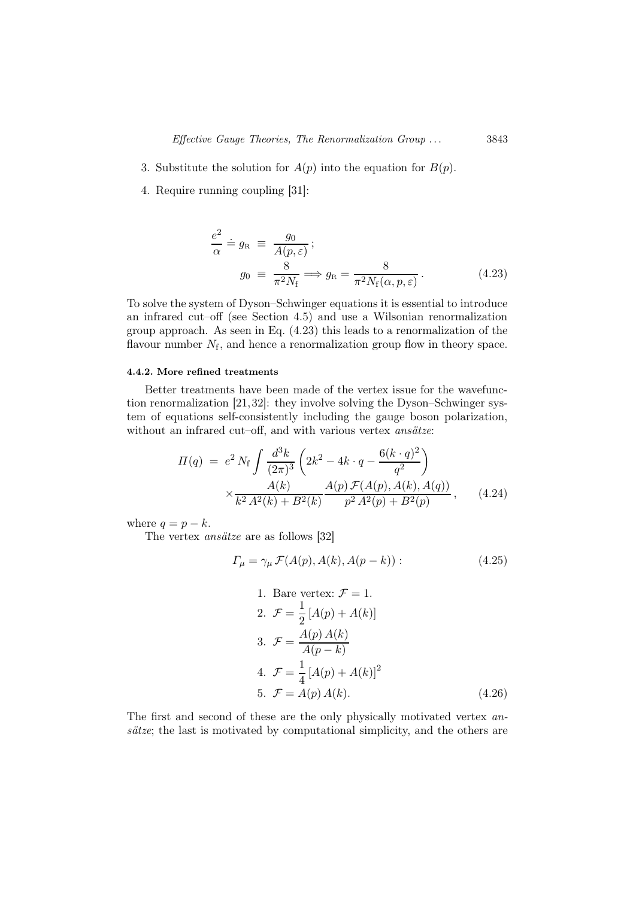3. Substitute the solution for $A(p)$ into the equation for $B(p)$.
4. Require running coupling [31]:

$$\frac{e^2}{\alpha} \doteq g_{\rm R} \equiv \frac{g_0}{A(p,\varepsilon)}\,; \qquad g_0 \equiv \frac{8}{\pi^2 N_{\rm f}} \Longrightarrow g_{\rm R} = \frac{8}{\pi^2 N_{\rm f}(\alpha, p, \varepsilon)}\,. \tag{4.23}$$

To solve the system of Dyson–Schwinger equations it is essential to introduce an infrared cut–off (see Section 4.5) and use a Wilsonian renormalization group approach. As seen in Eq. (4.23) this leads to a renormalization of the flavour number $N_{\rm f}$, and hence a renormalization group flow in theory space.

#### 4.4.2. More refined treatments

Better treatments have been made of the vertex issue for the wavefunction renormalization [21,32]: they involve solving the Dyson–Schwinger system of equations self-consistently including the gauge boson polarization, without an infrared cut–off, and with various vertex *ansätze*:

$$\Pi(q) = e^2 N_{\rm f} \int \frac{d^3k}{(2\pi)^3} \left( 2k^2 - 4k\cdot q - \frac{6(k\cdot q)^2}{q^2} \right) \times \frac{A(k)}{k^2 A^2(k) + B^2(k)} \frac{A(p)\,\mathcal{F}(A(p), A(k), A(q))}{p^2 A^2(p) + B^2(p)}\,, \tag{4.24}$$

where $q = p - k$.

The vertex *ansätze* are as follows [32]

$$\Gamma_\mu = \gamma_\mu\, \mathcal{F}(A(p), A(k), A(p-k)) : \tag{4.25}$$

1. Bare vertex: $\mathcal{F} = 1$.
2. $\mathcal{F} = \frac{1}{2}\left[A(p) + A(k)\right]$
3. $\mathcal{F} = \frac{A(p)\,A(k)}{A(p-k)}$
4. $\mathcal{F} = \frac{1}{4}\left[A(p) + A(k)\right]^2$
5. $\mathcal{F} = A(p)\,A(k)$. (4.26)

The first and second of these are the only physically motivated vertex *ansätze*; the last is motivated by computational simplicity, and the others are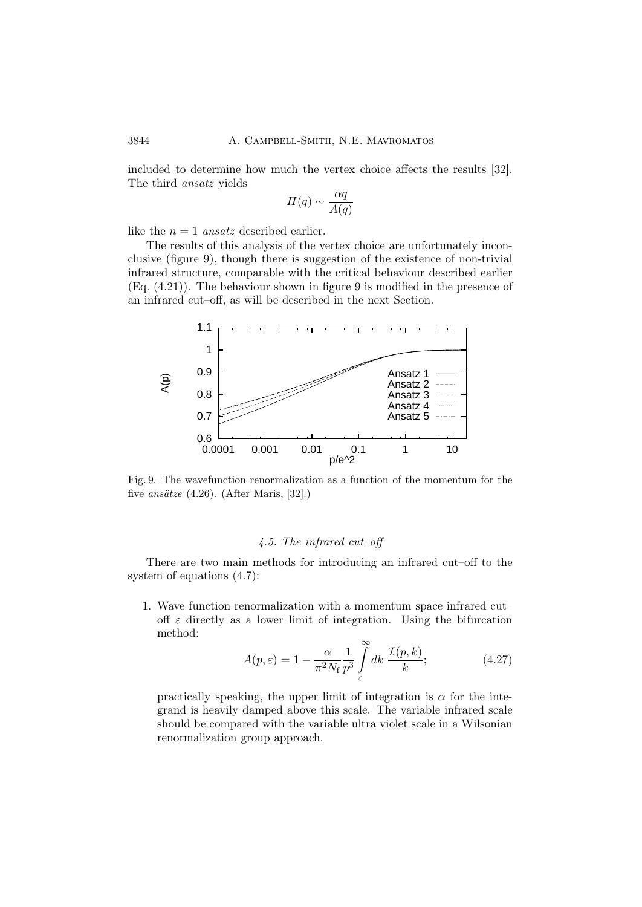included to determine how much the vertex choice affects the results [32]. The third *ansatz* yields

$$\Pi(q) \sim \frac{\alpha q}{A(q)}$$

like the $n = 1$ *ansatz* described earlier.

The results of this analysis of the vertex choice are unfortunately inconclusive (figure 9), though there is suggestion of the existence of non-trivial infrared structure, comparable with the critical behaviour described earlier (Eq. (4.21)). The behaviour shown in figure 9 is modified in the presence of an infrared cut–off, as will be described in the next Section.

Fig. 9. The wavefunction renormalization as a function of the momentum for the five *ansätze* (4.26). (After Maris, [32].)

### 4.5. The infrared cut–off

There are two main methods for introducing an infrared cut–off to the system of equations (4.7):

1. Wave function renormalization with a momentum space infrared cut–off $\varepsilon$ directly as a lower limit of integration. Using the bifurcation method:

$$A(p, \varepsilon) = 1 - \frac{\alpha}{\pi^2 N_{\rm f}} \frac{1}{p^3} \int_{\varepsilon}^{\infty} dk \, \frac{\mathcal{I}(p, k)}{k}; \tag{4.27}$$

practically speaking, the upper limit of integration is $\alpha$ for the integrand is heavily damped above this scale. The variable infrared scale should be compared with the variable ultra violet scale in a Wilsonian renormalization group approach.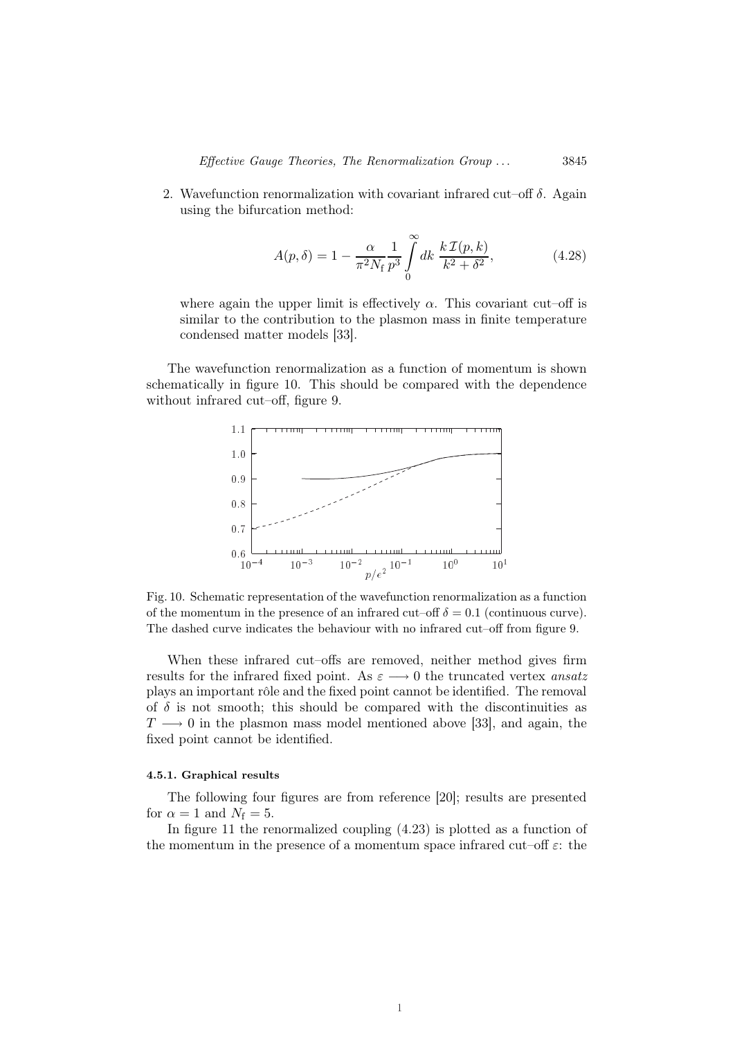2. Wavefunction renormalization with covariant infrared cut–off $\delta$. Again using the bifurcation method:

$$A(p,\delta) = 1 - \frac{\alpha}{\pi^2 N_{\rm f}} \frac{1}{p^3} \int_0^\infty dk \; \frac{k\,\mathcal{I}(p,k)}{k^2+\delta^2}, \tag{4.28}$$

where again the upper limit is effectively $\alpha$. This covariant cut–off is similar to the contribution to the plasmon mass in finite temperature condensed matter models [33].

The wavefunction renormalization as a function of momentum is shown schematically in figure 10. This should be compared with the dependence without infrared cut–off, figure 9.

Fig. 10. Schematic representation of the wavefunction renormalization as a function of the momentum in the presence of an infrared cut–off $\delta = 0.1$ (continuous curve). The dashed curve indicates the behaviour with no infrared cut–off from figure 9.

When these infrared cut–offs are removed, neither method gives firm results for the infrared fixed point. As $\varepsilon \longrightarrow 0$ the truncated vertex *ansatz* plays an important rôle and the fixed point cannot be identified. The removal of $\delta$ is not smooth; this should be compared with the discontinuities as $T \longrightarrow 0$ in the plasmon mass model mentioned above [33], and again, the fixed point cannot be identified.

#### 4.5.1. Graphical results

The following four figures are from reference [20]; results are presented for $\alpha = 1$ and $N_{\rm f} = 5$.

In figure 11 the renormalized coupling (4.23) is plotted as a function of the momentum in the presence of a momentum space infrared cut–off $\varepsilon$: the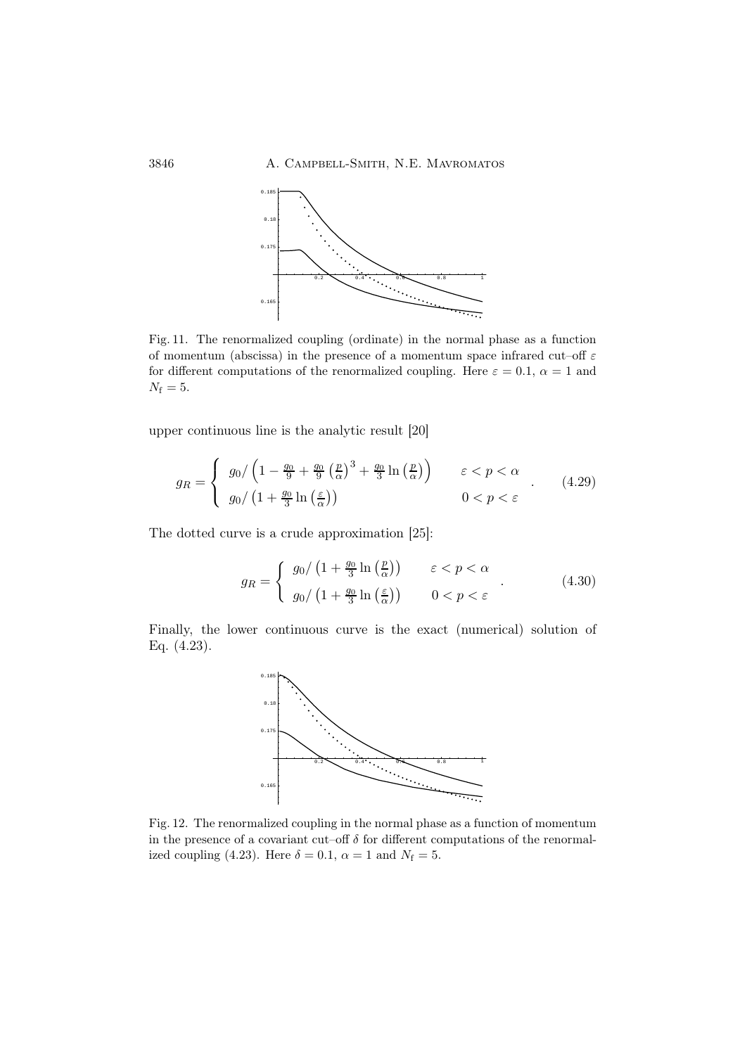Fig. 11. The renormalized coupling (ordinate) in the normal phase as a function of momentum (abscissa) in the presence of a momentum space infrared cut–off $\varepsilon$ for different computations of the renormalized coupling. Here $\varepsilon = 0.1$, $\alpha = 1$ and $N_{\rm f} = 5$.

upper continuous line is the analytic result [20]

$$g_R = \begin{cases} g_0 / \left(1 - \frac{g_0}{9} + \frac{g_0}{9}\left(\frac{p}{\alpha}\right)^3 + \frac{g_0}{3}\ln\left(\frac{p}{\alpha}\right)\right) & \varepsilon < p < \alpha \\ g_0 / \left(1 + \frac{g_0}{3}\ln\left(\frac{\varepsilon}{\alpha}\right)\right) & 0 < p < \varepsilon \end{cases} . \tag{4.29}$$

The dotted curve is a crude approximation [25]:

$$g_R = \begin{cases} g_0 / \left(1 + \frac{g_0}{3}\ln\left(\frac{p}{\alpha}\right)\right) & \varepsilon < p < \alpha \\ g_0 / \left(1 + \frac{g_0}{3}\ln\left(\frac{\varepsilon}{\alpha}\right)\right) & 0 < p < \varepsilon \end{cases} . \tag{4.30}$$

Finally, the lower continuous curve is the exact (numerical) solution of Eq. (4.23).

Fig. 12. The renormalized coupling in the normal phase as a function of momentum in the presence of a covariant cut–off $\delta$ for different computations of the renormalized coupling (4.23). Here $\delta = 0.1$, $\alpha = 1$ and $N_{\rm f} = 5$.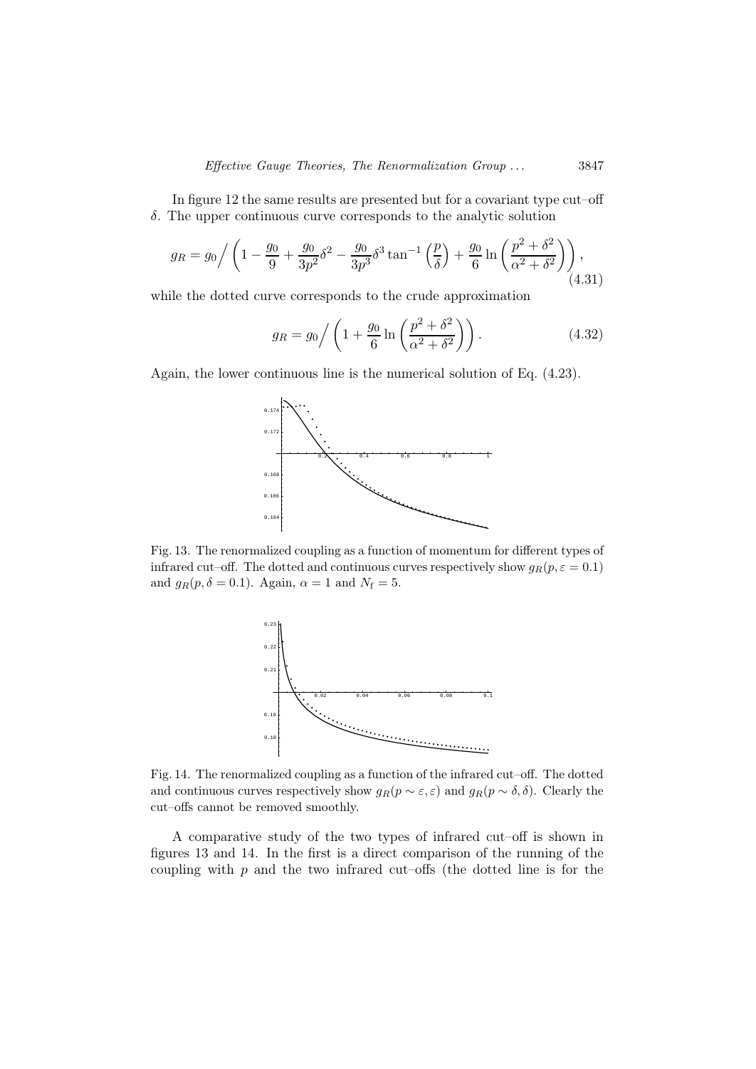In figure 12 the same results are presented but for a covariant type cut–off $\delta$. The upper continuous curve corresponds to the analytic solution

$$g_R = g_0 \Big/ \left( 1 - \frac{g_0}{9} + \frac{g_0}{3p^2}\delta^2 - \frac{g_0}{3p^3}\delta^3 \tan^{-1}\left(\frac{p}{\delta}\right) + \frac{g_0}{6} \ln\left(\frac{p^2+\delta^2}{\alpha^2+\delta^2}\right) \right), \tag{4.31}$$

while the dotted curve corresponds to the crude approximation

$$g_R = g_0 \Big/ \left( 1 + \frac{g_0}{6} \ln\left(\frac{p^2+\delta^2}{\alpha^2+\delta^2}\right) \right). \tag{4.32}$$

Again, the lower continuous line is the numerical solution of Eq. (4.23).

Fig. 13. The renormalized coupling as a function of momentum for different types of infrared cut–off. The dotted and continuous curves respectively show $g_R(p, \varepsilon = 0.1)$ and $g_R(p, \delta = 0.1)$. Again, $\alpha = 1$ and $N_f = 5$.

Fig. 14. The renormalized coupling as a function of the infrared cut–off. The dotted and continuous curves respectively show $g_R(p \sim \varepsilon, \varepsilon)$ and $g_R(p \sim \delta, \delta)$. Clearly the cut–offs cannot be removed smoothly.

A comparative study of the two types of infrared cut–off is shown in figures 13 and 14. In the first is a direct comparison of the running of the coupling with $p$ and the two infrared cut–offs (the dotted line is for the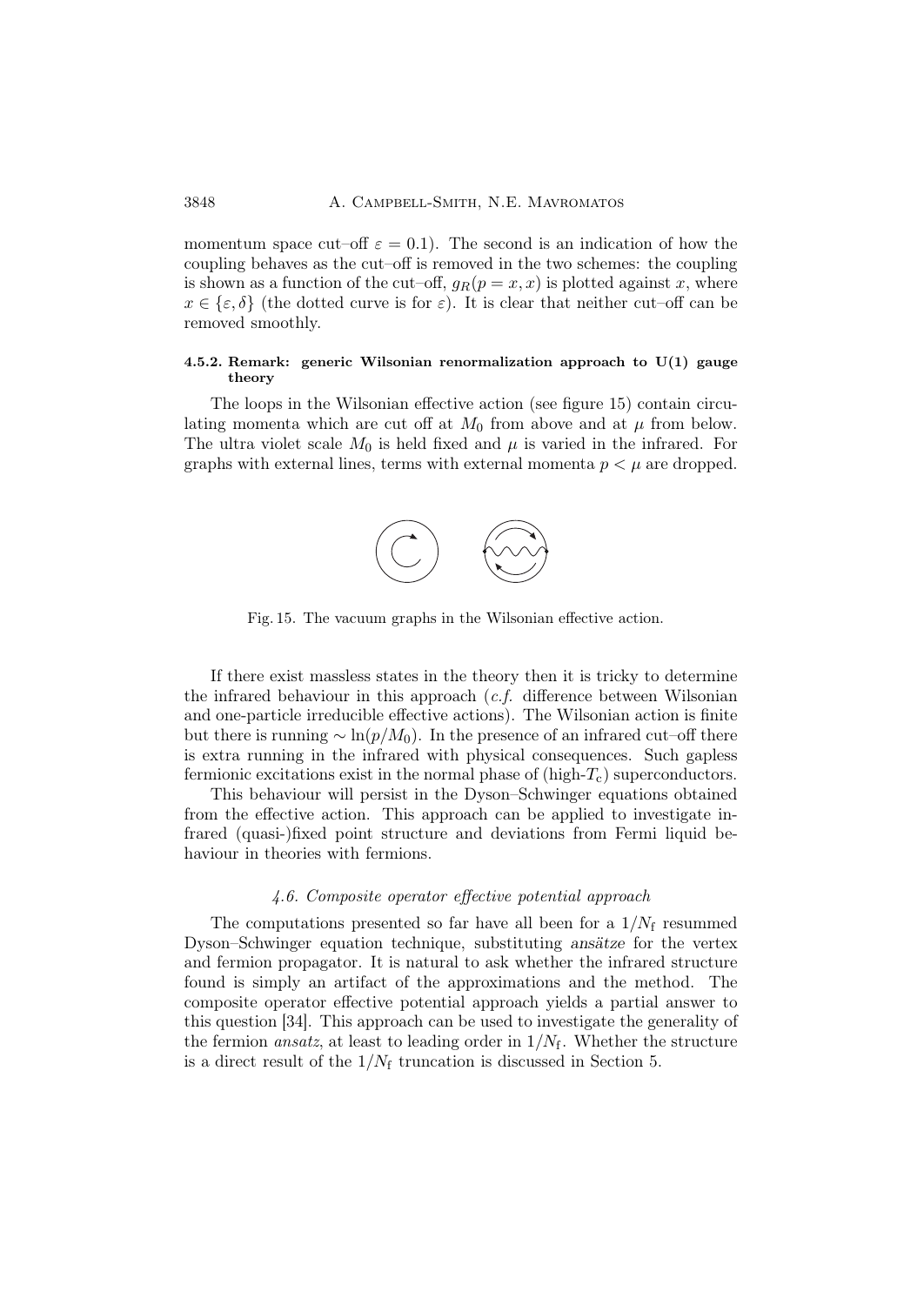momentum space cut–off $\varepsilon = 0.1$). The second is an indication of how the coupling behaves as the cut–off is removed in the two schemes: the coupling is shown as a function of the cut–off, $g_R(p = x, x)$ is plotted against $x$, where $x \in \{\varepsilon, \delta\}$ (the dotted curve is for $\varepsilon$). It is clear that neither cut–off can be removed smoothly.

#### 4.5.2. Remark: generic Wilsonian renormalization approach to U(1) gauge theory

The loops in the Wilsonian effective action (see figure 15) contain circulating momenta which are cut off at $M_0$ from above and at $\mu$ from below. The ultra violet scale $M_0$ is held fixed and $\mu$ is varied in the infrared. For graphs with external lines, terms with external momenta $p < \mu$ are dropped.

Fig. 15. The vacuum graphs in the Wilsonian effective action.

If there exist massless states in the theory then it is tricky to determine the infrared behaviour in this approach (*c.f.* difference between Wilsonian and one-particle irreducible effective actions). The Wilsonian action is finite but there is running $\sim \ln(p/M_0)$. In the presence of an infrared cut–off there is extra running in the infrared with physical consequences. Such gapless fermionic excitations exist in the normal phase of (high-$T_c$) superconductors.

This behaviour will persist in the Dyson–Schwinger equations obtained from the effective action. This approach can be applied to investigate infrared (quasi-)fixed point structure and deviations from Fermi liquid behaviour in theories with fermions.

### 4.6. Composite operator effective potential approach

The computations presented so far have all been for a $1/N_{\rm f}$ resummed Dyson–Schwinger equation technique, substituting *ansätze* for the vertex and fermion propagator. It is natural to ask whether the infrared structure found is simply an artifact of the approximations and the method. The composite operator effective potential approach yields a partial answer to this question [34]. This approach can be used to investigate the generality of the fermion *ansatz*, at least to leading order in $1/N_{\rm f}$. Whether the structure is a direct result of the $1/N_{\rm f}$ truncation is discussed in Section 5.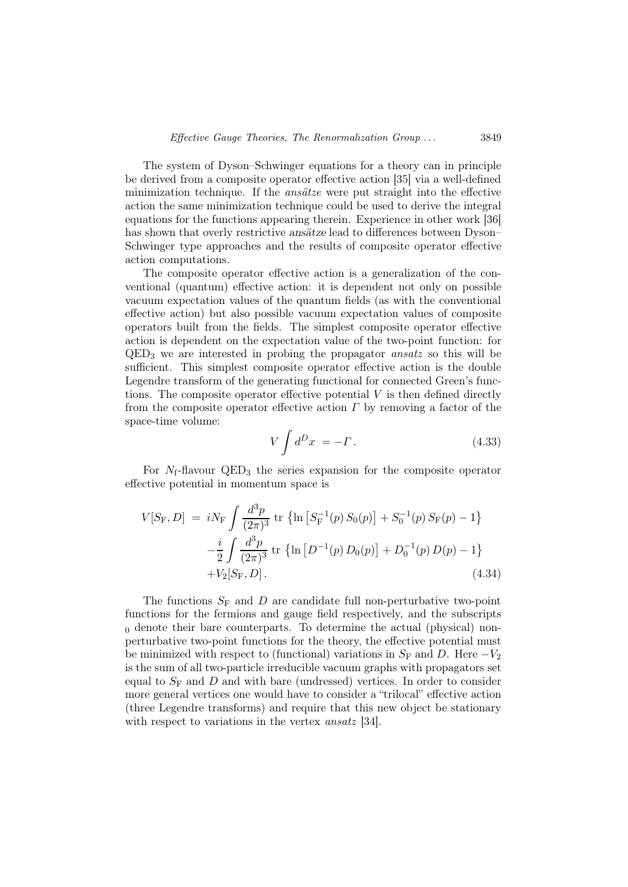The system of Dyson–Schwinger equations for a theory can in principle be derived from a composite operator effective action [35] via a well-defined minimization technique. If the *ansätze* were put straight into the effective action the same minimization technique could be used to derive the integral equations for the functions appearing therein. Experience in other work [36] has shown that overly restrictive *ansätze* lead to differences between Dyson–Schwinger type approaches and the results of composite operator effective action computations.

The composite operator effective action is a generalization of the conventional (quantum) effective action: it is dependent not only on possible vacuum expectation values of the quantum fields (as with the conventional effective action) but also possible vacuum expectation values of composite operators built from the fields. The simplest composite operator effective action is dependent on the expectation value of the two-point function: for $\mathrm{QED}_3$ we are interested in probing the propagator *ansatz* so this will be sufficient. This simplest composite operator effective action is the double Legendre transform of the generating functional for connected Green's functions. The composite operator effective potential $V$ is then defined directly from the composite operator effective action $\Gamma$ by removing a factor of the space-time volume:

$$V \int d^D x \;=\; -\Gamma \,. \tag{4.33}$$

For $N_\mathrm{f}$-flavour $\mathrm{QED}_3$ the series expansion for the composite operator effective potential in momentum space is

$$\begin{aligned}
V[S_\mathrm{F}, D] \;=\; & iN_\mathrm{F} \int \frac{d^3p}{(2\pi)^3}\, \mathrm{tr}\,\left\{ \ln\left[S_\mathrm{F}^{-1}(p)\, S_0(p)\right] + S_0^{-1}(p)\, S_\mathrm{F}(p) - 1 \right\} \\
& - \frac{i}{2} \int \frac{d^3p}{(2\pi)^3}\, \mathrm{tr}\,\left\{ \ln\left[D^{-1}(p)\, D_0(p)\right] + D_0^{-1}(p)\, D(p) - 1 \right\} \\
& + V_2[S_\mathrm{F}, D] \,.
\end{aligned} \tag{4.34}$$

The functions $S_\mathrm{F}$ and $D$ are candidate full non-perturbative two-point functions for the fermions and gauge field respectively, and the subscripts $_0$ denote their bare counterparts. To determine the actual (physical) non-perturbative two-point functions for the theory, the effective potential must be minimized with respect to (functional) variations in $S_\mathrm{F}$ and $D$. Here $-V_2$ is the sum of all two-particle irreducible vacuum graphs with propagators set equal to $S_\mathrm{F}$ and $D$ and with bare (undressed) vertices. In order to consider more general vertices one would have to consider a "trilocal" effective action (three Legendre transforms) and require that this new object be stationary with respect to variations in the vertex *ansatz* [34].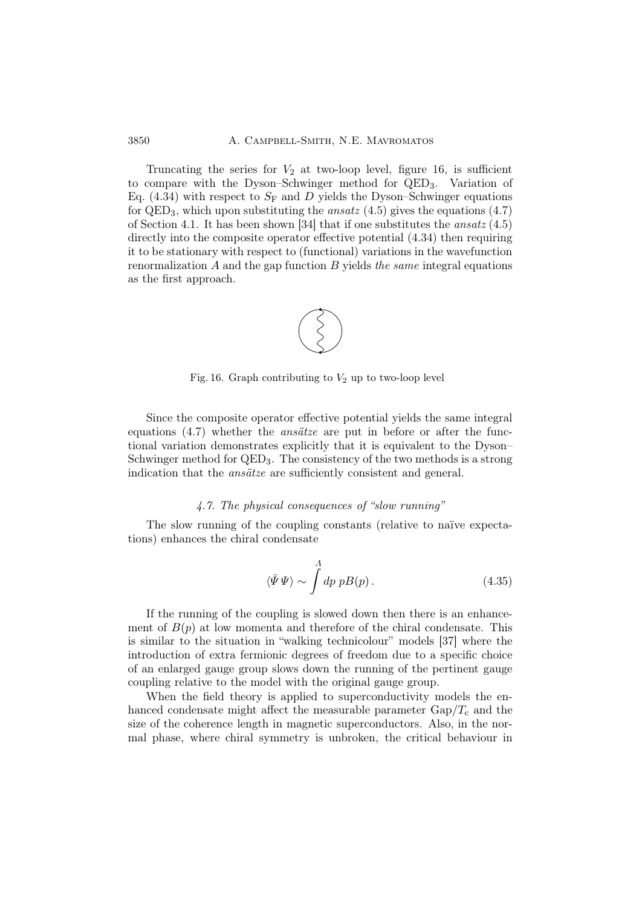Truncating the series for $V_2$ at two-loop level, figure 16, is sufficient to compare with the Dyson–Schwinger method for $\mathrm{QED}_3$. Variation of Eq. (4.34) with respect to $S_\mathrm{F}$ and $D$ yields the Dyson–Schwinger equations for $\mathrm{QED}_3$, which upon substituting the *ansatz* (4.5) gives the equations (4.7) of Section 4.1. It has been shown [34] that if one substitutes the *ansatz* (4.5) directly into the composite operator effective potential (4.34) then requiring it to be stationary with respect to (functional) variations in the wavefunction renormalization $A$ and the gap function $B$ yields *the same* integral equations as the first approach.

Fig. 16. Graph contributing to $V_2$ up to two-loop level

Since the composite operator effective potential yields the same integral equations (4.7) whether the *ansätze* are put in before or after the functional variation demonstrates explicitly that it is equivalent to the Dyson–Schwinger method for $\mathrm{QED}_3$. The consistency of the two methods is a strong indication that the *ansätze* are sufficiently consistent and general.

### *4.7. The physical consequences of "slow running"*

The slow running of the coupling constants (relative to naïve expectations) enhances the chiral condensate

$$\langle \bar{\Psi}\Psi \rangle \sim \int^{\Lambda} dp\; pB(p)\,. \tag{4.35}$$

If the running of the coupling is slowed down then there is an enhancement of $B(p)$ at low momenta and therefore of the chiral condensate. This is similar to the situation in "walking technicolour" models [37] where the introduction of extra fermionic degrees of freedom due to a specific choice of an enlarged gauge group slows down the running of the pertinent gauge coupling relative to the model with the original gauge group.

When the field theory is applied to superconductivity models the enhanced condensate might affect the measurable parameter $\mathrm{Gap}/T_\mathrm{c}$ and the size of the coherence length in magnetic superconductors. Also, in the normal phase, where chiral symmetry is unbroken, the critical behaviour in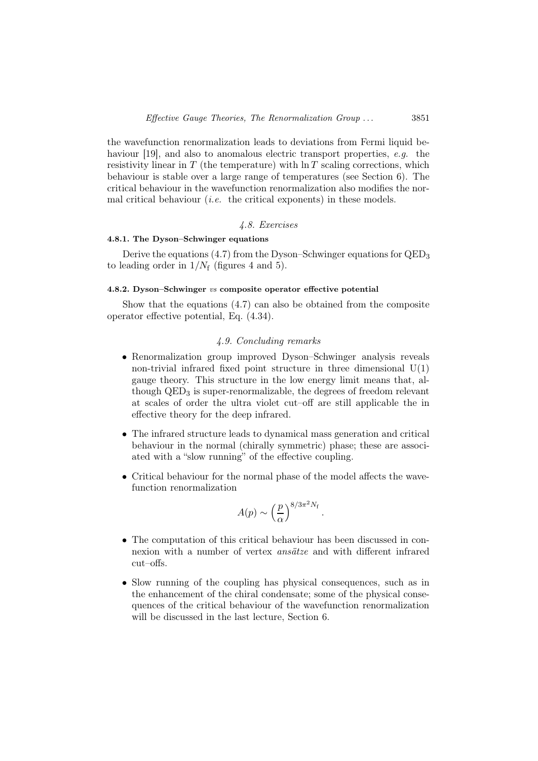the wavefunction renormalization leads to deviations from Fermi liquid behaviour [19], and also to anomalous electric transport properties, *e.g.* the resistivity linear in $T$ (the temperature) with $\ln T$ scaling corrections, which behaviour is stable over a large range of temperatures (see Section 6). The critical behaviour in the wavefunction renormalization also modifies the normal critical behaviour (*i.e.* the critical exponents) in these models.

## *4.8. Exercises*

### 4.8.1. The Dyson–Schwinger equations

Derive the equations (4.7) from the Dyson–Schwinger equations for $\mathrm{QED}_3$ to leading order in $1/N_{\mathrm{f}}$ (figures 4 and 5).

### 4.8.2. Dyson–Schwinger *vs* composite operator effective potential

Show that the equations (4.7) can also be obtained from the composite operator effective potential, Eq. (4.34).

## *4.9. Concluding remarks*

- Renormalization group improved Dyson–Schwinger analysis reveals non-trivial infrared fixed point structure in three dimensional U(1) gauge theory. This structure in the low energy limit means that, although $\mathrm{QED}_3$ is super-renormalizable, the degrees of freedom relevant at scales of order the ultra violet cut–off are still applicable the in effective theory for the deep infrared.

- The infrared structure leads to dynamical mass generation and critical behaviour in the normal (chirally symmetric) phase; these are associated with a "slow running" of the effective coupling.

- Critical behaviour for the normal phase of the model affects the wavefunction renormalization

$$A(p) \sim \left(\frac{p}{\alpha}\right)^{8/3\pi^2 N_{\mathrm{f}}}.$$

- The computation of this critical behaviour has been discussed in connexion with a number of vertex *ansätze* and with different infrared cut–offs.

- Slow running of the coupling has physical consequences, such as in the enhancement of the chiral condensate; some of the physical consequences of the critical behaviour of the wavefunction renormalization will be discussed in the last lecture, Section 6.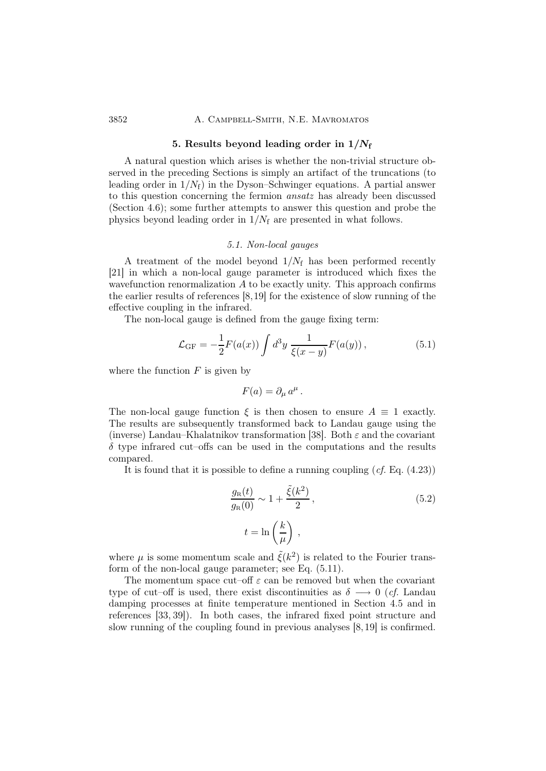## 5. Results beyond leading order in $1/N_{\rm f}$

A natural question which arises is whether the non-trivial structure observed in the preceding Sections is simply an artifact of the truncations (to leading order in $1/N_{\rm f}$) in the Dyson–Schwinger equations. A partial answer to this question concerning the fermion *ansatz* has already been discussed (Section 4.6); some further attempts to answer this question and probe the physics beyond leading order in $1/N_{\rm f}$ are presented in what follows.

### 5.1. Non-local gauges

A treatment of the model beyond $1/N_{\rm f}$ has been performed recently [21] in which a non-local gauge parameter is introduced which fixes the wavefunction renormalization $A$ to be exactly unity. This approach confirms the earlier results of references [8,19] for the existence of slow running of the effective coupling in the infrared.

The non-local gauge is defined from the gauge fixing term:

$$\mathcal{L}_{\rm GF} = -\frac{1}{2}F(a(x)) \int d^3y \, \frac{1}{\xi(x-y)} F(a(y)) \,, \tag{5.1}$$

where the function $F$ is given by

$$F(a) = \partial_\mu \, a^\mu \,.$$

The non-local gauge function $\xi$ is then chosen to ensure $A \equiv 1$ exactly. The results are subsequently transformed back to Landau gauge using the (inverse) Landau–Khalatnikov transformation [38]. Both $\varepsilon$ and the covariant $\delta$ type infrared cut–offs can be used in the computations and the results compared.

It is found that it is possible to define a running coupling (*cf.* Eq. (4.23))

$$\frac{g_{\rm R}(t)}{g_{\rm R}(0)} \sim 1 + \frac{\tilde{\xi}(k^2)}{2} \,, \tag{5.2}$$

$$t = \ln\left(\frac{k}{\mu}\right) \,,$$

where $\mu$ is some momentum scale and $\tilde{\xi}(k^2)$ is related to the Fourier transform of the non-local gauge parameter; see Eq. (5.11).

The momentum space cut–off $\varepsilon$ can be removed but when the covariant type of cut–off is used, there exist discontinuities as $\delta \longrightarrow 0$ (*cf.* Landau damping processes at finite temperature mentioned in Section 4.5 and in references [33, 39]). In both cases, the infrared fixed point structure and slow running of the coupling found in previous analyses [8, 19] is confirmed.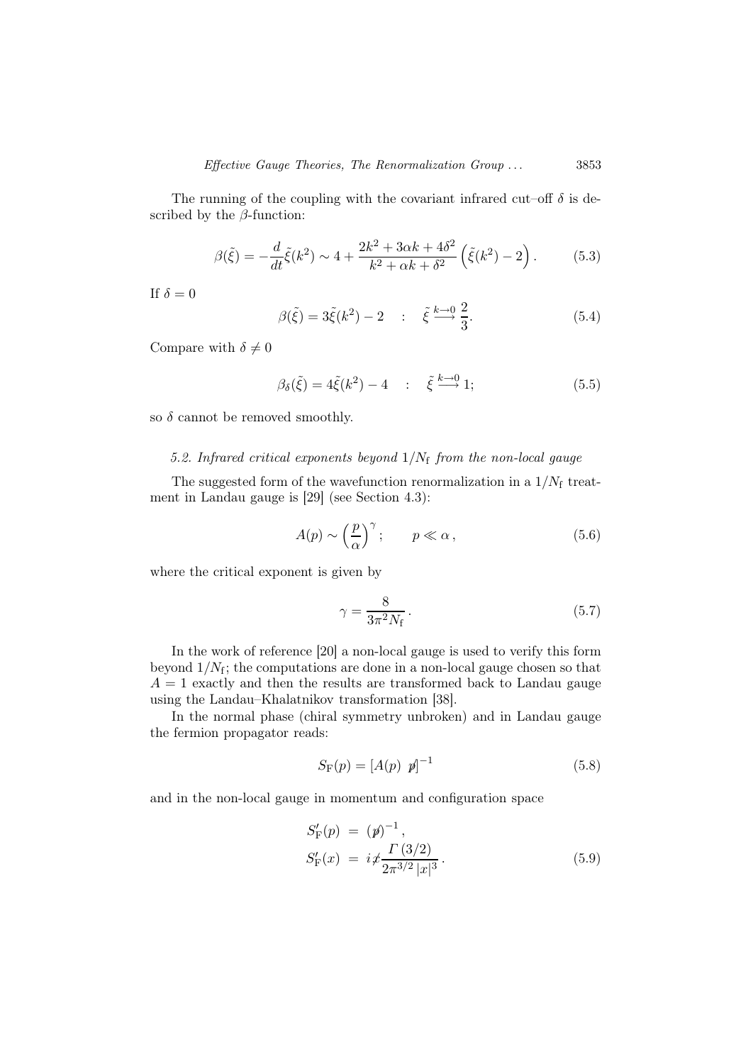The running of the coupling with the covariant infrared cut–off $\delta$ is described by the $\beta$-function:

$$\beta(\tilde{\xi}) = -\frac{d}{dt}\tilde{\xi}(k^2) \sim 4 + \frac{2k^2 + 3\alpha k + 4\delta^2}{k^2 + \alpha k + \delta^2}\left(\tilde{\xi}(k^2) - 2\right). \tag{5.3}$$

If $\delta = 0$

$$\beta(\tilde{\xi}) = 3\tilde{\xi}(k^2) - 2 \quad : \quad \tilde{\xi} \stackrel{k \longrightarrow 0}{\longrightarrow} \frac{2}{3}. \tag{5.4}$$

Compare with $\delta \neq 0$

$$\beta_\delta(\tilde{\xi}) = 4\tilde{\xi}(k^2) - 4 \quad : \quad \tilde{\xi} \stackrel{k \longrightarrow 0}{\longrightarrow} 1; \tag{5.5}$$

so $\delta$ cannot be removed smoothly.

### 5.2. Infrared critical exponents beyond $1/N_{\rm f}$ from the non-local gauge

The suggested form of the wavefunction renormalization in a $1/N_{\rm f}$ treatment in Landau gauge is [29] (see Section 4.3):

$$A(p) \sim \left(\frac{p}{\alpha}\right)^{\gamma}; \qquad p \ll \alpha\,, \tag{5.6}$$

where the critical exponent is given by

$$\gamma = \frac{8}{3\pi^2 N_{\rm f}}\,. \tag{5.7}$$

In the work of reference [20] a non-local gauge is used to verify this form beyond $1/N_{\rm f}$; the computations are done in a non-local gauge chosen so that $A = 1$ exactly and then the results are transformed back to Landau gauge using the Landau–Khalatnikov transformation [38].

In the normal phase (chiral symmetry unbroken) and in Landau gauge the fermion propagator reads:

$$S_{\rm F}(p) = [A(p)\ \not{p}]^{-1} \tag{5.8}$$

and in the non-local gauge in momentum and configuration space

$$\begin{aligned} S'_{\rm F}(p) &= (\not{p})^{-1}\,, \\ S'_{\rm F}(x) &= i\not{x}\frac{\Gamma(3/2)}{2\pi^{3/2}\,|x|^3}\,. \end{aligned} \tag{5.9}$$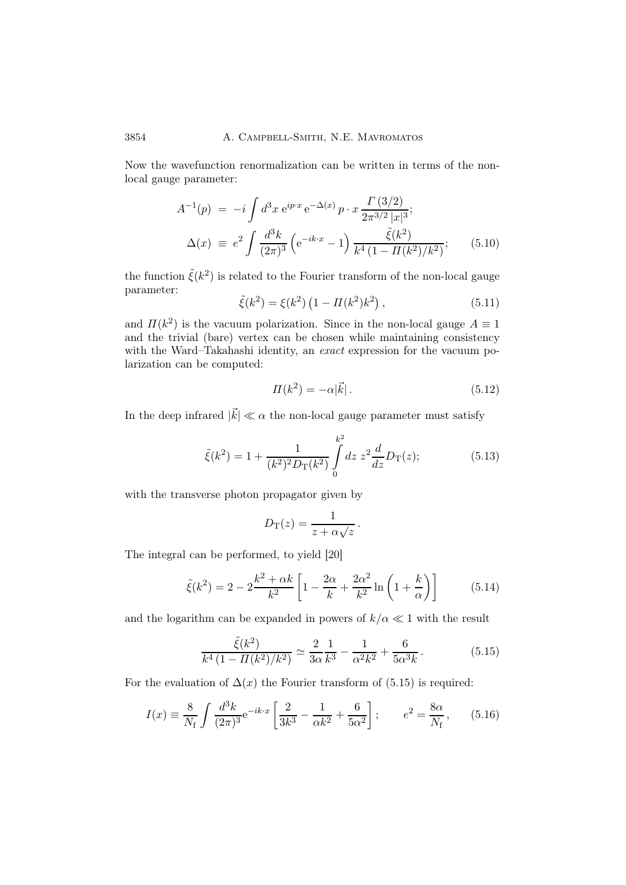Now the wavefunction renormalization can be written in terms of the non-local gauge parameter:

$$
\begin{aligned}
A^{-1}(p) &= -i \int d^3x \, \mathrm{e}^{ip\cdot x} \, \mathrm{e}^{-\Delta(x)} \, p \cdot x \, \frac{\Gamma(3/2)}{2\pi^{3/2}\,|x|^3}; \\
\Delta(x) &\equiv e^2 \int \frac{d^3k}{(2\pi)^3} \left( \mathrm{e}^{-ik\cdot x} - 1 \right) \frac{\tilde{\xi}(k^2)}{k^4 \left(1 - \Pi(k^2)/k^2\right)};
\end{aligned} \tag{5.10}
$$

the function $\tilde{\xi}(k^2)$ is related to the Fourier transform of the non-local gauge parameter:

$$
\tilde{\xi}(k^2) = \xi(k^2) \left(1 - \Pi(k^2) k^2\right), \tag{5.11}
$$

and $\Pi(k^2)$ is the vacuum polarization. Since in the non-local gauge $A \equiv 1$ and the trivial (bare) vertex can be chosen while maintaining consistency with the Ward–Takahashi identity, an *exact* expression for the vacuum polarization can be computed:

$$
\Pi(k^2) = -\alpha |\vec{k}| \,. \tag{5.12}
$$

In the deep infrared $|\vec{k}| \ll \alpha$ the non-local gauge parameter must satisfy

$$
\tilde{\xi}(k^2) = 1 + \frac{1}{(k^2)^2 D_{\mathrm{T}}(k^2)} \int_0^{k^2} dz \; z^2 \frac{d}{dz} D_{\mathrm{T}}(z); \tag{5.13}
$$

with the transverse photon propagator given by

$$
D_{\mathrm{T}}(z) = \frac{1}{z + \alpha\sqrt{z}} \,.
$$

The integral can be performed, to yield [20]

$$
\tilde{\xi}(k^2) = 2 - 2\frac{k^2 + \alpha k}{k^2} \left[ 1 - \frac{2\alpha}{k} + \frac{2\alpha^2}{k^2} \ln\left(1 + \frac{k}{\alpha}\right) \right] \tag{5.14}
$$

and the logarithm can be expanded in powers of $k/\alpha \ll 1$ with the result

$$
\frac{\tilde{\xi}(k^2)}{k^4 \left(1 - \Pi(k^2)/k^2\right)} \simeq \frac{2}{3\alpha} \frac{1}{k^3} - \frac{1}{\alpha^2 k^2} + \frac{6}{5\alpha^3 k} \,. \tag{5.15}
$$

For the evaluation of $\Delta(x)$ the Fourier transform of (5.15) is required:

$$
I(x) \equiv \frac{8}{N_{\mathrm{f}}} \int \frac{d^3k}{(2\pi)^3} \mathrm{e}^{-ik\cdot x} \left[ \frac{2}{3k^3} - \frac{1}{\alpha k^2} + \frac{6}{5\alpha^2} \right]; \qquad e^2 = \frac{8\alpha}{N_{\mathrm{f}}} \,, \tag{5.16}
$$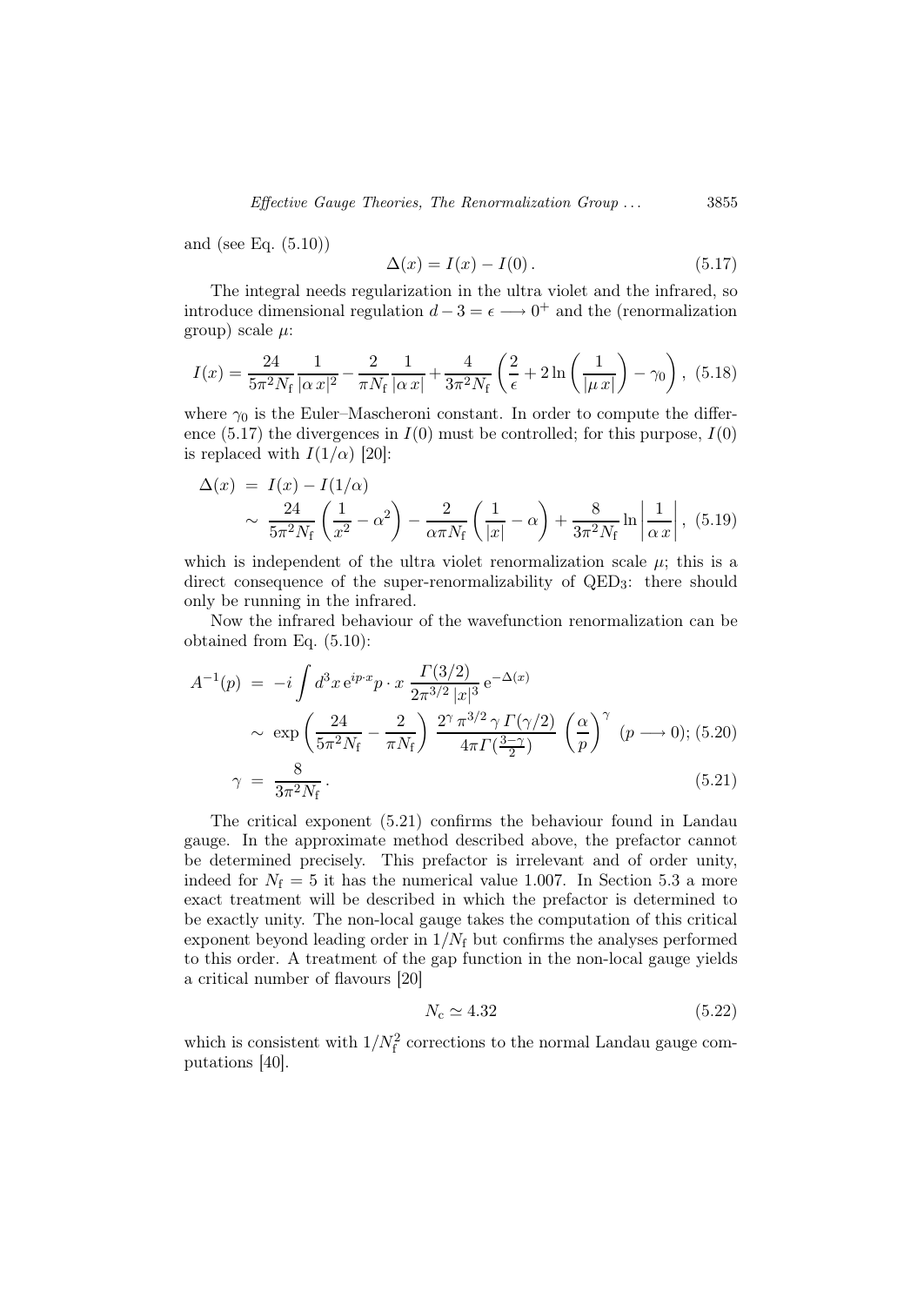and (see Eq. (5.10))

$$\Delta(x) = I(x) - I(0)\,. \tag{5.17}$$

The integral needs regularization in the ultra violet and the infrared, so introduce dimensional regulation $d - 3 = \epsilon \longrightarrow 0^+$ and the (renormalization group) scale $\mu$:

$$I(x) = \frac{24}{5\pi^2 N_{\rm f}}\frac{1}{|\alpha\, x|^2} - \frac{2}{\pi N_{\rm f}}\frac{1}{|\alpha\, x|} + \frac{4}{3\pi^2 N_{\rm f}}\left(\frac{2}{\epsilon} + 2\ln\left(\frac{1}{|\mu\, x|}\right) - \gamma_0\right), \tag{5.18}$$

where $\gamma_0$ is the Euler–Mascheroni constant. In order to compute the difference (5.17) the divergences in $I(0)$ must be controlled; for this purpose, $I(0)$ is replaced with $I(1/\alpha)$ [20]:

$$\begin{aligned}\Delta(x) &= I(x) - I(1/\alpha) \\ &\sim \frac{24}{5\pi^2 N_{\rm f}}\left(\frac{1}{x^2} - \alpha^2\right) - \frac{2}{\alpha\pi N_{\rm f}}\left(\frac{1}{|x|} - \alpha\right) + \frac{8}{3\pi^2 N_{\rm f}}\ln\left|\frac{1}{\alpha\, x}\right|, \end{aligned} \tag{5.19}$$

which is independent of the ultra violet renormalization scale $\mu$; this is a direct consequence of the super-renormalizability of QED$_3$: there should only be running in the infrared.

Now the infrared behaviour of the wavefunction renormalization can be obtained from Eq. (5.10):

$$\begin{aligned}A^{-1}(p) &= -i\int d^3x\, {\rm e}^{ip\cdot x} p\cdot x\, \frac{\Gamma(3/2)}{2\pi^{3/2}\,|x|^3}\,{\rm e}^{-\Delta(x)} \\ &\sim \exp\left(\frac{24}{5\pi^2 N_{\rm f}} - \frac{2}{\pi N_{\rm f}}\right)\frac{2^\gamma\,\pi^{3/2}\,\gamma\,\Gamma(\gamma/2)}{4\pi\Gamma(\frac{3-\gamma}{2})}\left(\frac{\alpha}{p}\right)^\gamma \ (p \longrightarrow 0); \end{aligned} \tag{5.20}$$

$$\gamma = \frac{8}{3\pi^2 N_{\rm f}}\,. \tag{5.21}$$

The critical exponent (5.21) confirms the behaviour found in Landau gauge. In the approximate method described above, the prefactor cannot be determined precisely. This prefactor is irrelevant and of order unity, indeed for $N_{\rm f} = 5$ it has the numerical value 1.007. In Section 5.3 a more exact treatment will be described in which the prefactor is determined to be exactly unity. The non-local gauge takes the computation of this critical exponent beyond leading order in $1/N_{\rm f}$ but confirms the analyses performed to this order. A treatment of the gap function in the non-local gauge yields a critical number of flavours [20]

$$N_{\rm c} \simeq 4.32 \tag{5.22}$$

which is consistent with $1/N_{\rm f}^2$ corrections to the normal Landau gauge computations [40].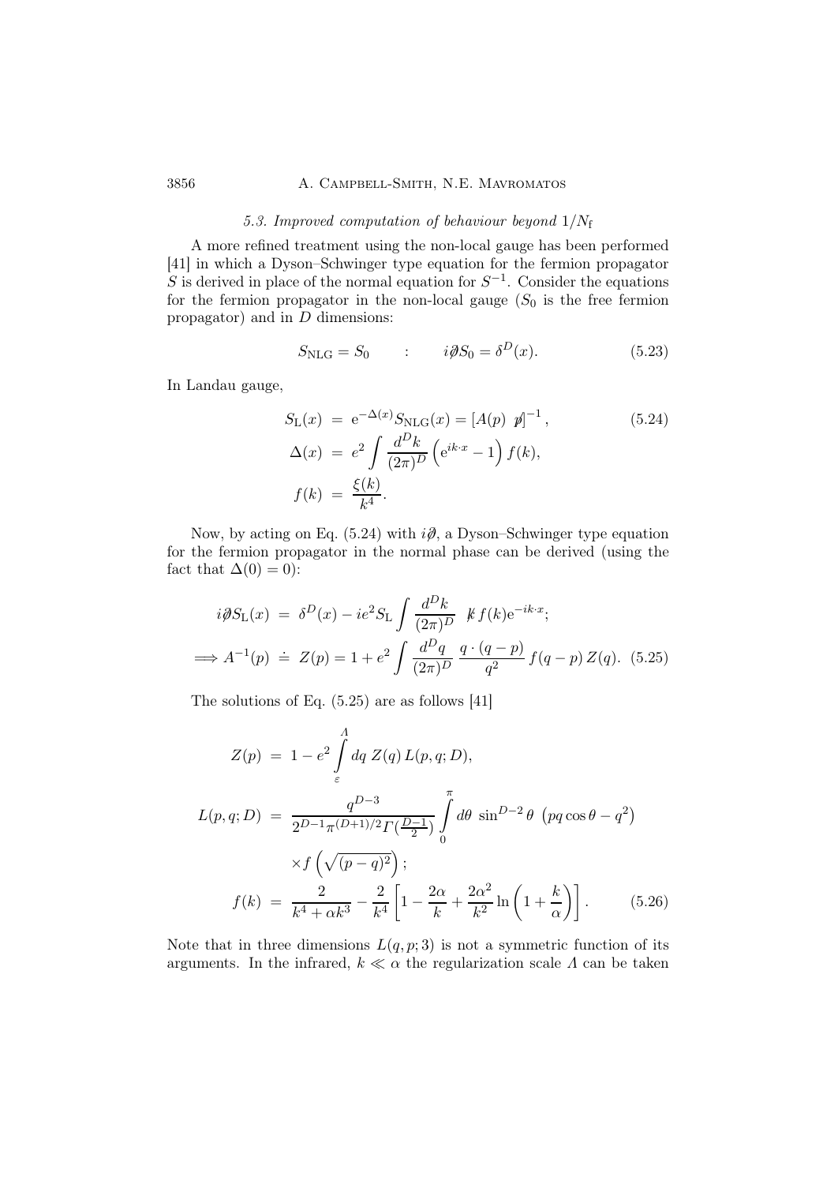### 5.3. Improved computation of behaviour beyond $1/N_{\rm f}$

A more refined treatment using the non-local gauge has been performed [41] in which a Dyson–Schwinger type equation for the fermion propagator $S$ is derived in place of the normal equation for $S^{-1}$. Consider the equations for the fermion propagator in the non-local gauge ($S_0$ is the free fermion propagator) and in $D$ dimensions:

$$S_{\rm NLG} = S_0 \qquad : \qquad i\partial\!\!\!/ S_0 = \delta^D(x). \tag{5.23}$$

In Landau gauge,

$$\begin{aligned} S_{\rm L}(x) &= {\rm e}^{-\Delta(x)} S_{\rm NLG}(x) = \left[A(p)\ p\!\!\!/\right]^{-1}, \\ \Delta(x) &= e^2 \int \frac{d^Dk}{(2\pi)^D}\left({\rm e}^{ik\cdot x} - 1\right) f(k), \\ f(k) &= \frac{\xi(k)}{k^4}. \end{aligned} \tag{5.24}$$

Now, by acting on Eq. (5.24) with $i\partial\!\!\!/$, a Dyson–Schwinger type equation for the fermion propagator in the normal phase can be derived (using the fact that $\Delta(0) = 0$):

$$\begin{aligned} i\partial\!\!\!/ S_{\rm L}(x) &= \delta^D(x) - ie^2 S_{\rm L} \int \frac{d^Dk}{(2\pi)^D}\ k\!\!\!/ f(k) {\rm e}^{-ik\cdot x}; \\ \Longrightarrow A^{-1}(p) &\doteq Z(p) = 1 + e^2 \int \frac{d^Dq}{(2\pi)^D}\,\frac{q\cdot(q-p)}{q^2}\, f(q-p)\, Z(q). \end{aligned} \tag{5.25}$$

The solutions of Eq. (5.25) are as follows [41]

$$\begin{aligned} Z(p) &= 1 - e^2 \int_{\varepsilon}^{\Lambda} dq\ Z(q)\, L(p,q;D), \\ L(p,q;D) &= \frac{q^{D-3}}{2^{D-1}\pi^{(D+1)/2}\Gamma(\frac{D-1}{2})} \int_0^{\pi} d\theta\ \sin^{D-2}\theta\ \left(pq\cos\theta - q^2\right) \\ &\quad \times f\left(\sqrt{(p-q)^2}\right); \\ f(k) &= \frac{2}{k^4 + \alpha k^3} - \frac{2}{k^4}\left[1 - \frac{2\alpha}{k} + \frac{2\alpha^2}{k^2}\ln\left(1 + \frac{k}{\alpha}\right)\right]. \end{aligned} \tag{5.26}$$

Note that in three dimensions $L(q,p;3)$ is not a symmetric function of its arguments. In the infrared, $k \ll \alpha$ the regularization scale $\Lambda$ can be taken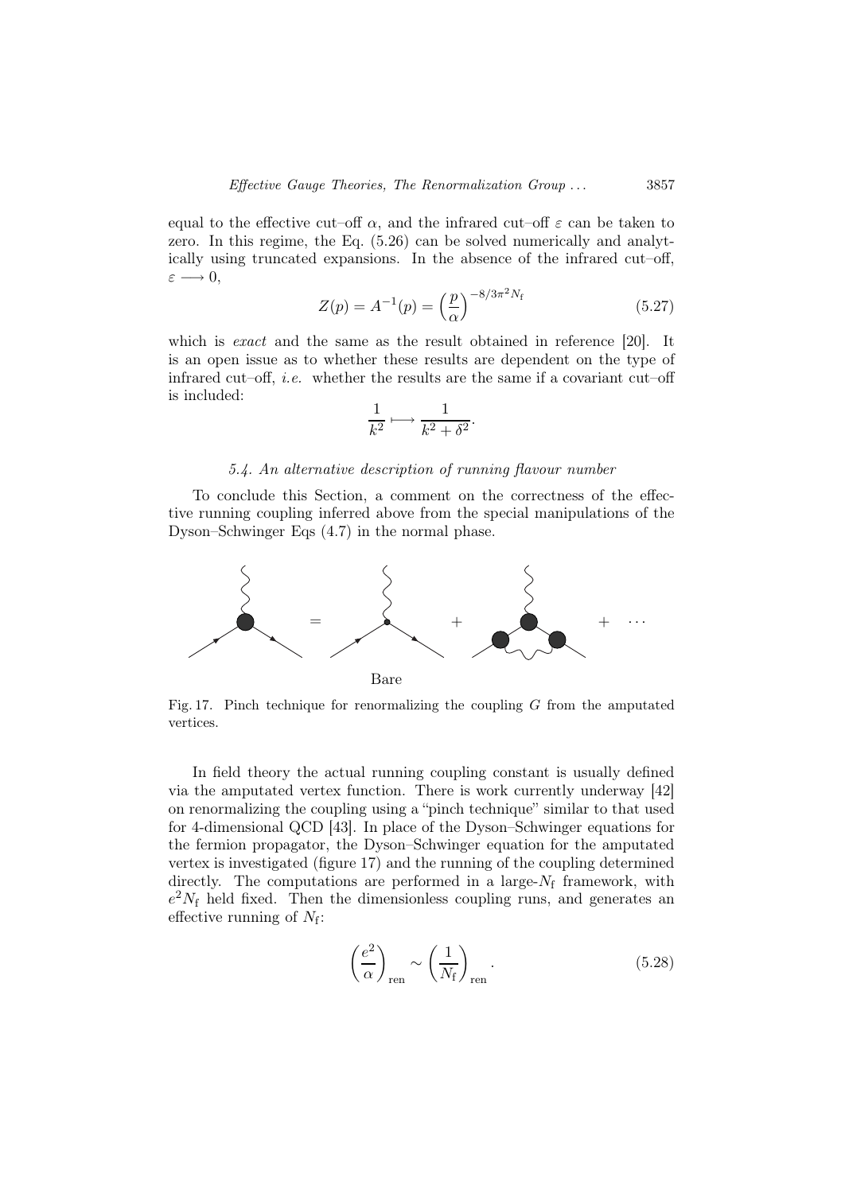equal to the effective cut–off $\alpha$, and the infrared cut–off $\varepsilon$ can be taken to zero. In this regime, the Eq. (5.26) can be solved numerically and analytically using truncated expansions. In the absence of the infrared cut–off, $\varepsilon \longrightarrow 0$,

$$Z(p) = A^{-1}(p) = \left(\frac{p}{\alpha}\right)^{-8/3\pi^2 N_{\rm f}} \tag{5.27}$$

which is *exact* and the same as the result obtained in reference [20]. It is an open issue as to whether these results are dependent on the type of infrared cut–off, *i.e.* whether the results are the same if a covariant cut–off is included:

$$\frac{1}{k^2} \longmapsto \frac{1}{k^2 + \delta^2}.$$

### 5.4. An alternative description of running flavour number

To conclude this Section, a comment on the correctness of the effective running coupling inferred above from the special manipulations of the Dyson–Schwinger Eqs (4.7) in the normal phase.

Bare

Fig. 17. Pinch technique for renormalizing the coupling $G$ from the amputated vertices.

In field theory the actual running coupling constant is usually defined via the amputated vertex function. There is work currently underway [42] on renormalizing the coupling using a "pinch technique" similar to that used for 4-dimensional QCD [43]. In place of the Dyson–Schwinger equations for the fermion propagator, the Dyson–Schwinger equation for the amputated vertex is investigated (figure 17) and the running of the coupling determined directly. The computations are performed in a large-$N_{\rm f}$ framework, with $e^2 N_{\rm f}$ held fixed. Then the dimensionless coupling runs, and generates an effective running of $N_{\rm f}$:

$$\left(\frac{e^2}{\alpha}\right)_{\rm ren} \sim \left(\frac{1}{N_{\rm f}}\right)_{\rm ren}. \tag{5.28}$$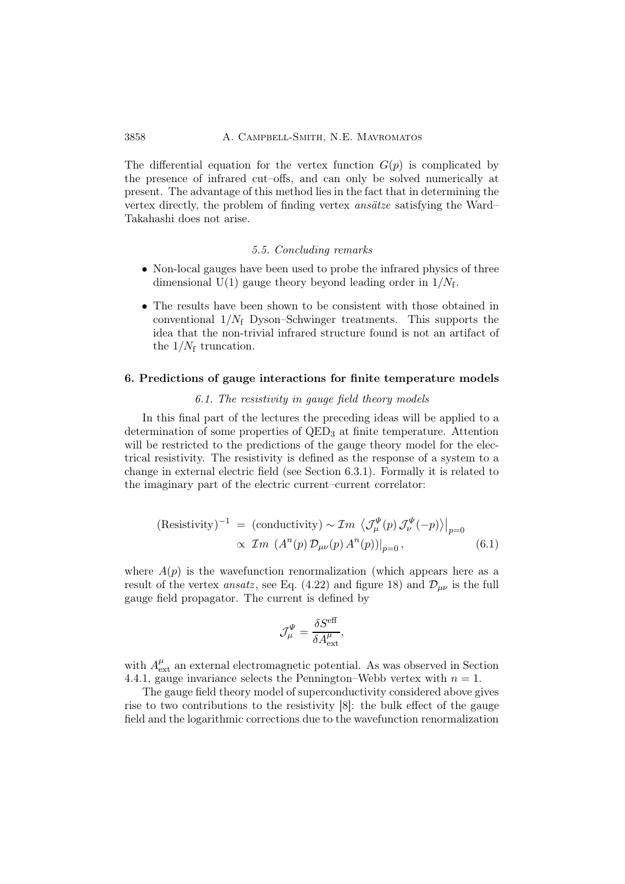The differential equation for the vertex function $G(p)$ is complicated by the presence of infrared cut–offs, and can only be solved numerically at present. The advantage of this method lies in the fact that in determining the vertex directly, the problem of finding vertex *ansätze* satisfying the Ward–Takahashi does not arise.

### *5.5. Concluding remarks*

- Non-local gauges have been used to probe the infrared physics of three dimensional U(1) gauge theory beyond leading order in $1/N_{\rm f}$.
- The results have been shown to be consistent with those obtained in conventional $1/N_{\rm f}$ Dyson–Schwinger treatments. This supports the idea that the non-trivial infrared structure found is not an artifact of the $1/N_{\rm f}$ truncation.

## 6. Predictions of gauge interactions for finite temperature models

### *6.1. The resistivity in gauge field theory models*

In this final part of the lectures the preceding ideas will be applied to a determination of some properties of QED$_3$ at finite temperature. Attention will be restricted to the predictions of the gauge theory model for the electrical resistivity. The resistivity is defined as the response of a system to a change in external electric field (see Section 6.3.1). Formally it is related to the imaginary part of the electric current–current correlator:

$$
\begin{aligned}
({\rm Resistivity})^{-1} &= ({\rm conductivity}) \sim \mathcal{I}m \, \left\langle \mathcal{J}^{\Psi}_{\mu}(p)\, \mathcal{J}^{\Psi}_{\nu}(-p) \right\rangle \Big|_{p=0} \\
&\propto \mathcal{I}m \, \left( A^{n}(p)\, \mathcal{D}_{\mu\nu}(p)\, A^{n}(p) \right)\Big|_{p=0} \,,
\end{aligned}
\tag{6.1}
$$

where $A(p)$ is the wavefunction renormalization (which appears here as a result of the vertex *ansatz*, see Eq. (4.22) and figure 18) and $\mathcal{D}_{\mu\nu}$ is the full gauge field propagator. The current is defined by

$$
\mathcal{J}^{\Psi}_{\mu} = \frac{\delta S^{\rm eff}}{\delta A^{\mu}_{\rm ext}},
$$

with $A^{\mu}_{\rm ext}$ an external electromagnetic potential. As was observed in Section 4.4.1, gauge invariance selects the Pennington–Webb vertex with $n = 1$.

The gauge field theory model of superconductivity considered above gives rise to two contributions to the resistivity [8]: the bulk effect of the gauge field and the logarithmic corrections due to the wavefunction renormalization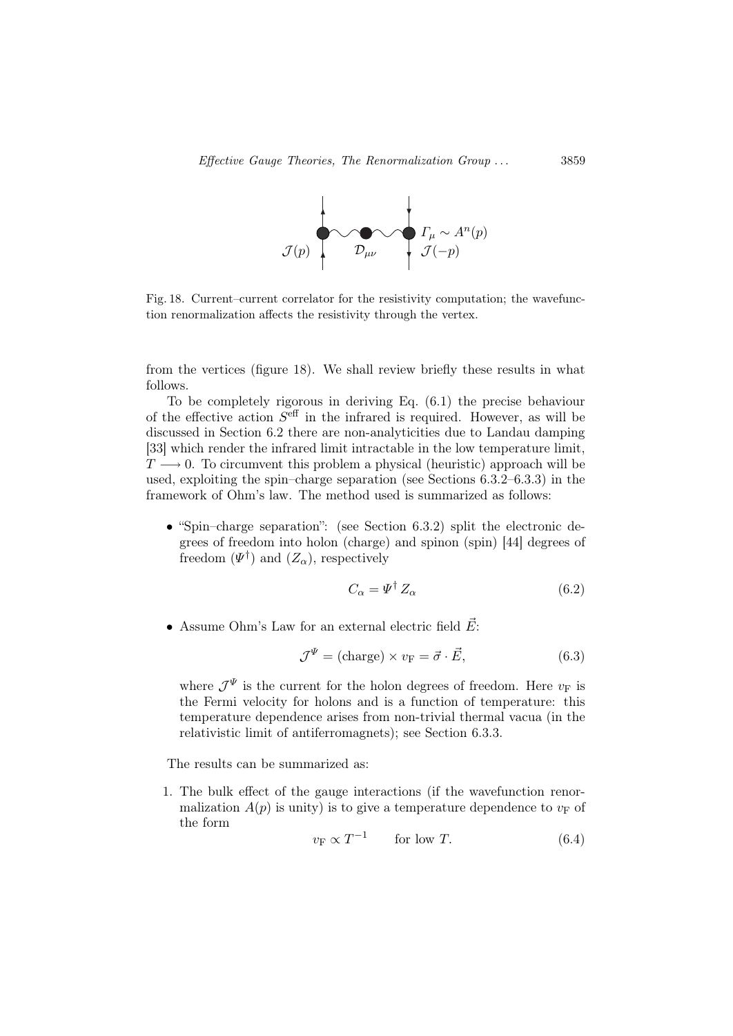Fig. 18. Current–current correlator for the resistivity computation; the wavefunction renormalization affects the resistivity through the vertex.

from the vertices (figure 18). We shall review briefly these results in what follows.

To be completely rigorous in deriving Eq. (6.1) the precise behaviour of the effective action $S^{\rm eff}$ in the infrared is required. However, as will be discussed in Section 6.2 there are non-analyticities due to Landau damping [33] which render the infrared limit intractable in the low temperature limit, $T \longrightarrow 0$. To circumvent this problem a physical (heuristic) approach will be used, exploiting the spin–charge separation (see Sections 6.3.2–6.3.3) in the framework of Ohm's law. The method used is summarized as follows:

- "Spin–charge separation": (see Section 6.3.2) split the electronic degrees of freedom into holon (charge) and spinon (spin) [44] degrees of freedom ($\Psi^\dagger$) and ($Z_\alpha$), respectively

$$C_\alpha = \Psi^\dagger \, Z_\alpha \tag{6.2}$$

- Assume Ohm's Law for an external electric field $\vec{E}$:

$$\mathcal{J}^\Psi = (\text{charge}) \times v_{\rm F} = \vec{\sigma} \cdot \vec{E}, \tag{6.3}$$

  where $\mathcal{J}^\Psi$ is the current for the holon degrees of freedom. Here $v_{\rm F}$ is the Fermi velocity for holons and is a function of temperature: this temperature dependence arises from non-trivial thermal vacua (in the relativistic limit of antiferromagnets); see Section 6.3.3.

The results can be summarized as:

1. The bulk effect of the gauge interactions (if the wavefunction renormalization $A(p)$ is unity) is to give a temperature dependence to $v_{\rm F}$ of the form

$$v_{\rm F} \propto T^{-1} \qquad \text{for low } T. \tag{6.4}$$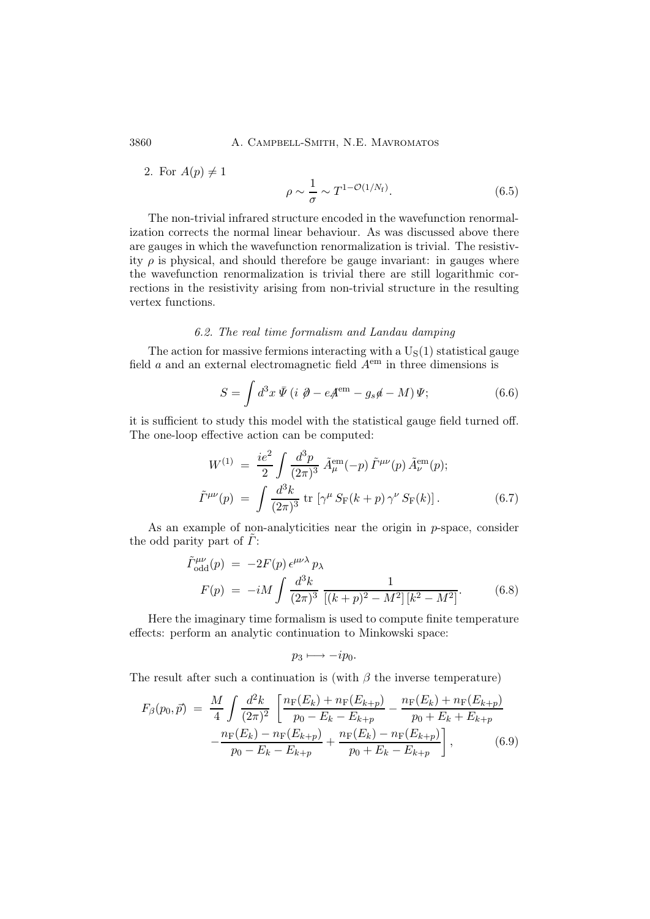2. For $A(p) \neq 1$

$$\rho \sim \frac{1}{\sigma} \sim T^{1-\mathcal{O}(1/N_{\rm f})}. \tag{6.5}$$

The non-trivial infrared structure encoded in the wavefunction renormalization corrects the normal linear behaviour. As was discussed above there are gauges in which the wavefunction renormalization is trivial. The resistivity $\rho$ is physical, and should therefore be gauge invariant: in gauges where the wavefunction renormalization is trivial there are still logarithmic corrections in the resistivity arising from non-trivial structure in the resulting vertex functions.

### 6.2. The real time formalism and Landau damping

The action for massive fermions interacting with a $\mathrm{U_S}(1)$ statistical gauge field $a$ and an external electromagnetic field $A^{\rm em}$ in three dimensions is

$$S = \int d^3x\, \bar{\Psi}\, (i\, \partial\!\!\!/ - e A\!\!\!/^{\rm em} - g_s a\!\!\!/ - M)\, \Psi; \tag{6.6}$$

it is sufficient to study this model with the statistical gauge field turned off. The one-loop effective action can be computed:

$$\begin{aligned} W^{(1)} &= \frac{ie^2}{2} \int \frac{d^3p}{(2\pi)^3}\, \tilde{A}^{\rm em}_\mu(-p)\, \tilde{\Gamma}^{\mu\nu}(p)\, \tilde{A}^{\rm em}_\nu(p); \\ \tilde{\Gamma}^{\mu\nu}(p) &= \int \frac{d^3k}{(2\pi)^3}\, {\rm tr}\, [\gamma^\mu\, S_{\rm F}(k+p)\, \gamma^\nu\, S_{\rm F}(k)]\,. \end{aligned} \tag{6.7}$$

As an example of non-analyticities near the origin in $p$-space, consider the odd parity part of $\tilde{\Gamma}$:

$$\begin{aligned} \tilde{\Gamma}^{\mu\nu}_{\rm odd}(p) &= -2F(p)\, \epsilon^{\mu\nu\lambda}\, p_\lambda \\ F(p) &= -iM \int \frac{d^3k}{(2\pi)^3}\, \frac{1}{[(k+p)^2 - M^2]\, [k^2 - M^2]}. \end{aligned} \tag{6.8}$$

Here the imaginary time formalism is used to compute finite temperature effects: perform an analytic continuation to Minkowski space:

$$p_3 \longmapsto -ip_0.$$

The result after such a continuation is (with $\beta$ the inverse temperature)

$$\begin{aligned} F_\beta(p_0, \vec{p}) \;=\; \frac{M}{4} \int \frac{d^2k}{(2\pi)^2}\, \Bigg[ &\frac{n_{\rm F}(E_k) + n_{\rm F}(E_{k+p})}{p_0 - E_k - E_{k+p}} - \frac{n_{\rm F}(E_k) + n_{\rm F}(E_{k+p})}{p_0 + E_k + E_{k+p}} \\ &- \frac{n_{\rm F}(E_k) - n_{\rm F}(E_{k+p})}{p_0 - E_k - E_{k+p}} + \frac{n_{\rm F}(E_k) - n_{\rm F}(E_{k+p})}{p_0 + E_k - E_{k+p}} \Bigg], \end{aligned} \tag{6.9}$$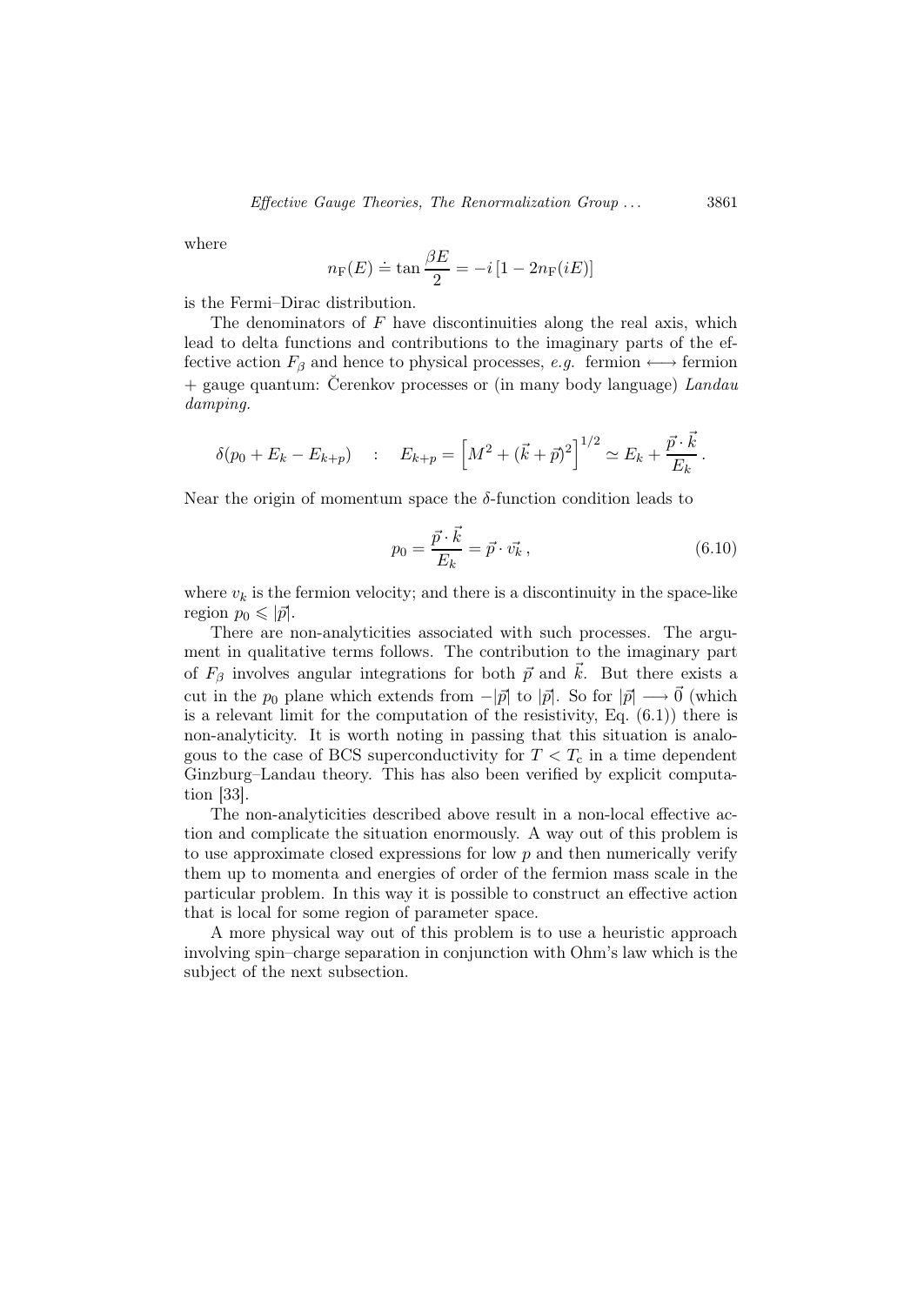where

$$n_{\mathrm{F}}(E) \doteq \tan\frac{\beta E}{2} = -i\left[1 - 2n_{\mathrm{F}}(iE)\right]$$

is the Fermi–Dirac distribution.

The denominators of $F$ have discontinuities along the real axis, which lead to delta functions and contributions to the imaginary parts of the effective action $F_\beta$ and hence to physical processes, *e.g.* fermion $\longleftrightarrow$ fermion + gauge quantum: Čerenkov processes or (in many body language) *Landau damping.*

$$\delta(p_0 + E_k - E_{k+p}) \quad : \quad E_{k+p} = \left[M^2 + (\vec{k} + \vec{p})^2\right]^{1/2} \simeq E_k + \frac{\vec{p}\cdot\vec{k}}{E_k}\,.$$

Near the origin of momentum space the $\delta$-function condition leads to

$$p_0 = \frac{\vec{p}\cdot\vec{k}}{E_k} = \vec{p}\cdot\vec{v_k}\,, \tag{6.10}$$

where $v_k$ is the fermion velocity; and there is a discontinuity in the space-like region $p_0 \leqslant |\vec{p}|$.

There are non-analyticities associated with such processes. The argument in qualitative terms follows. The contribution to the imaginary part of $F_\beta$ involves angular integrations for both $\vec{p}$ and $\vec{k}$. But there exists a cut in the $p_0$ plane which extends from $-|\vec{p}|$ to $|\vec{p}|$. So for $|\vec{p}| \longrightarrow \vec{0}$ (which is a relevant limit for the computation of the resistivity, Eq. (6.1)) there is non-analyticity. It is worth noting in passing that this situation is analogous to the case of BCS superconductivity for $T < T_{\mathrm{c}}$ in a time dependent Ginzburg–Landau theory. This has also been verified by explicit computation [33].

The non-analyticities described above result in a non-local effective action and complicate the situation enormously. A way out of this problem is to use approximate closed expressions for low $p$ and then numerically verify them up to momenta and energies of order of the fermion mass scale in the particular problem. In this way it is possible to construct an effective action that is local for some region of parameter space.

A more physical way out of this problem is to use a heuristic approach involving spin–charge separation in conjunction with Ohm's law which is the subject of the next subsection.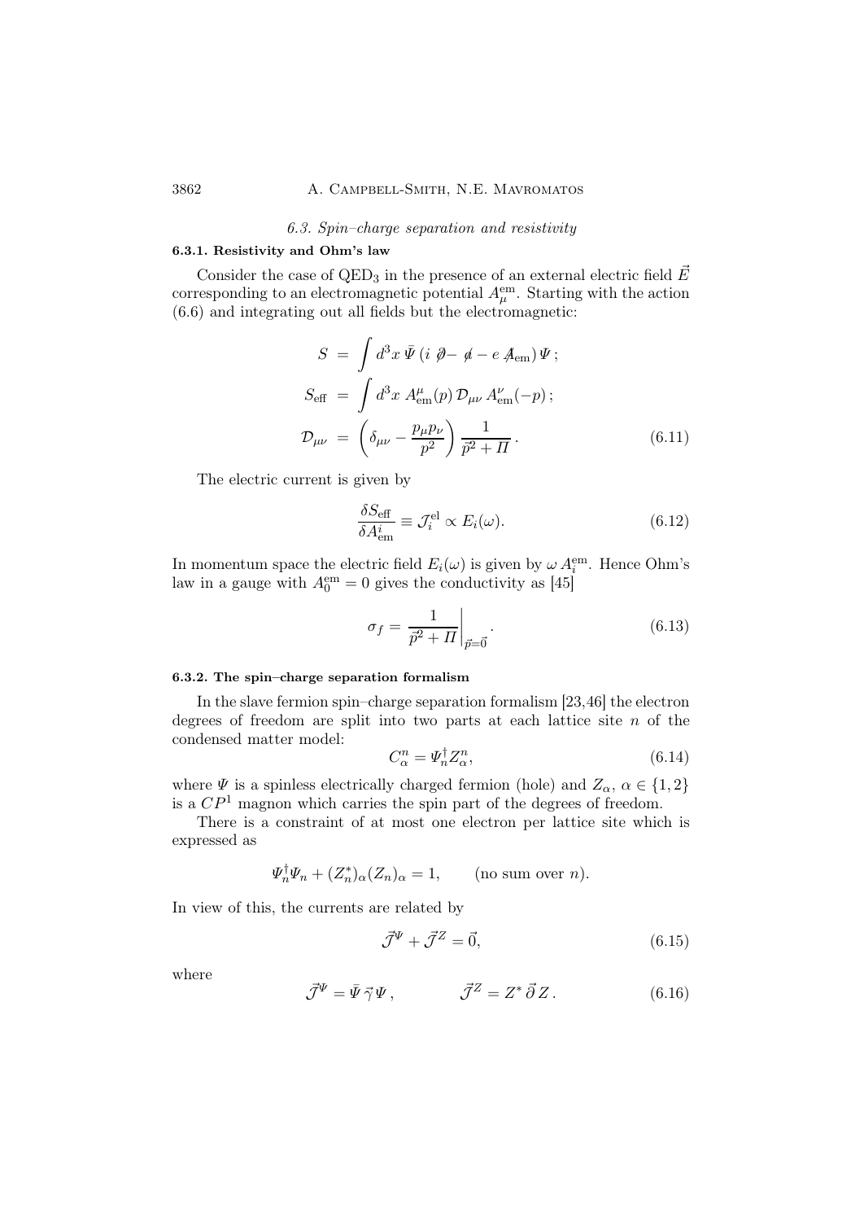### 6.3. Spin–charge separation and resistivity

#### 6.3.1. Resistivity and Ohm's law

Consider the case of $\mathrm{QED}_3$ in the presence of an external electric field $\vec{E}$ corresponding to an electromagnetic potential $A^{\mathrm{em}}_\mu$. Starting with the action (6.6) and integrating out all fields but the electromagnetic:

$$
\begin{aligned}
S &= \int d^3x\, \bar{\Psi}\,(i\,\partial\!\!\!/ - a\!\!\!/ - e\,A\!\!\!/_{\mathrm{em}})\,\Psi\,; \\
S_{\mathrm{eff}} &= \int d^3x\; A^\mu_{\mathrm{em}}(p)\,\mathcal{D}_{\mu\nu}\,A^\nu_{\mathrm{em}}(-p)\,; \\
\mathcal{D}_{\mu\nu} &= \left(\delta_{\mu\nu} - \frac{p_\mu p_\nu}{p^2}\right)\frac{1}{\vec{p}^2 + \Pi}\,.
\end{aligned}
\tag{6.11}
$$

The electric current is given by

$$
\frac{\delta S_{\mathrm{eff}}}{\delta A^i_{\mathrm{em}}} \equiv \mathcal{J}^{\mathrm{el}}_i \propto E_i(\omega). \tag{6.12}
$$

In momentum space the electric field $E_i(\omega)$ is given by $\omega\,A^{\mathrm{em}}_i$. Hence Ohm's law in a gauge with $A^{\mathrm{em}}_0 = 0$ gives the conductivity as [45]

$$
\sigma_f = \left.\frac{1}{\vec{p}^2 + \Pi}\right|_{\vec{p}=\vec{0}}. \tag{6.13}
$$

#### 6.3.2. The spin–charge separation formalism

In the slave fermion spin–charge separation formalism [23,46] the electron degrees of freedom are split into two parts at each lattice site $n$ of the condensed matter model:

$$
C^n_\alpha = \Psi^\dagger_n Z^n_\alpha, \tag{6.14}
$$

where $\Psi$ is a spinless electrically charged fermion (hole) and $Z_\alpha$, $\alpha \in \{1,2\}$ is a $CP^1$ magnon which carries the spin part of the degrees of freedom.

There is a constraint of at most one electron per lattice site which is expressed as

$$
\Psi^\dagger_n \Psi_n + (Z^*_n)_\alpha (Z_n)_\alpha = 1, \qquad (\text{no sum over } n).
$$

In view of this, the currents are related by

$$
\vec{\mathcal{J}}^{\Psi} + \vec{\mathcal{J}}^{Z} = \vec{0}, \tag{6.15}
$$

where

$$
\vec{\mathcal{J}}^{\Psi} = \bar{\Psi}\,\vec{\gamma}\,\Psi\,, \qquad\qquad \vec{\mathcal{J}}^{Z} = Z^*\,\vec{\partial}\,Z\,. \tag{6.16}
$$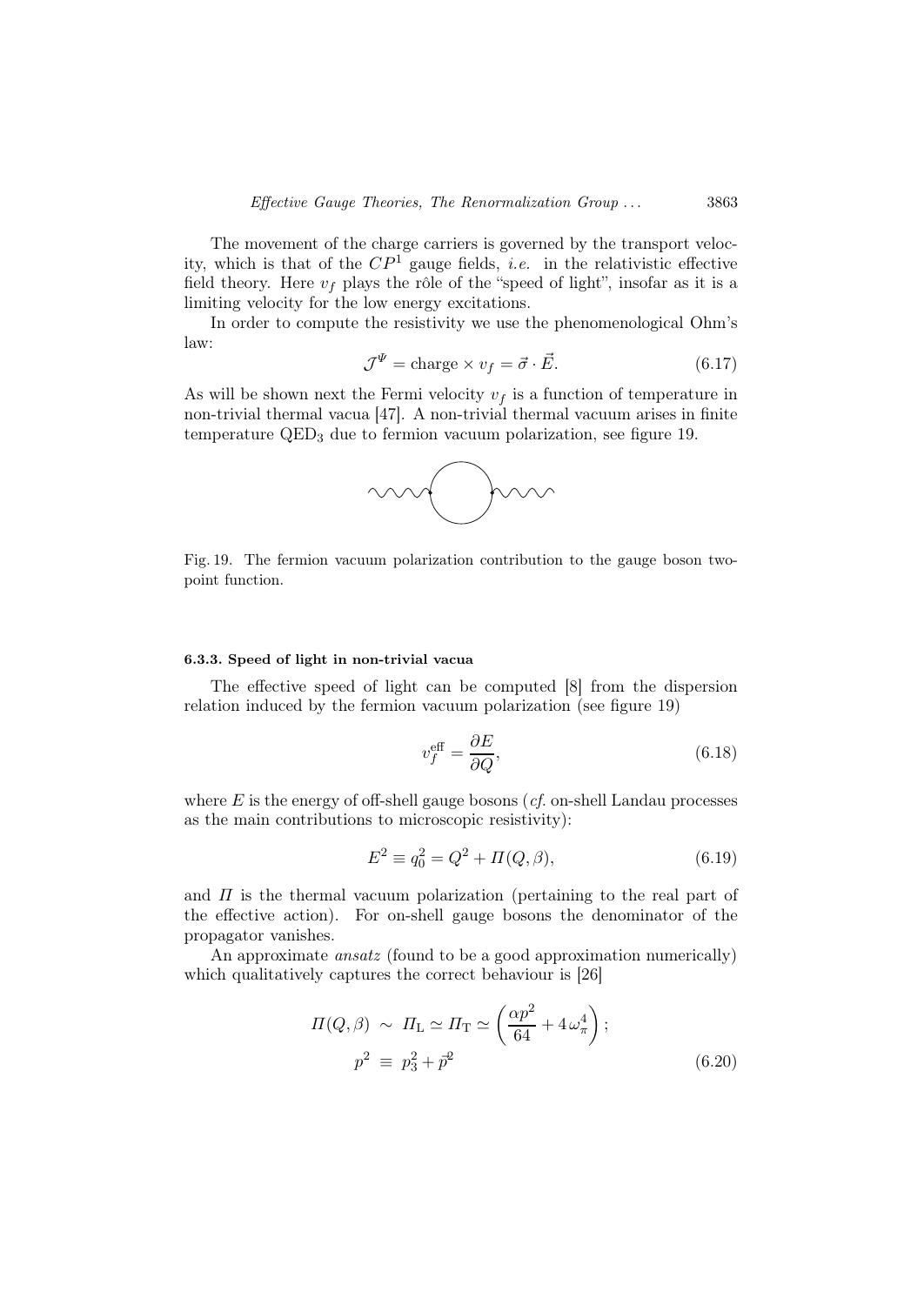The movement of the charge carriers is governed by the transport velocity, which is that of the $CP^1$ gauge fields, *i.e.* in the relativistic effective field theory. Here $v_f$ plays the rôle of the "speed of light", insofar as it is a limiting velocity for the low energy excitations.

In order to compute the resistivity we use the phenomenological Ohm's law:

$$\mathcal{J}^{\Psi} = \text{charge} \times v_f = \vec{\sigma} \cdot \vec{E}. \tag{6.17}$$

As will be shown next the Fermi velocity $v_f$ is a function of temperature in non-trivial thermal vacua [47]. A non-trivial thermal vacuum arises in finite temperature $\mathrm{QED}_3$ due to fermion vacuum polarization, see figure 19.

Fig. 19. The fermion vacuum polarization contribution to the gauge boson two-point function.

#### 6.3.3. Speed of light in non-trivial vacua

The effective speed of light can be computed [8] from the dispersion relation induced by the fermion vacuum polarization (see figure 19)

$$v_f^{\text{eff}} = \frac{\partial E}{\partial Q}, \tag{6.18}$$

where $E$ is the energy of off-shell gauge bosons (*cf.* on-shell Landau processes as the main contributions to microscopic resistivity):

$$E^2 \equiv q_0^2 = Q^2 + \Pi(Q, \beta), \tag{6.19}$$

and $\Pi$ is the thermal vacuum polarization (pertaining to the real part of the effective action). For on-shell gauge bosons the denominator of the propagator vanishes.

An approximate *ansatz* (found to be a good approximation numerically) which qualitatively captures the correct behaviour is [26]

$$\begin{aligned} \Pi(Q, \beta) \; &\sim \; \Pi_{\mathrm{L}} \simeq \Pi_{\mathrm{T}} \simeq \left( \frac{\alpha p^2}{64} + 4\,\omega_\pi^4 \right); \\ p^2 \; &\equiv \; p_3^2 + \vec{p}^2 \end{aligned} \tag{6.20}$$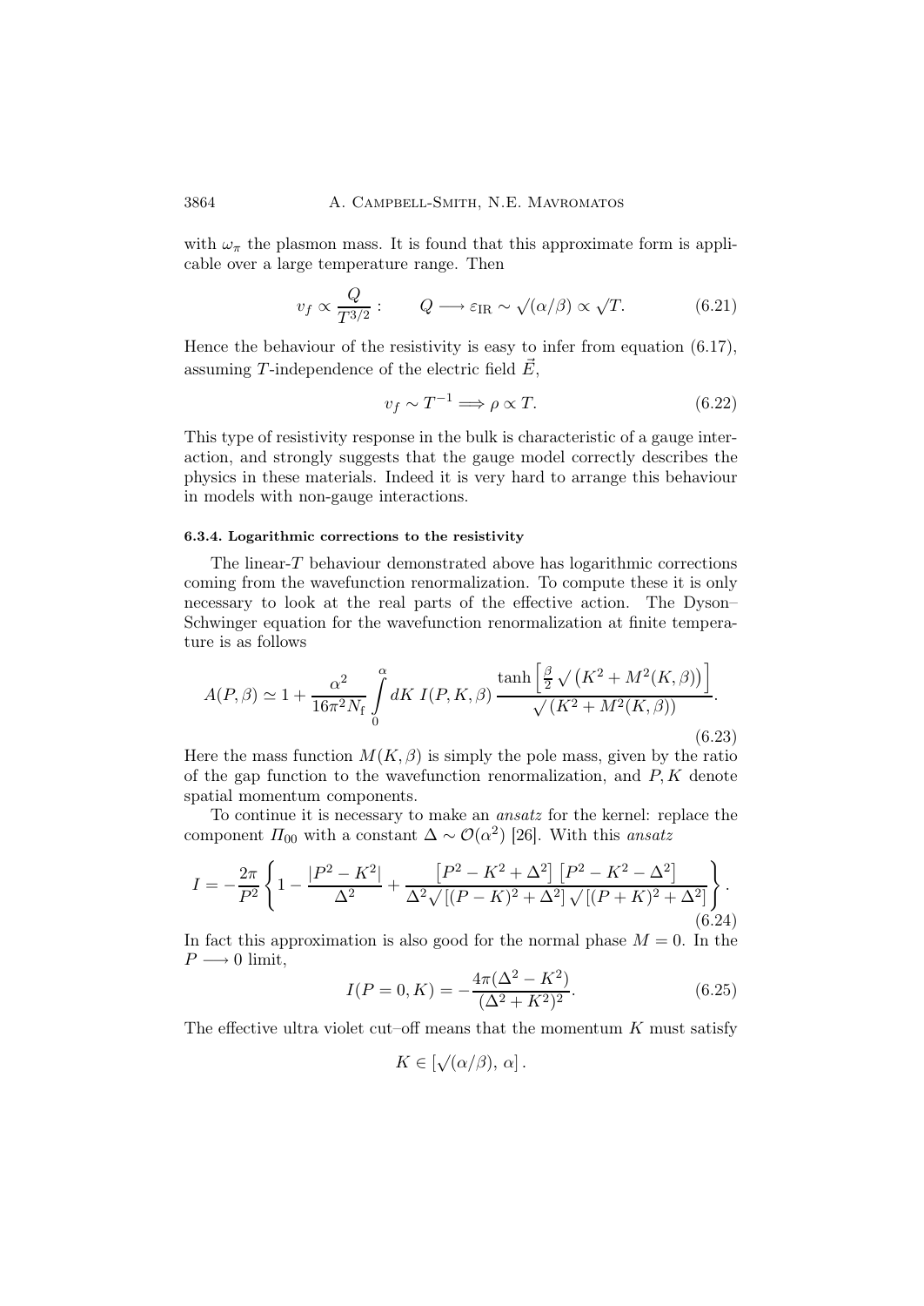with $\omega_\pi$ the plasmon mass. It is found that this approximate form is applicable over a large temperature range. Then

$$v_f \propto \frac{Q}{T^{3/2}}: \qquad Q \longrightarrow \varepsilon_{\rm IR} \sim \sqrt{(\alpha/\beta)} \propto \sqrt{T}. \tag{6.21}$$

Hence the behaviour of the resistivity is easy to infer from equation (6.17), assuming $T$-independence of the electric field $\vec{E}$,

$$v_f \sim T^{-1} \Longrightarrow \rho \propto T. \tag{6.22}$$

This type of resistivity response in the bulk is characteristic of a gauge interaction, and strongly suggests that the gauge model correctly describes the physics in these materials. Indeed it is very hard to arrange this behaviour in models with non-gauge interactions.

#### 6.3.4. Logarithmic corrections to the resistivity

The linear-$T$ behaviour demonstrated above has logarithmic corrections coming from the wavefunction renormalization. To compute these it is only necessary to look at the real parts of the effective action. The Dyson–Schwinger equation for the wavefunction renormalization at finite temperature is as follows

$$A(P,\beta) \simeq 1 + \frac{\alpha^2}{16\pi^2 N_{\rm f}} \int_0^\alpha dK\; I(P,K,\beta)\, \frac{\tanh\left[\frac{\beta}{2}\sqrt{\left(K^2+M^2(K,\beta)\right)}\right]}{\sqrt{(K^2+M^2(K,\beta))}}. \tag{6.23}$$

Here the mass function $M(K,\beta)$ is simply the pole mass, given by the ratio of the gap function to the wavefunction renormalization, and $P, K$ denote spatial momentum components.

To continue it is necessary to make an *ansatz* for the kernel: replace the component $\Pi_{00}$ with a constant $\Delta \sim \mathcal{O}(\alpha^2)$ [26]. With this *ansatz*

$$I = -\frac{2\pi}{P^2}\left\{1 - \frac{|P^2-K^2|}{\Delta^2} + \frac{\left[P^2-K^2+\Delta^2\right]\left[P^2-K^2-\Delta^2\right]}{\Delta^2\sqrt{[(P-K)^2+\Delta^2]}\sqrt{[(P+K)^2+\Delta^2]}}\right\}. \tag{6.24}$$

In fact this approximation is also good for the normal phase $M=0$. In the $P \longrightarrow 0$ limit,

$$I(P=0,K) = -\frac{4\pi(\Delta^2-K^2)}{(\Delta^2+K^2)^2}. \tag{6.25}$$

The effective ultra violet cut–off means that the momentum $K$ must satisfy

$$K \in \left[\sqrt{(\alpha/\beta)},\, \alpha\right].$$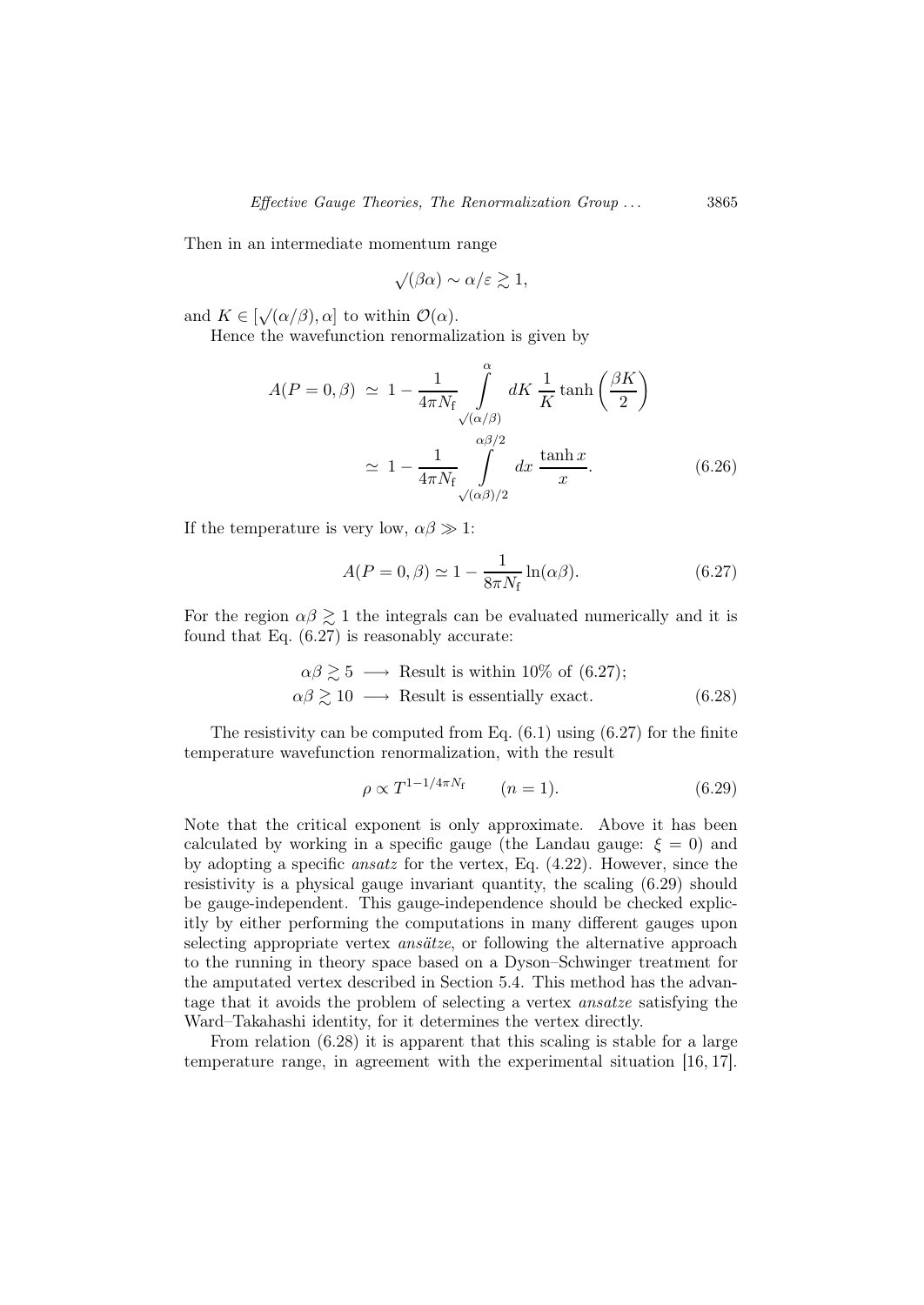Then in an intermediate momentum range

$$\sqrt{(\beta\alpha)} \sim \alpha/\varepsilon \gtrsim 1,$$

and $K \in [\sqrt{(\alpha/\beta)}, \alpha]$ to within $\mathcal{O}(\alpha)$.

Hence the wavefunction renormalization is given by

$$\begin{aligned} A(P=0,\beta) &\simeq 1 - \frac{1}{4\pi N_{\rm f}} \int\limits_{\sqrt{(\alpha/\beta)}}^{\alpha} dK \, \frac{1}{K} \tanh\left(\frac{\beta K}{2}\right) \\ &\simeq 1 - \frac{1}{4\pi N_{\rm f}} \int\limits_{\sqrt{(\alpha\beta)}/2}^{\alpha\beta/2} dx \, \frac{\tanh x}{x}. \end{aligned} \tag{6.26}$$

If the temperature is very low, $\alpha\beta \gg 1$:

$$A(P=0,\beta) \simeq 1 - \frac{1}{8\pi N_{\rm f}} \ln(\alpha\beta). \tag{6.27}$$

For the region $\alpha\beta \gtrsim 1$ the integrals can be evaluated numerically and it is found that Eq. (6.27) is reasonably accurate:

$$\begin{aligned} \alpha\beta \gtrsim 5 &\longrightarrow \text{ Result is within 10\% of (6.27);} \\ \alpha\beta \gtrsim 10 &\longrightarrow \text{ Result is essentially exact.} \end{aligned} \tag{6.28}$$

The resistivity can be computed from Eq. (6.1) using (6.27) for the finite temperature wavefunction renormalization, with the result

$$\rho \propto T^{1-1/4\pi N_{\rm f}} \qquad (n=1). \tag{6.29}$$

Note that the critical exponent is only approximate. Above it has been calculated by working in a specific gauge (the Landau gauge: $\xi = 0$) and by adopting a specific *ansatz* for the vertex, Eq. (4.22). However, since the resistivity is a physical gauge invariant quantity, the scaling (6.29) should be gauge-independent. This gauge-independence should be checked explicitly by either performing the computations in many different gauges upon selecting appropriate vertex *ansätze*, or following the alternative approach to the running in theory space based on a Dyson–Schwinger treatment for the amputated vertex described in Section 5.4. This method has the advantage that it avoids the problem of selecting a vertex *ansatze* satisfying the Ward–Takahashi identity, for it determines the vertex directly.

From relation (6.28) it is apparent that this scaling is stable for a large temperature range, in agreement with the experimental situation [16, 17].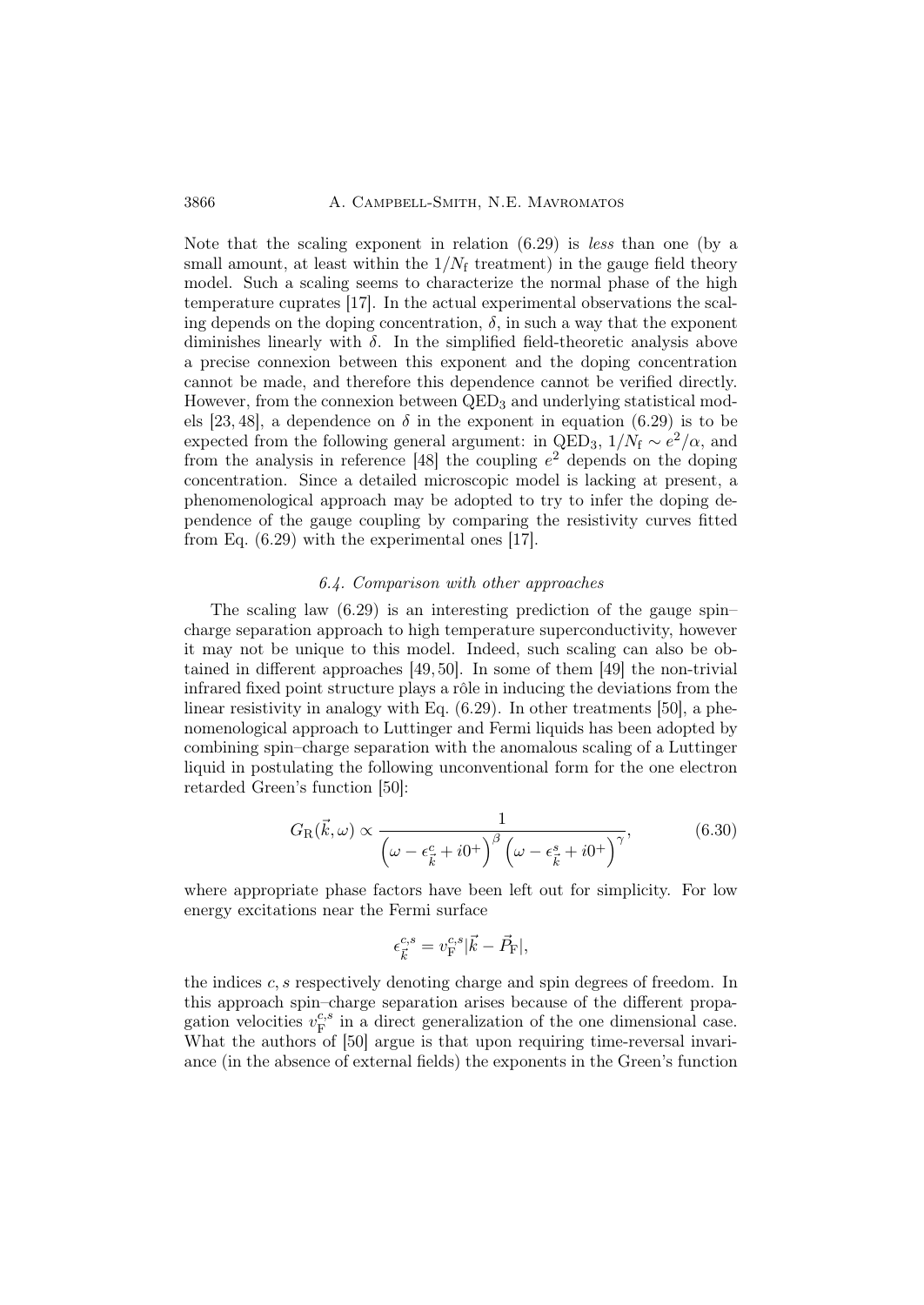Note that the scaling exponent in relation (6.29) is *less* than one (by a small amount, at least within the $1/N_{\rm f}$ treatment) in the gauge field theory model. Such a scaling seems to characterize the normal phase of the high temperature cuprates [17]. In the actual experimental observations the scaling depends on the doping concentration, $\delta$, in such a way that the exponent diminishes linearly with $\delta$. In the simplified field-theoretic analysis above a precise connexion between this exponent and the doping concentration cannot be made, and therefore this dependence cannot be verified directly. However, from the connexion between $\mathrm{QED}_3$ and underlying statistical models [23, 48], a dependence on $\delta$ in the exponent in equation (6.29) is to be expected from the following general argument: in $\mathrm{QED}_3$, $1/N_{\rm f} \sim e^2/\alpha$, and from the analysis in reference [48] the coupling $e^2$ depends on the doping concentration. Since a detailed microscopic model is lacking at present, a phenomenological approach may be adopted to try to infer the doping dependence of the gauge coupling by comparing the resistivity curves fitted from Eq. (6.29) with the experimental ones [17].

### *6.4. Comparison with other approaches*

The scaling law (6.29) is an interesting prediction of the gauge spin–charge separation approach to high temperature superconductivity, however it may not be unique to this model. Indeed, such scaling can also be obtained in different approaches [49, 50]. In some of them [49] the non-trivial infrared fixed point structure plays a rôle in inducing the deviations from the linear resistivity in analogy with Eq. (6.29). In other treatments [50], a phenomenological approach to Luttinger and Fermi liquids has been adopted by combining spin–charge separation with the anomalous scaling of a Luttinger liquid in postulating the following unconventional form for the one electron retarded Green's function [50]:

$$G_{\rm R}(\vec{k},\omega) \propto \frac{1}{\left(\omega - \epsilon^c_{\vec{k}} + i0^+\right)^{\beta}\left(\omega - \epsilon^s_{\vec{k}} + i0^+\right)^{\gamma}}, \tag{6.30}$$

where appropriate phase factors have been left out for simplicity. For low energy excitations near the Fermi surface

$$\epsilon^{c,s}_{\vec{k}} = v^{c,s}_{\rm F}|\vec{k} - \vec{P}_{\rm F}|,$$

the indices $c, s$ respectively denoting charge and spin degrees of freedom. In this approach spin–charge separation arises because of the different propagation velocities $v^{c,s}_{\rm F}$ in a direct generalization of the one dimensional case. What the authors of [50] argue is that upon requiring time-reversal invariance (in the absence of external fields) the exponents in the Green's function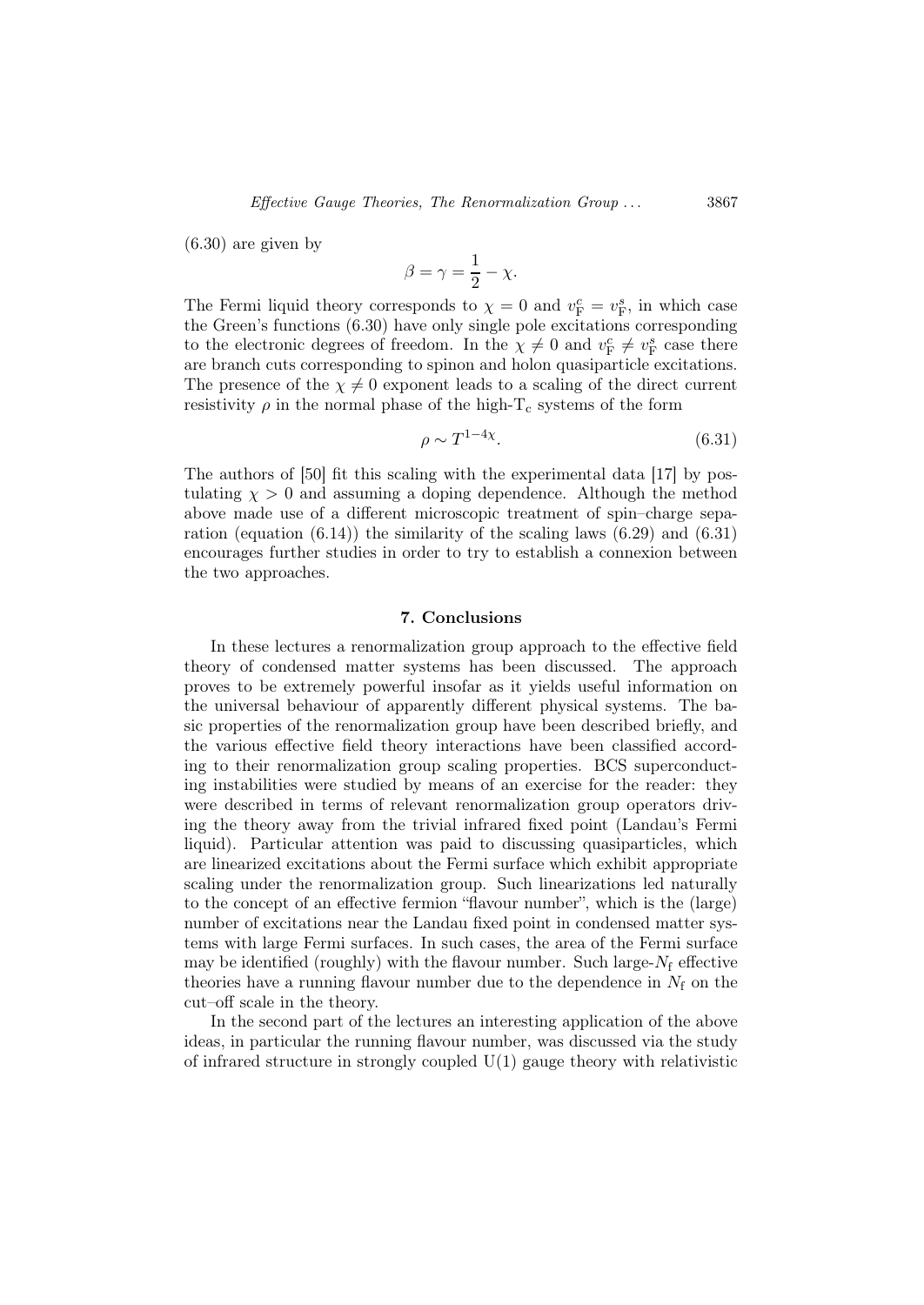(6.30) are given by

$$\beta = \gamma = \frac{1}{2} - \chi.$$

The Fermi liquid theory corresponds to $\chi = 0$ and $v_{\rm F}^c = v_{\rm F}^s$, in which case the Green's functions (6.30) have only single pole excitations corresponding to the electronic degrees of freedom. In the $\chi \neq 0$ and $v_{\rm F}^c \neq v_{\rm F}^s$ case there are branch cuts corresponding to spinon and holon quasiparticle excitations. The presence of the $\chi \neq 0$ exponent leads to a scaling of the direct current resistivity $\rho$ in the normal phase of the high-$\rm T_c$ systems of the form

$$\rho \sim T^{1-4\chi}. \tag{6.31}$$

The authors of [50] fit this scaling with the experimental data [17] by postulating $\chi > 0$ and assuming a doping dependence. Although the method above made use of a different microscopic treatment of spin–charge separation (equation (6.14)) the similarity of the scaling laws (6.29) and (6.31) encourages further studies in order to try to establish a connexion between the two approaches.

## 7. Conclusions

In these lectures a renormalization group approach to the effective field theory of condensed matter systems has been discussed. The approach proves to be extremely powerful insofar as it yields useful information on the universal behaviour of apparently different physical systems. The basic properties of the renormalization group have been described briefly, and the various effective field theory interactions have been classified according to their renormalization group scaling properties. BCS superconducting instabilities were studied by means of an exercise for the reader: they were described in terms of relevant renormalization group operators driving the theory away from the trivial infrared fixed point (Landau's Fermi liquid). Particular attention was paid to discussing quasiparticles, which are linearized excitations about the Fermi surface which exhibit appropriate scaling under the renormalization group. Such linearizations led naturally to the concept of an effective fermion "flavour number", which is the (large) number of excitations near the Landau fixed point in condensed matter systems with large Fermi surfaces. In such cases, the area of the Fermi surface may be identified (roughly) with the flavour number. Such large-$N_{\rm f}$ effective theories have a running flavour number due to the dependence in $N_{\rm f}$ on the cut–off scale in the theory.

In the second part of the lectures an interesting application of the above ideas, in particular the running flavour number, was discussed via the study of infrared structure in strongly coupled U(1) gauge theory with relativistic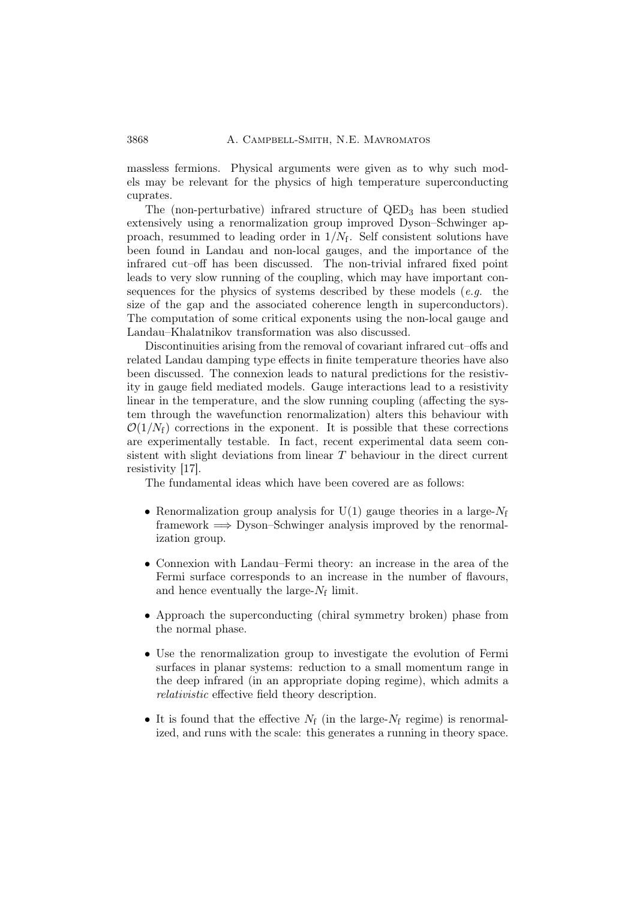massless fermions. Physical arguments were given as to why such models may be relevant for the physics of high temperature superconducting cuprates.

The (non-perturbative) infrared structure of $\mathrm{QED}_3$ has been studied extensively using a renormalization group improved Dyson–Schwinger approach, resummed to leading order in $1/N_\mathrm{f}$. Self consistent solutions have been found in Landau and non-local gauges, and the importance of the infrared cut–off has been discussed. The non-trivial infrared fixed point leads to very slow running of the coupling, which may have important consequences for the physics of systems described by these models (*e.g.* the size of the gap and the associated coherence length in superconductors). The computation of some critical exponents using the non-local gauge and Landau–Khalatnikov transformation was also discussed.

Discontinuities arising from the removal of covariant infrared cut–offs and related Landau damping type effects in finite temperature theories have also been discussed. The connexion leads to natural predictions for the resistivity in gauge field mediated models. Gauge interactions lead to a resistivity linear in the temperature, and the slow running coupling (affecting the system through the wavefunction renormalization) alters this behaviour with $\mathcal{O}(1/N_\mathrm{f})$ corrections in the exponent. It is possible that these corrections are experimentally testable. In fact, recent experimental data seem consistent with slight deviations from linear $T$ behaviour in the direct current resistivity [17].

The fundamental ideas which have been covered are as follows:

- Renormalization group analysis for U(1) gauge theories in a large-$N_\mathrm{f}$ framework $\Longrightarrow$ Dyson–Schwinger analysis improved by the renormalization group.
- Connexion with Landau–Fermi theory: an increase in the area of the Fermi surface corresponds to an increase in the number of flavours, and hence eventually the large-$N_\mathrm{f}$ limit.
- Approach the superconducting (chiral symmetry broken) phase from the normal phase.
- Use the renormalization group to investigate the evolution of Fermi surfaces in planar systems: reduction to a small momentum range in the deep infrared (in an appropriate doping regime), which admits a *relativistic* effective field theory description.
- It is found that the effective $N_\mathrm{f}$ (in the large-$N_\mathrm{f}$ regime) is renormalized, and runs with the scale: this generates a running in theory space.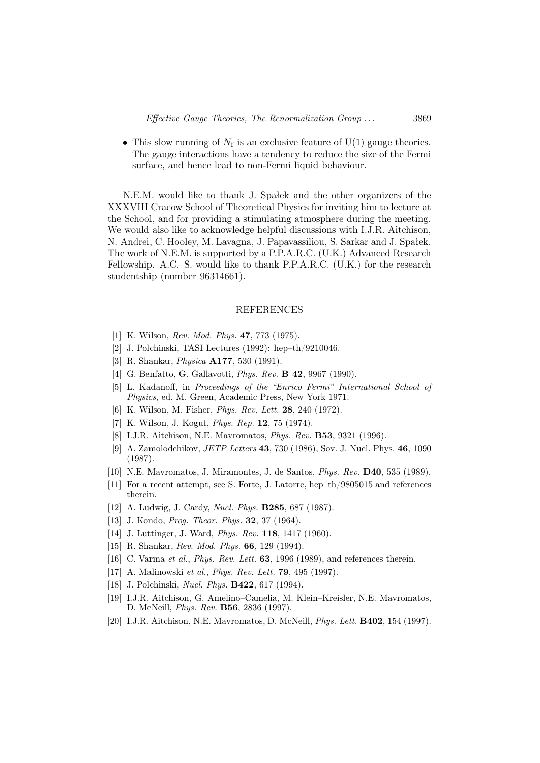- This slow running of $N_{\rm f}$ is an exclusive feature of U(1) gauge theories. The gauge interactions have a tendency to reduce the size of the Fermi surface, and hence lead to non-Fermi liquid behaviour.

N.E.M. would like to thank J. Spałek and the other organizers of the XXXVIII Cracow School of Theoretical Physics for inviting him to lecture at the School, and for providing a stimulating atmosphere during the meeting. We would also like to acknowledge helpful discussions with I.J.R. Aitchison, N. Andrei, C. Hooley, M. Lavagna, J. Papavassiliou, S. Sarkar and J. Spałek. The work of N.E.M. is supported by a P.P.A.R.C. (U.K.) Advanced Research Fellowship. A.C.–S. would like to thank P.P.A.R.C. (U.K.) for the research studentship (number 96314661).

## REFERENCES

[1] K. Wilson, *Rev. Mod. Phys.* **47**, 773 (1975).

[2] J. Polchinski, TASI Lectures (1992): hep–th/9210046.

[3] R. Shankar, *Physica* **A177**, 530 (1991).

[4] G. Benfatto, G. Gallavotti, *Phys. Rev.* **B 42**, 9967 (1990).

[5] L. Kadanoff, in *Proceedings of the "Enrico Fermi" International School of Physics*, ed. M. Green, Academic Press, New York 1971.

[6] K. Wilson, M. Fisher, *Phys. Rev. Lett.* **28**, 240 (1972).

[7] K. Wilson, J. Kogut, *Phys. Rep.* **12**, 75 (1974).

[8] I.J.R. Aitchison, N.E. Mavromatos, *Phys. Rev.* **B53**, 9321 (1996).

[9] A. Zamolodchikov, *JETP Letters* **43**, 730 (1986), Sov. J. Nucl. Phys. **46**, 1090 (1987).

[10] N.E. Mavromatos, J. Miramontes, J. de Santos, *Phys. Rev.* **D40**, 535 (1989).

[11] For a recent attempt, see S. Forte, J. Latorre, hep–th/9805015 and references therein.

[12] A. Ludwig, J. Cardy, *Nucl. Phys.* **B285**, 687 (1987).

[13] J. Kondo, *Prog. Theor. Phys.* **32**, 37 (1964).

[14] J. Luttinger, J. Ward, *Phys. Rev.* **118**, 1417 (1960).

[15] R. Shankar, *Rev. Mod. Phys.* **66**, 129 (1994).

[16] C. Varma *et al.*, *Phys. Rev. Lett.* **63**, 1996 (1989), and references therein.

[17] A. Malinowski *et al.*, *Phys. Rev. Lett.* **79**, 495 (1997).

[18] J. Polchinski, *Nucl. Phys.* **B422**, 617 (1994).

[19] I.J.R. Aitchison, G. Amelino–Camelia, M. Klein–Kreisler, N.E. Mavromatos, D. McNeill, *Phys. Rev.* **B56**, 2836 (1997).

[20] I.J.R. Aitchison, N.E. Mavromatos, D. McNeill, *Phys. Lett.* **B402**, 154 (1997).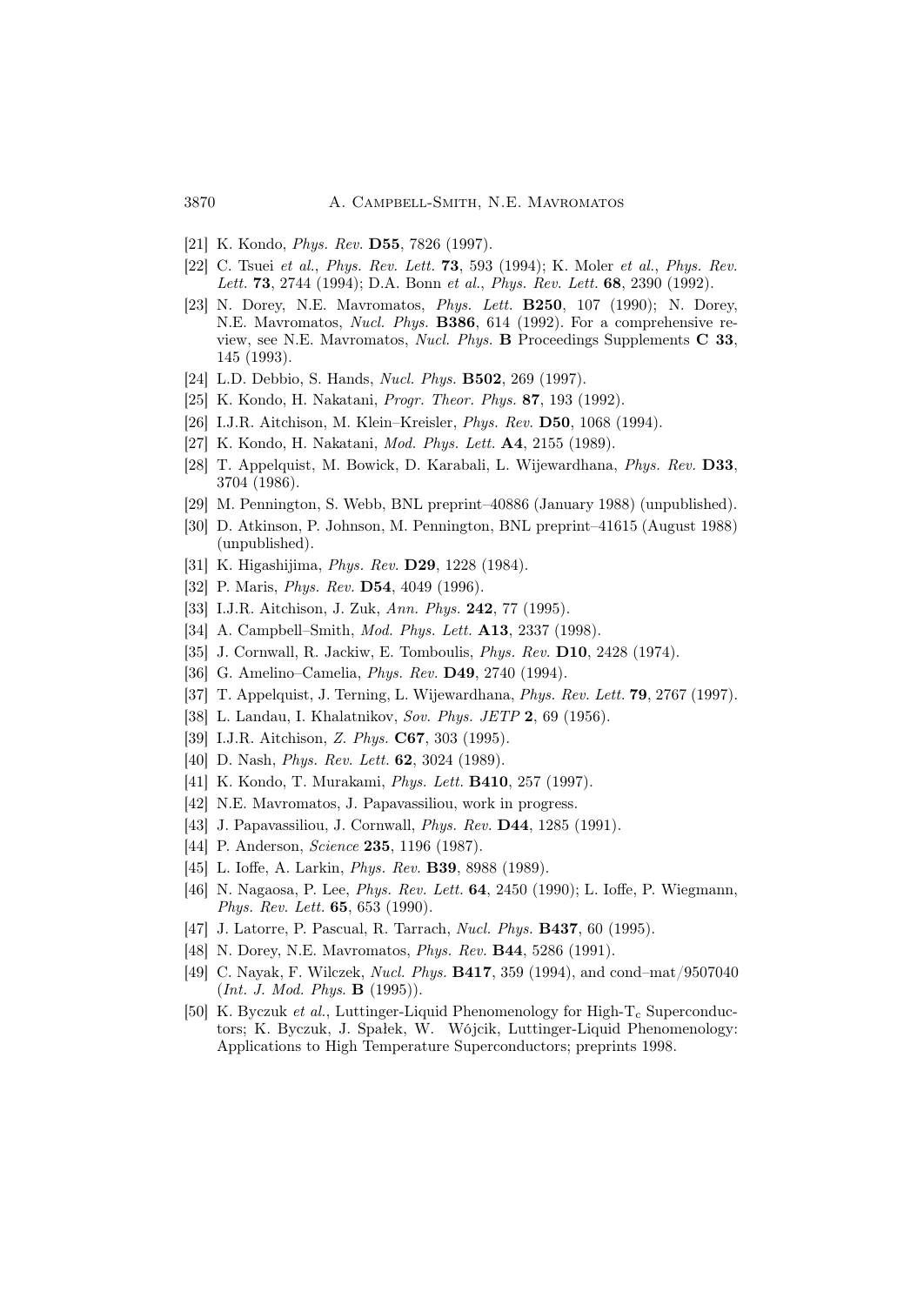[21] K. Kondo, *Phys. Rev.* **D55**, 7826 (1997).

[22] C. Tsuei *et al.*, *Phys. Rev. Lett.* **73**, 593 (1994); K. Moler *et al.*, *Phys. Rev. Lett.* **73**, 2744 (1994); D.A. Bonn *et al.*, *Phys. Rev. Lett.* **68**, 2390 (1992).

[23] N. Dorey, N.E. Mavromatos, *Phys. Lett.* **B250**, 107 (1990); N. Dorey, N.E. Mavromatos, *Nucl. Phys.* **B386**, 614 (1992). For a comprehensive review, see N.E. Mavromatos, *Nucl. Phys.* **B** Proceedings Supplements **C 33**, 145 (1993).

[24] L.D. Debbio, S. Hands, *Nucl. Phys.* **B502**, 269 (1997).

[25] K. Kondo, H. Nakatani, *Progr. Theor. Phys.* **87**, 193 (1992).

[26] I.J.R. Aitchison, M. Klein–Kreisler, *Phys. Rev.* **D50**, 1068 (1994).

[27] K. Kondo, H. Nakatani, *Mod. Phys. Lett.* **A4**, 2155 (1989).

[28] T. Appelquist, M. Bowick, D. Karabali, L. Wijewardhana, *Phys. Rev.* **D33**, 3704 (1986).

[29] M. Pennington, S. Webb, BNL preprint–40886 (January 1988) (unpublished).

[30] D. Atkinson, P. Johnson, M. Pennington, BNL preprint–41615 (August 1988) (unpublished).

[31] K. Higashijima, *Phys. Rev.* **D29**, 1228 (1984).

[32] P. Maris, *Phys. Rev.* **D54**, 4049 (1996).

[33] I.J.R. Aitchison, J. Zuk, *Ann. Phys.* **242**, 77 (1995).

[34] A. Campbell–Smith, *Mod. Phys. Lett.* **A13**, 2337 (1998).

[35] J. Cornwall, R. Jackiw, E. Tomboulis, *Phys. Rev.* **D10**, 2428 (1974).

[36] G. Amelino–Camelia, *Phys. Rev.* **D49**, 2740 (1994).

[37] T. Appelquist, J. Terning, L. Wijewardhana, *Phys. Rev. Lett.* **79**, 2767 (1997).

[38] L. Landau, I. Khalatnikov, *Sov. Phys. JETP* **2**, 69 (1956).

[39] I.J.R. Aitchison, *Z. Phys.* **C67**, 303 (1995).

[40] D. Nash, *Phys. Rev. Lett.* **62**, 3024 (1989).

[41] K. Kondo, T. Murakami, *Phys. Lett.* **B410**, 257 (1997).

[42] N.E. Mavromatos, J. Papavassiliou, work in progress.

[43] J. Papavassiliou, J. Cornwall, *Phys. Rev.* **D44**, 1285 (1991).

[44] P. Anderson, *Science* **235**, 1196 (1987).

[45] L. Ioffe, A. Larkin, *Phys. Rev.* **B39**, 8988 (1989).

[46] N. Nagaosa, P. Lee, *Phys. Rev. Lett.* **64**, 2450 (1990); L. Ioffe, P. Wiegmann, *Phys. Rev. Lett.* **65**, 653 (1990).

[47] J. Latorre, P. Pascual, R. Tarrach, *Nucl. Phys.* **B437**, 60 (1995).

[48] N. Dorey, N.E. Mavromatos, *Phys. Rev.* **B44**, 5286 (1991).

[49] C. Nayak, F. Wilczek, *Nucl. Phys.* **B417**, 359 (1994), and cond–mat/9507040 (*Int. J. Mod. Phys.* **B** (1995)).

[50] K. Byczuk *et al.*, Luttinger-Liquid Phenomenology for High-$T_c$ Superconductors; K. Byczuk, J. Spałek, W. Wójcik, Luttinger-Liquid Phenomenology: Applications to High Temperature Superconductors; preprints 1998.